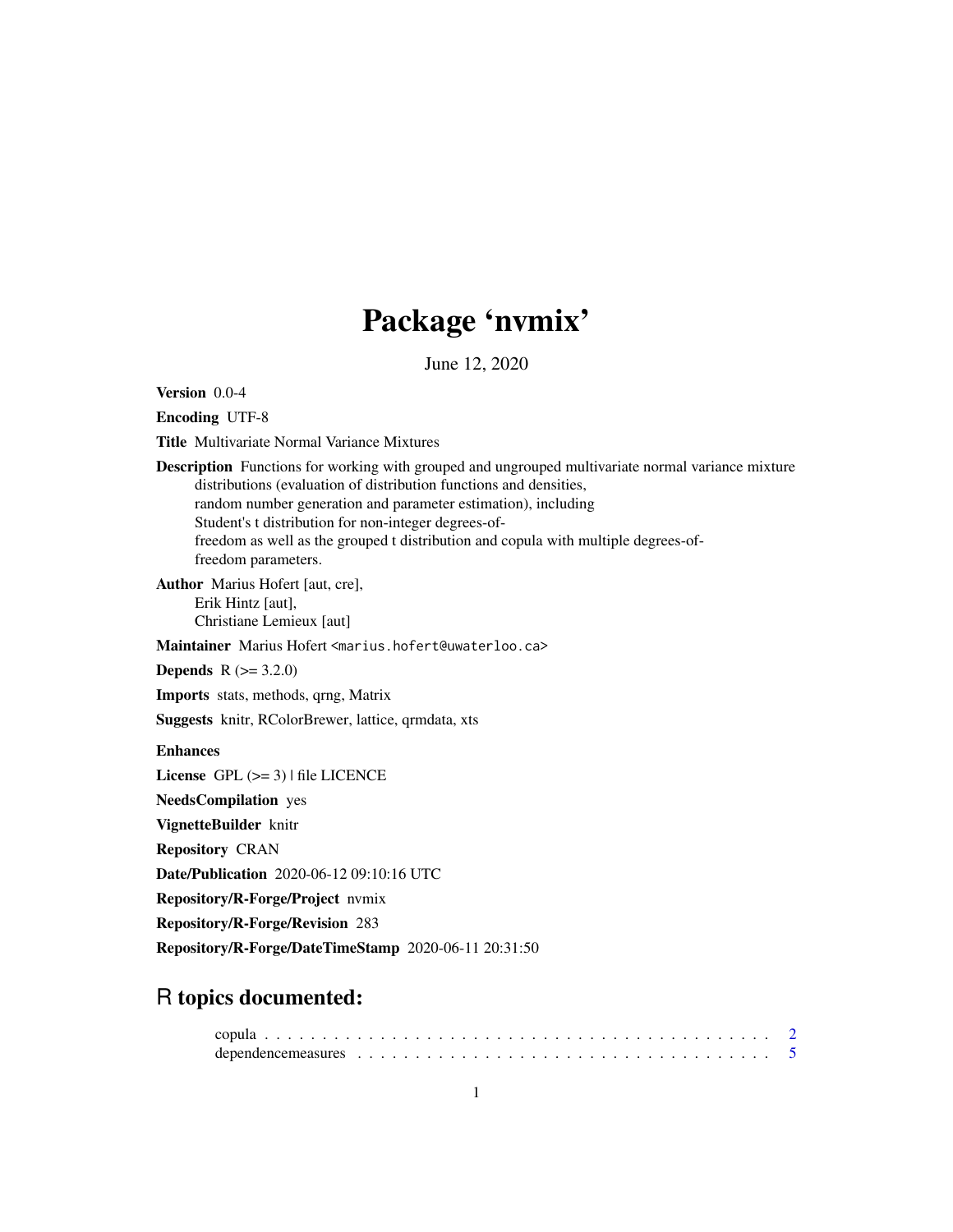# Package 'nvmix'

June 12, 2020

**Version** 0.0-4

**Encoding** UTF-8

**Title** Multivariate Normal Variance Mixtures

**Description** Functions for working with grouped and ungrouped multivariate normal variance mixture distributions (evaluation of distribution functions and densities, random number generation and parameter estimation), including Student's t distribution for non-integer degrees-of-freedom as well as the grouped t distribution and copula with multiple degrees-of-freedom parameters.

**Author** Marius Hofert [aut, cre], Erik Hintz [aut], Christiane Lemieux [aut]

**Maintainer** Marius Hofert <marius.hofert@uwaterloo.ca>

**Depends** R (>= 3.2.0)

**Imports** stats, methods, qrng, Matrix

**Suggests** knitr, RColorBrewer, lattice, qrmdata, xts

**Enhances**

**License** GPL (>= 3) | file LICENCE

**NeedsCompilation** yes

**VignetteBuilder** knitr

**Repository** CRAN

**Date/Publication** 2020-06-12 09:10:16 UTC

**Repository/R-Forge/Project** nvmix

**Repository/R-Forge/Revision** 283

**Repository/R-Forge/DateTimeStamp** 2020-06-11 20:31:50

## R topics documented:

copula . . . . . . . . . . . . . . . . . . . . . . . . . . . . . . . . . . . . . . . . . . . 2
dependencemeasures . . . . . . . . . . . . . . . . . . . . . . . . . . . . . . . . . . . 5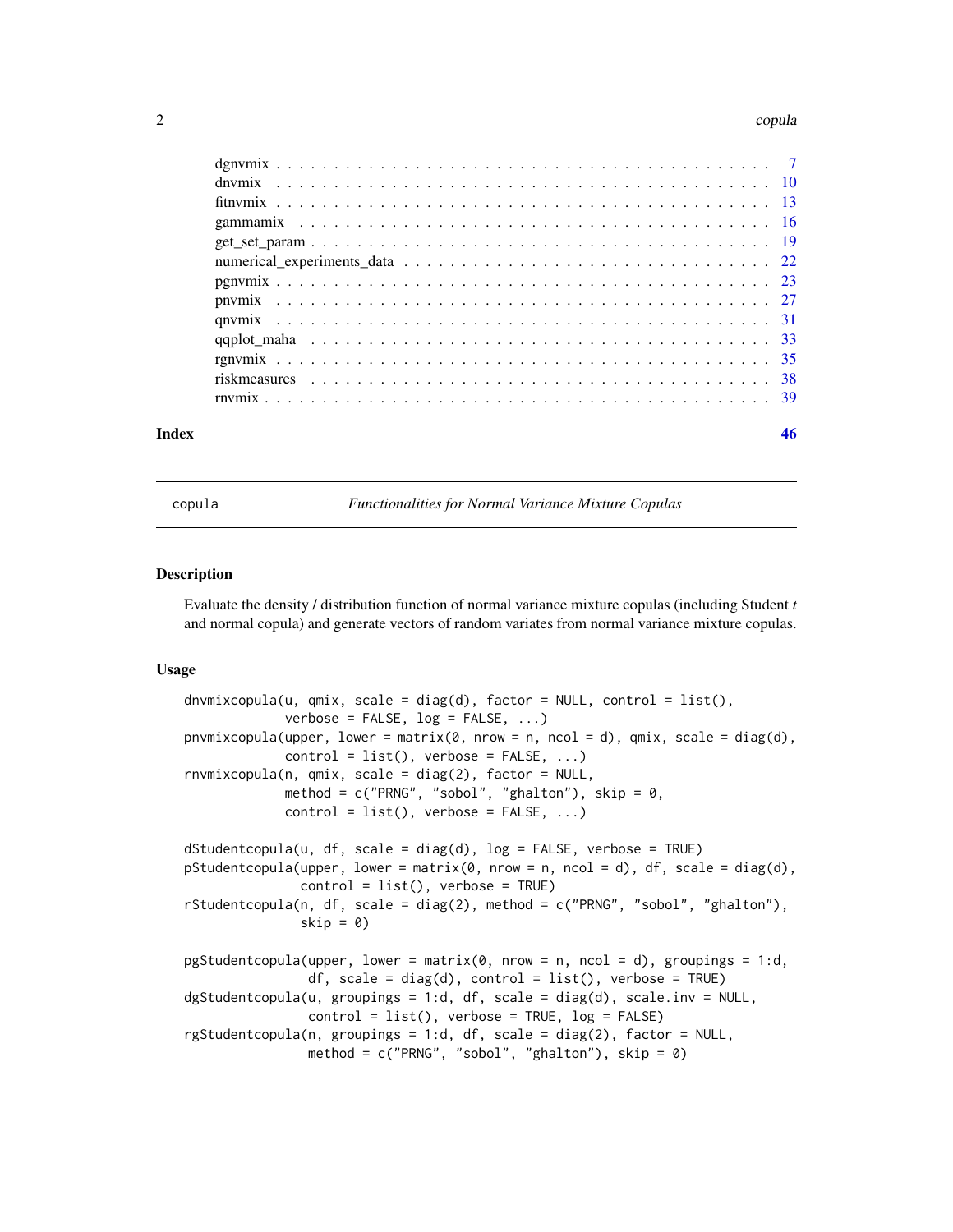dgnvmix . . . . . . . . . . . . . . . . . . . . . . . . . . . . . . . . . . . . . . . . . 7
dnvmix . . . . . . . . . . . . . . . . . . . . . . . . . . . . . . . . . . . . . . . . . 10
fitnvmix . . . . . . . . . . . . . . . . . . . . . . . . . . . . . . . . . . . . . . . . . 13
gammamix . . . . . . . . . . . . . . . . . . . . . . . . . . . . . . . . . . . . . . . . 16
get_set_param . . . . . . . . . . . . . . . . . . . . . . . . . . . . . . . . . . . . . . 19
numerical_experiments_data . . . . . . . . . . . . . . . . . . . . . . . . . . . . . . 22
pgnvmix . . . . . . . . . . . . . . . . . . . . . . . . . . . . . . . . . . . . . . . . . 23
pnvmix . . . . . . . . . . . . . . . . . . . . . . . . . . . . . . . . . . . . . . . . . 27
qnvmix . . . . . . . . . . . . . . . . . . . . . . . . . . . . . . . . . . . . . . . . . 31
qqplot_maha . . . . . . . . . . . . . . . . . . . . . . . . . . . . . . . . . . . . . . . 33
rgnvmix . . . . . . . . . . . . . . . . . . . . . . . . . . . . . . . . . . . . . . . . . 35
riskmeasures . . . . . . . . . . . . . . . . . . . . . . . . . . . . . . . . . . . . . . 38
rnvmix . . . . . . . . . . . . . . . . . . . . . . . . . . . . . . . . . . . . . . . . . 39

**Index** **46**

---

`copula` *Functionalities for Normal Variance Mixture Copulas*

---

## Description

Evaluate the density / distribution function of normal variance mixture copulas (including Student *t* and normal copula) and generate vectors of random variates from normal variance mixture copulas.

## Usage

```
dnvmixcopula(u, qmix, scale = diag(d), factor = NULL, control = list(),
             verbose = FALSE, log = FALSE, ...)
pnvmixcopula(upper, lower = matrix(0, nrow = n, ncol = d), qmix, scale = diag(d),
             control = list(), verbose = FALSE, ...)
rnvmixcopula(n, qmix, scale = diag(2), factor = NULL,
             method = c("PRNG", "sobol", "ghalton"), skip = 0,
             control = list(), verbose = FALSE, ...)

dStudentcopula(u, df, scale = diag(d), log = FALSE, verbose = TRUE)
pStudentcopula(upper, lower = matrix(0, nrow = n, ncol = d), df, scale = diag(d),
               control = list(), verbose = TRUE)
rStudentcopula(n, df, scale = diag(2), method = c("PRNG", "sobol", "ghalton"),
               skip = 0)

pgStudentcopula(upper, lower = matrix(0, nrow = n, ncol = d), groupings = 1:d,
                df, scale = diag(d), control = list(), verbose = TRUE)
dgStudentcopula(u, groupings = 1:d, df, scale = diag(d), scale.inv = NULL,
                control = list(), verbose = TRUE, log = FALSE)
rgStudentcopula(n, groupings = 1:d, df, scale = diag(2), factor = NULL,
                method = c("PRNG", "sobol", "ghalton"), skip = 0)
```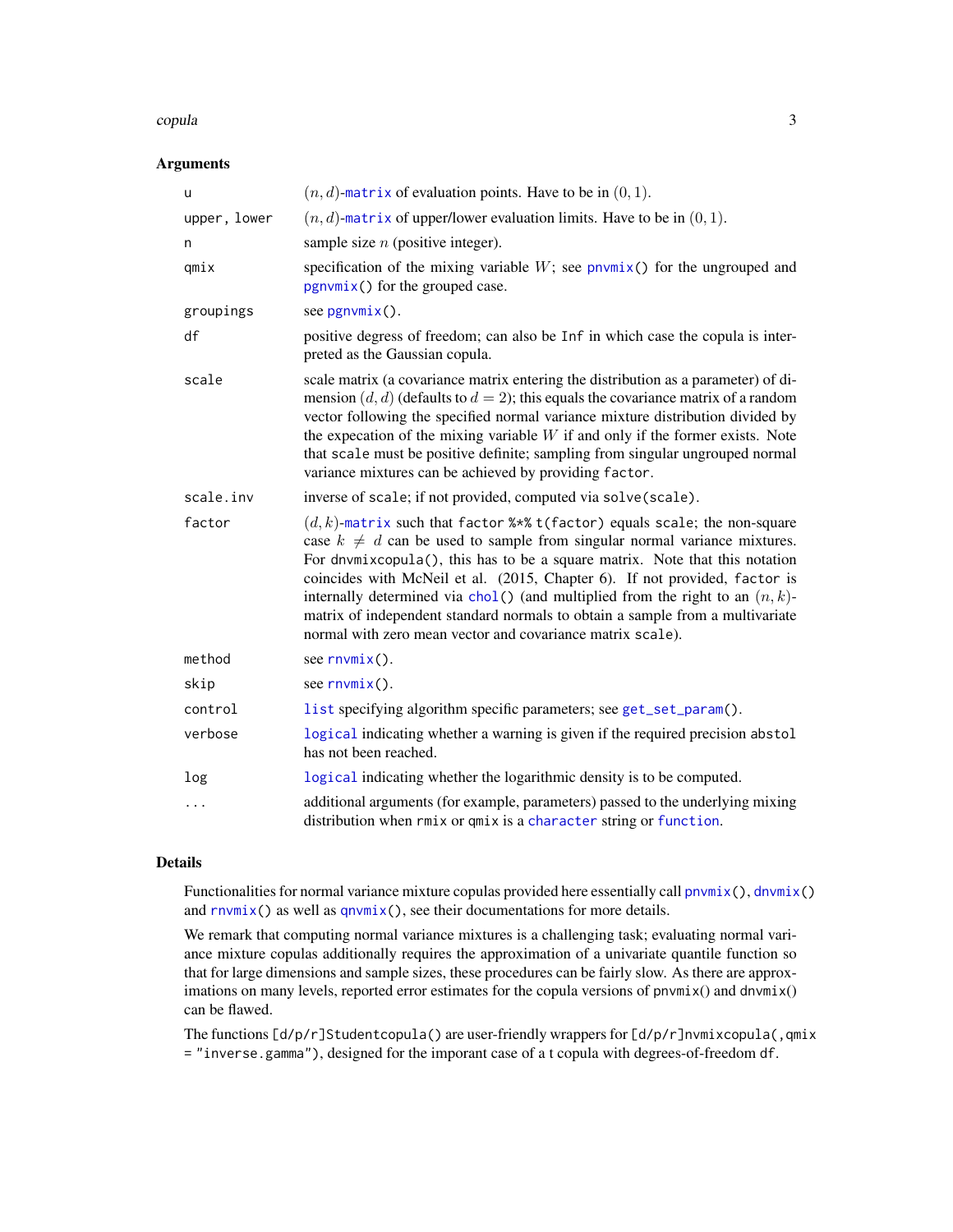### Arguments

| | |
|---|---|
| `u` | $(n, d)$-`matrix` of evaluation points. Have to be in $(0, 1)$. |
| `upper, lower` | $(n, d)$-`matrix` of upper/lower evaluation limits. Have to be in $(0, 1)$. |
| `n` | sample size $n$ (positive integer). |
| `qmix` | specification of the mixing variable $W$; see `pnvmix()` for the ungrouped and `pgnvmix()` for the grouped case. |
| `groupings` | see `pgnvmix()`. |
| `df` | positive degress of freedom; can also be `Inf` in which case the copula is interpreted as the Gaussian copula. |
| `scale` | scale matrix (a covariance matrix entering the distribution as a parameter) of dimension $(d, d)$ (defaults to $d = 2$); this equals the covariance matrix of a random vector following the specified normal variance mixture distribution divided by the expecation of the mixing variable $W$ if and only if the former exists. Note that `scale` must be positive definite; sampling from singular ungrouped normal variance mixtures can be achieved by providing `factor`. |
| `scale.inv` | inverse of `scale`; if not provided, computed via `solve(scale)`. |
| `factor` | $(d, k)$-`matrix` such that `factor %*% t(factor)` equals `scale`; the non-square case $k \neq d$ can be used to sample from singular normal variance mixtures. For `dnvmixcopula()`, this has to be a square matrix. Note that this notation coincides with McNeil et al. (2015, Chapter 6). If not provided, `factor` is internally determined via `chol()` (and multiplied from the right to an $(n, k)$-matrix of independent standard normals to obtain a sample from a multivariate normal with zero mean vector and covariance matrix `scale`). |
| `method` | see `rnvmix()`. |
| `skip` | see `rnvmix()`. |
| `control` | `list` specifying algorithm specific parameters; see `get_set_param()`. |
| `verbose` | `logical` indicating whether a warning is given if the required precision `abstol` has not been reached. |
| `log` | `logical` indicating whether the logarithmic density is to be computed. |
| `...` | additional arguments (for example, parameters) passed to the underlying mixing distribution when `rmix` or `qmix` is a `character` string or `function`. |

### Details

Functionalities for normal variance mixture copulas provided here essentially call `pnvmix()`, `dnvmix()` and `rnvmix()` as well as `qnvmix()`, see their documentations for more details.

We remark that computing normal variance mixtures is a challenging task; evaluating normal variance mixture copulas additionally requires the approximation of a univariate quantile function so that for large dimensions and sample sizes, these procedures can be fairly slow. As there are approximations on many levels, reported error estimates for the copula versions of pnvmix() and dnvmix() can be flawed.

The functions `[d/p/r]Studentcopula()` are user-friendly wrappers for `[d/p/r]nvmixcopula(,qmix = "inverse.gamma")`, designed for the imporant case of a t copula with degrees-of-freedom `df`.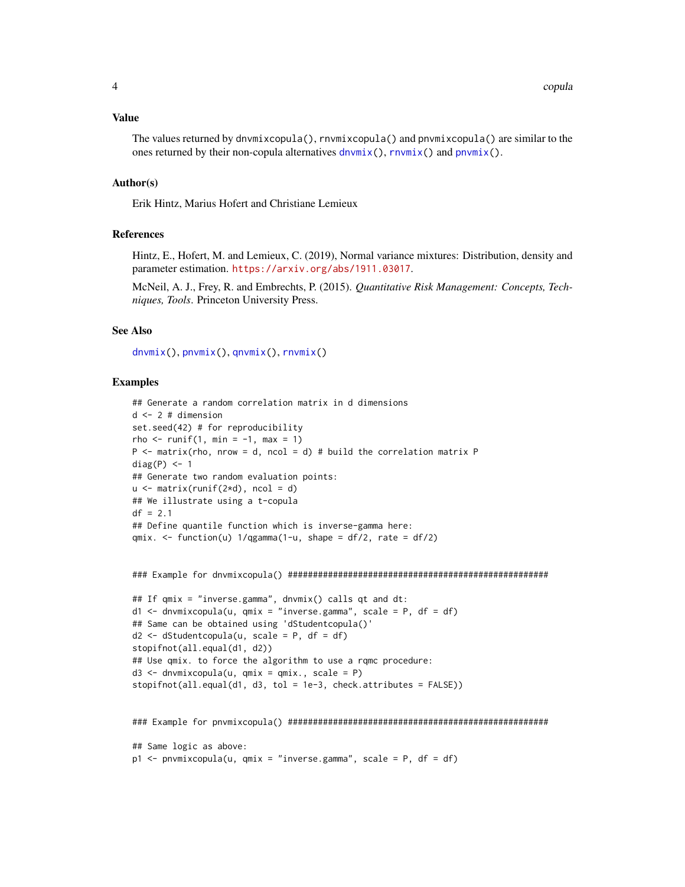## Value

The values returned by `dnvmixcopula()`, `rnvmixcopula()` and `pnvmixcopula()` are similar to the ones returned by their non-copula alternatives `dnvmix()`, `rnvmix()` and `pnvmix()`.

## Author(s)

Erik Hintz, Marius Hofert and Christiane Lemieux

## References

Hintz, E., Hofert, M. and Lemieux, C. (2019), Normal variance mixtures: Distribution, density and parameter estimation. https://arxiv.org/abs/1911.03017.

McNeil, A. J., Frey, R. and Embrechts, P. (2015). *Quantitative Risk Management: Concepts, Techniques, Tools*. Princeton University Press.

## See Also

`dnvmix()`, `pnvmix()`, `qnvmix()`, `rnvmix()`

## Examples

```
## Generate a random correlation matrix in d dimensions
d <- 2 # dimension
set.seed(42) # for reproducibility
rho <- runif(1, min = -1, max = 1)
P <- matrix(rho, nrow = d, ncol = d) # build the correlation matrix P
diag(P) <- 1
## Generate two random evaluation points:
u <- matrix(runif(2*d), ncol = d)
## We illustrate using a t-copula
df = 2.1
## Define quantile function which is inverse-gamma here:
qmix. <- function(u) 1/qgamma(1-u, shape = df/2, rate = df/2)


### Example for dnvmixcopula() ####################################################

## If qmix = "inverse.gamma", dnvmix() calls qt and dt:
d1 <- dnvmixcopula(u, qmix = "inverse.gamma", scale = P, df = df)
## Same can be obtained using 'dStudentcopula()'
d2 <- dStudentcopula(u, scale = P, df = df)
stopifnot(all.equal(d1, d2))
## Use qmix. to force the algorithm to use a rqmc procedure:
d3 <- dnvmixcopula(u, qmix = qmix., scale = P)
stopifnot(all.equal(d1, d3, tol = 1e-3, check.attributes = FALSE))


### Example for pnvmixcopula() ####################################################

## Same logic as above:
p1 <- pnvmixcopula(u, qmix = "inverse.gamma", scale = P, df = df)
```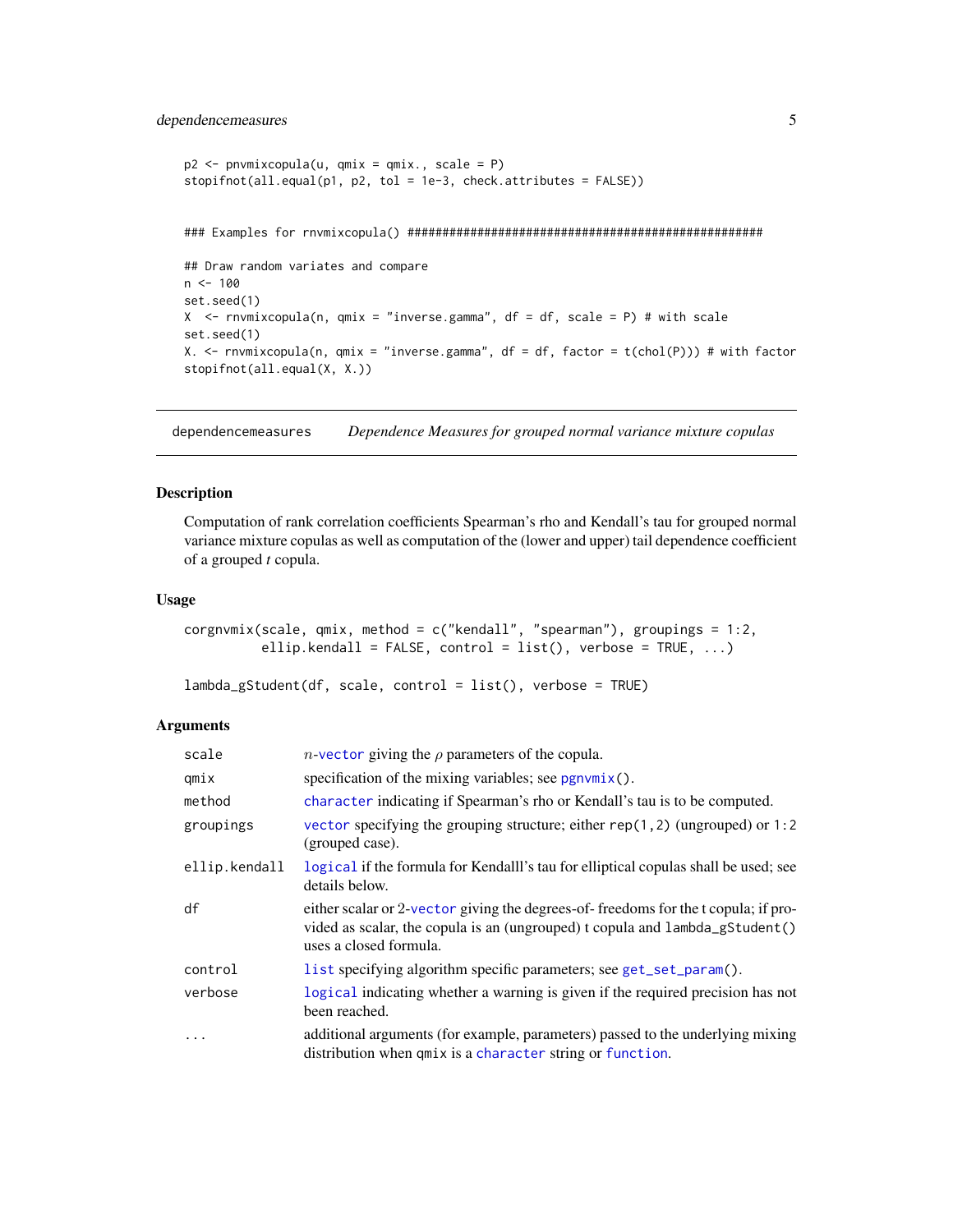```
p2 <- pnvmixcopula(u, qmix = qmix., scale = P)
stopifnot(all.equal(p1, p2, tol = 1e-3, check.attributes = FALSE))


### Examples for rnvmixcopula() ####################################################

## Draw random variates and compare
n <- 100
set.seed(1)
X  <- rnvmixcopula(n, qmix = "inverse.gamma", df = df, scale = P) # with scale
set.seed(1)
X. <- rnvmixcopula(n, qmix = "inverse.gamma", df = df, factor = t(chol(P))) # with factor
stopifnot(all.equal(X, X.))
```

---

`dependencemeasures` *Dependence Measures for grouped normal variance mixture copulas*

---

## Description

Computation of rank correlation coefficients Spearman's rho and Kendall's tau for grouped normal variance mixture copulas as well as computation of the (lower and upper) tail dependence coefficient of a grouped *t* copula.

## Usage

```
corgnvmix(scale, qmix, method = c("kendall", "spearman"), groupings = 1:2,
          ellip.kendall = FALSE, control = list(), verbose = TRUE, ...)

lambda_gStudent(df, scale, control = list(), verbose = TRUE)
```

## Arguments

| | |
|---|---|
| `scale` | $n$-vector giving the $\rho$ parameters of the copula. |
| `qmix` | specification of the mixing variables; see `pgnvmix()`. |
| `method` | `character` indicating if Spearman's rho or Kendall's tau is to be computed. |
| `groupings` | `vector` specifying the grouping structure; either `rep(1,2)` (ungrouped) or `1:2` (grouped case). |
| `ellip.kendall` | `logical` if the formula for Kendalll's tau for elliptical copulas shall be used; see details below. |
| `df` | either scalar or 2-`vector` giving the degrees-of- freedoms for the t copula; if provided as scalar, the copula is an (ungrouped) t copula and `lambda_gStudent()` uses a closed formula. |
| `control` | `list` specifying algorithm specific parameters; see `get_set_param()`. |
| `verbose` | `logical` indicating whether a warning is given if the required precision has not been reached. |
| `...` | additional arguments (for example, parameters) passed to the underlying mixing distribution when `qmix` is a `character` string or `function`. |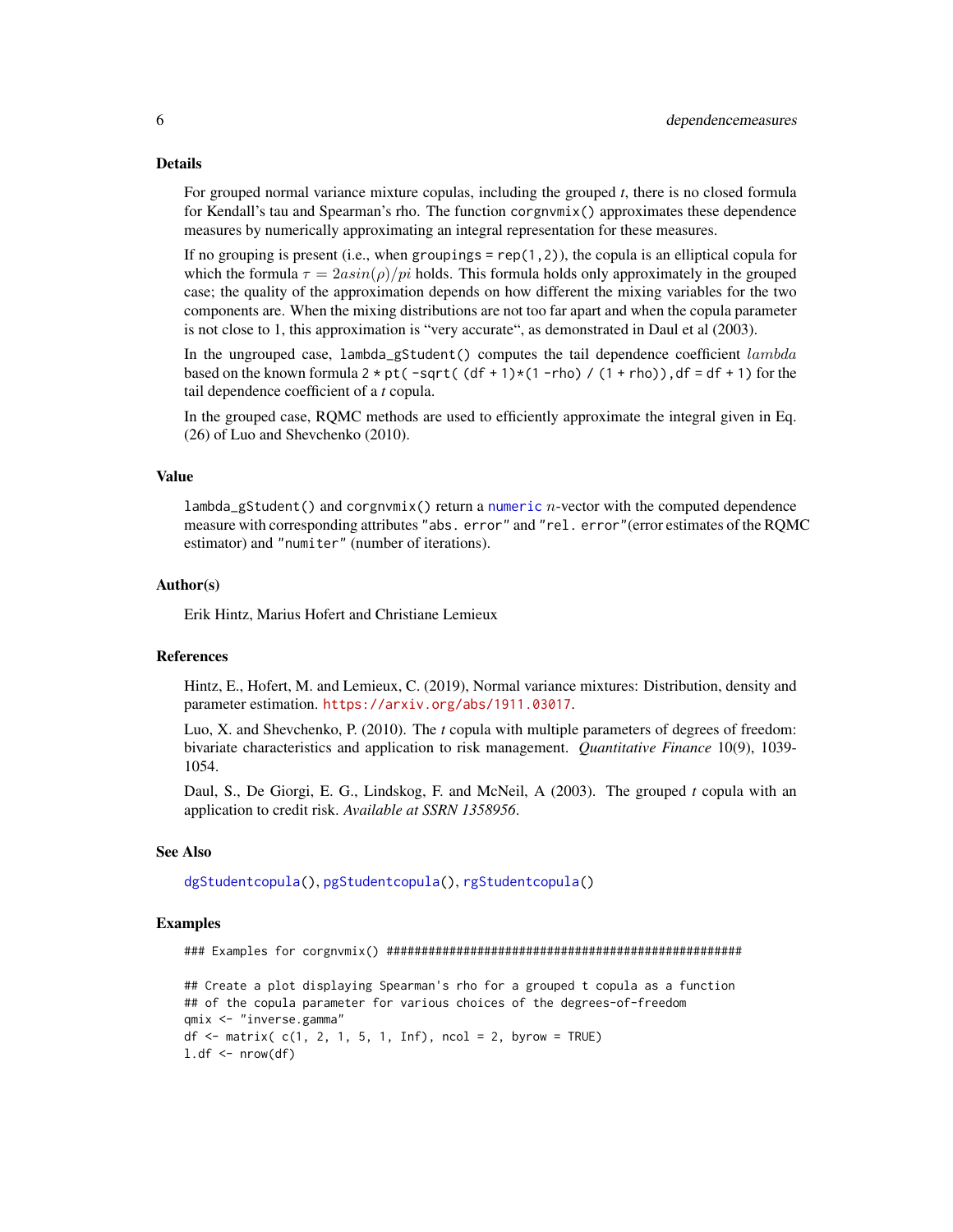## Details

For grouped normal variance mixture copulas, including the grouped *t*, there is no closed formula for Kendall's tau and Spearman's rho. The function `corgnvmix()` approximates these dependence measures by numerically approximating an integral representation for these measures.

If no grouping is present (i.e., when `groupings = rep(1,2)`), the copula is an elliptical copula for which the formula $\tau = 2asin(\rho)/pi$ holds. This formula holds only approximately in the grouped case; the quality of the approximation depends on how different the mixing variables for the two components are. When the mixing distributions are not too far apart and when the copula parameter is not close to 1, this approximation is "very accurate", as demonstrated in Daul et al (2003).

In the ungrouped case, `lambda_gStudent()` computes the tail dependence coefficient $lambda$ based on the known formula `2 * pt( -sqrt( (df + 1)*(1 -rho) / (1 + rho)), df = df + 1)` for the tail dependence coefficient of a *t* copula.

In the grouped case, RQMC methods are used to efficiently approximate the integral given in Eq. (26) of Luo and Shevchenko (2010).

## Value

`lambda_gStudent()` and `corgnvmix()` return a `numeric` $n$-vector with the computed dependence measure with corresponding attributes `"abs. error"` and `"rel. error"`(error estimates of the RQMC estimator) and `"numiter"` (number of iterations).

## Author(s)

Erik Hintz, Marius Hofert and Christiane Lemieux

## References

Hintz, E., Hofert, M. and Lemieux, C. (2019), Normal variance mixtures: Distribution, density and parameter estimation. https://arxiv.org/abs/1911.03017.

Luo, X. and Shevchenko, P. (2010). The *t* copula with multiple parameters of degrees of freedom: bivariate characteristics and application to risk management. *Quantitative Finance* 10(9), 1039-1054.

Daul, S., De Giorgi, E. G., Lindskog, F. and McNeil, A (2003). The grouped *t* copula with an application to credit risk. *Available at SSRN 1358956*.

## See Also

`dgStudentcopula()`, `pgStudentcopula()`, `rgStudentcopula()`

## Examples

```
### Examples for corgnvmix() ###################################################

## Create a plot displaying Spearman's rho for a grouped t copula as a function
## of the copula parameter for various choices of the degrees-of-freedom
qmix <- "inverse.gamma"
df <- matrix( c(1, 2, 1, 5, 1, Inf), ncol = 2, byrow = TRUE)
l.df <- nrow(df)
```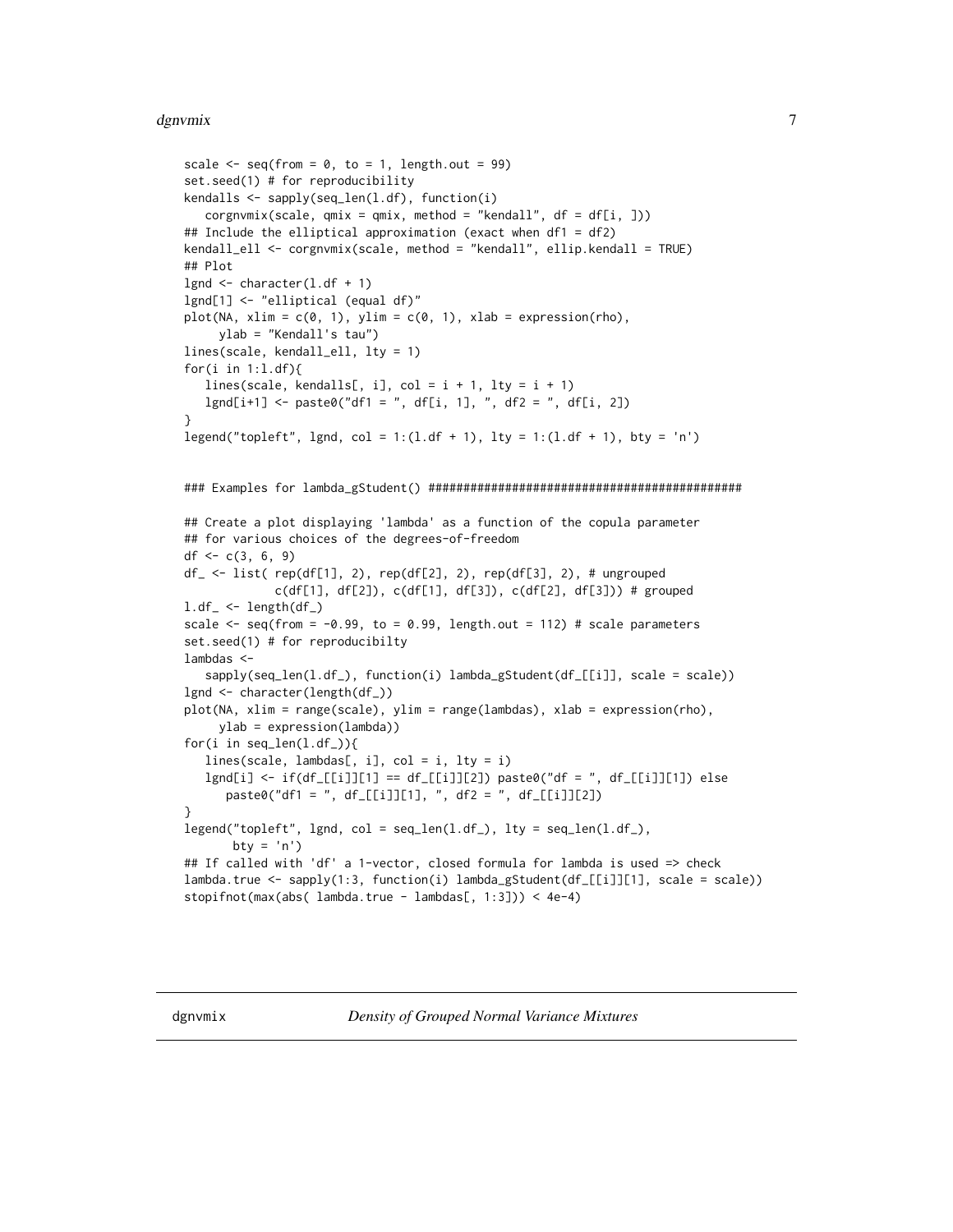```
scale <- seq(from = 0, to = 1, length.out = 99)
set.seed(1) # for reproducibility
kendalls <- sapply(seq_len(l.df), function(i)
   corgnvmix(scale, qmix = qmix, method = "kendall", df = df[i, ]))
## Include the elliptical approximation (exact when df1 = df2)
kendall_ell <- corgnvmix(scale, method = "kendall", ellip.kendall = TRUE)
## Plot
lgnd <- character(l.df + 1)
lgnd[1] <- "elliptical (equal df)"
plot(NA, xlim = c(0, 1), ylim = c(0, 1), xlab = expression(rho),
     ylab = "Kendall's tau")
lines(scale, kendall_ell, lty = 1)
for(i in 1:l.df){
   lines(scale, kendalls[, i], col = i + 1, lty = i + 1)
   lgnd[i+1] <- paste0("df1 = ", df[i, 1], ", df2 = ", df[i, 2])
}
legend("topleft", lgnd, col = 1:(l.df + 1), lty = 1:(l.df + 1), bty = 'n')


### Examples for lambda_gStudent() ############################################

## Create a plot displaying 'lambda' as a function of the copula parameter
## for various choices of the degrees-of-freedom
df <- c(3, 6, 9)
df_ <- list( rep(df[1], 2), rep(df[2], 2), rep(df[3], 2), # ungrouped
            c(df[1], df[2]), c(df[1], df[3]), c(df[2], df[3])) # grouped
l.df_ <- length(df_)
scale <- seq(from = -0.99, to = 0.99, length.out = 112) # scale parameters
set.seed(1) # for reproducibilty
lambdas <-
   sapply(seq_len(l.df_), function(i) lambda_gStudent(df_[[i]], scale = scale))
lgnd <- character(length(df_))
plot(NA, xlim = range(scale), ylim = range(lambdas), xlab = expression(rho),
     ylab = expression(lambda))
for(i in seq_len(l.df_)){
   lines(scale, lambdas[, i], col = i, lty = i)
   lgnd[i] <- if(df_[[i]][1] == df_[[i]][2]) paste0("df = ", df_[[i]][1]) else
      paste0("df1 = ", df_[[i]][1], ", df2 = ", df_[[i]][2])
}
legend("topleft", lgnd, col = seq_len(l.df_), lty = seq_len(l.df_),
       bty = 'n')
## If called with 'df' a 1-vector, closed formula for lambda is used => check
lambda.true <- sapply(1:3, function(i) lambda_gStudent(df_[[i]][1], scale = scale))
stopifnot(max(abs( lambda.true - lambdas[, 1:3])) < 4e-4)
```

---

**dgnvmix** *Density of Grouped Normal Variance Mixtures*

---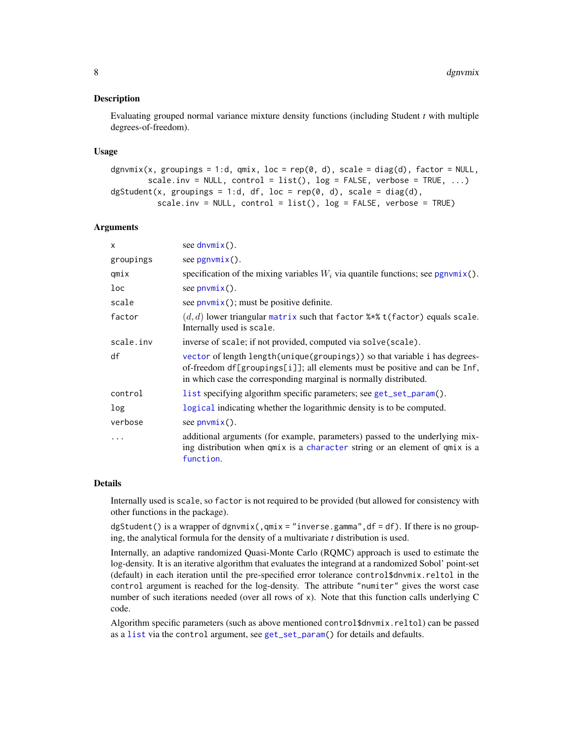### Description

Evaluating grouped normal variance mixture density functions (including Student *t* with multiple degrees-of-freedom).

### Usage

```
dgnvmix(x, groupings = 1:d, qmix, loc = rep(0, d), scale = diag(d), factor = NULL,
        scale.inv = NULL, control = list(), log = FALSE, verbose = TRUE, ...)
dgStudent(x, groupings = 1:d, df, loc = rep(0, d), scale = diag(d),
          scale.inv = NULL, control = list(), log = FALSE, verbose = TRUE)
```

### Arguments

| | |
|---|---|
| `x` | see `dnvmix()`. |
| `groupings` | see `pgnvmix()`. |
| `qmix` | specification of the mixing variables $W_i$ via quantile functions; see `pgnvmix()`. |
| `loc` | see `pnvmix()`. |
| `scale` | see `pnvmix()`; must be positive definite. |
| `factor` | $(d, d)$ lower triangular `matrix` such that `factor %*% t(factor)` equals `scale`. Internally used is `scale`. |
| `scale.inv` | inverse of `scale`; if not provided, computed via `solve(scale)`. |
| `df` | `vector` of length `length(unique(groupings))` so that variable `i` has degrees-of-freedom `df[groupings[i]]`; all elements must be positive and can be `Inf`, in which case the corresponding marginal is normally distributed. |
| `control` | `list` specifying algorithm specific parameters; see `get_set_param()`. |
| `log` | `logical` indicating whether the logarithmic density is to be computed. |
| `verbose` | see `pnvmix()`. |
| `...` | additional arguments (for example, parameters) passed to the underlying mixing distribution when `qmix` is a `character` string or an element of `qmix` is a `function`. |

### Details

Internally used is `scale`, so `factor` is not required to be provided (but allowed for consistency with other functions in the package).

`dgStudent()` is a wrapper of `dgnvmix(, qmix = "inverse.gamma", df = df)`. If there is no grouping, the analytical formula for the density of a multivariate *t* distribution is used.

Internally, an adaptive randomized Quasi-Monte Carlo (RQMC) approach is used to estimate the log-density. It is an iterative algorithm that evaluates the integrand at a randomized Sobol' point-set (default) in each iteration until the pre-specified error tolerance `control$dnvmix.reltol` in the `control` argument is reached for the log-density. The attribute `"numiter"` gives the worst case number of such iterations needed (over all rows of `x`). Note that this function calls underlying C code.

Algorithm specific parameters (such as above mentioned `control$dnvmix.reltol`) can be passed as a `list` via the `control` argument, see `get_set_param()` for details and defaults.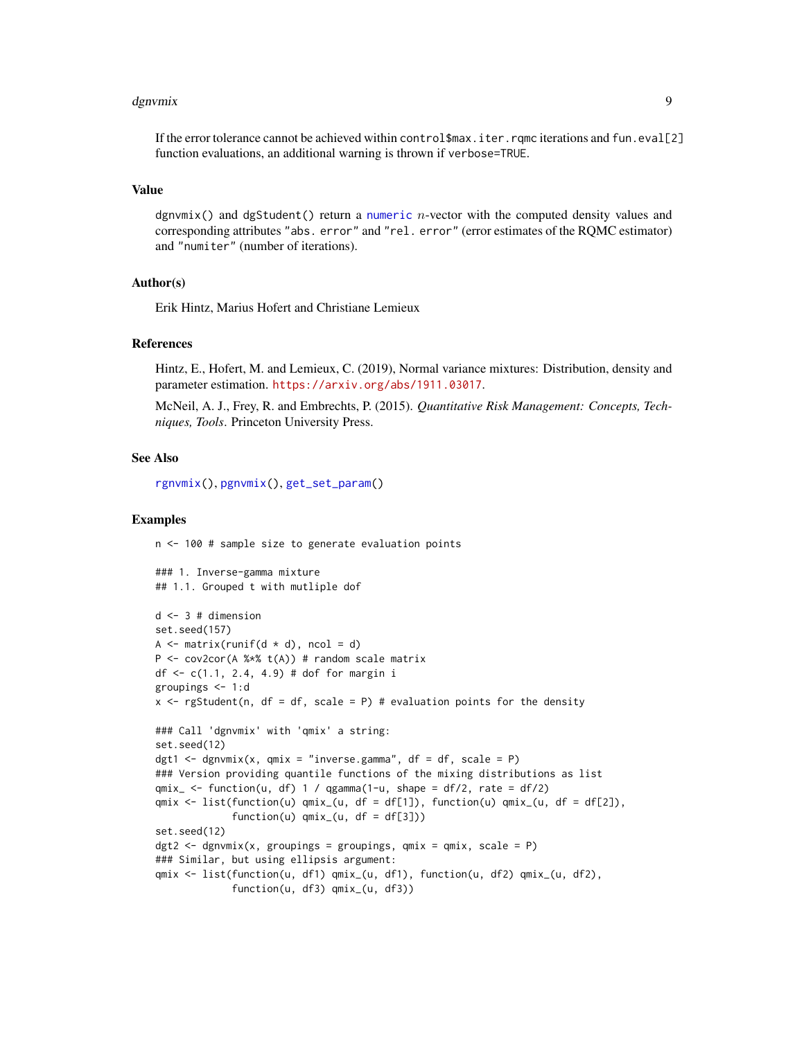If the error tolerance cannot be achieved within `control$max.iter.rqmc` iterations and `fun.eval[2]` function evaluations, an additional warning is thrown if `verbose=TRUE`.

## Value

`dgnvmix()` and `dgStudent()` return a `numeric` $n$-vector with the computed density values and corresponding attributes `"abs. error"` and `"rel. error"` (error estimates of the RQMC estimator) and `"numiter"` (number of iterations).

## Author(s)

Erik Hintz, Marius Hofert and Christiane Lemieux

## References

Hintz, E., Hofert, M. and Lemieux, C. (2019), Normal variance mixtures: Distribution, density and parameter estimation. https://arxiv.org/abs/1911.03017.

McNeil, A. J., Frey, R. and Embrechts, P. (2015). *Quantitative Risk Management: Concepts, Techniques, Tools*. Princeton University Press.

## See Also

`rgnvmix()`, `pgnvmix()`, `get_set_param()`

## Examples

```
n <- 100 # sample size to generate evaluation points

### 1. Inverse-gamma mixture
## 1.1. Grouped t with mutliple dof

d <- 3 # dimension
set.seed(157)
A <- matrix(runif(d * d), ncol = d)
P <- cov2cor(A %*% t(A)) # random scale matrix
df <- c(1.1, 2.4, 4.9) # dof for margin i
groupings <- 1:d
x <- rgStudent(n, df = df, scale = P) # evaluation points for the density

### Call 'dgnvmix' with 'qmix' a string:
set.seed(12)
dgt1 <- dgnvmix(x, qmix = "inverse.gamma", df = df, scale = P)
### Version providing quantile functions of the mixing distributions as list
qmix_ <- function(u, df) 1 / qgamma(1-u, shape = df/2, rate = df/2)
qmix <- list(function(u) qmix_(u, df = df[1]), function(u) qmix_(u, df = df[2]),
             function(u) qmix_(u, df = df[3]))
set.seed(12)
dgt2 <- dgnvmix(x, groupings = groupings, qmix = qmix, scale = P)
### Similar, but using ellipsis argument:
qmix <- list(function(u, df1) qmix_(u, df1), function(u, df2) qmix_(u, df2),
             function(u, df3) qmix_(u, df3))
```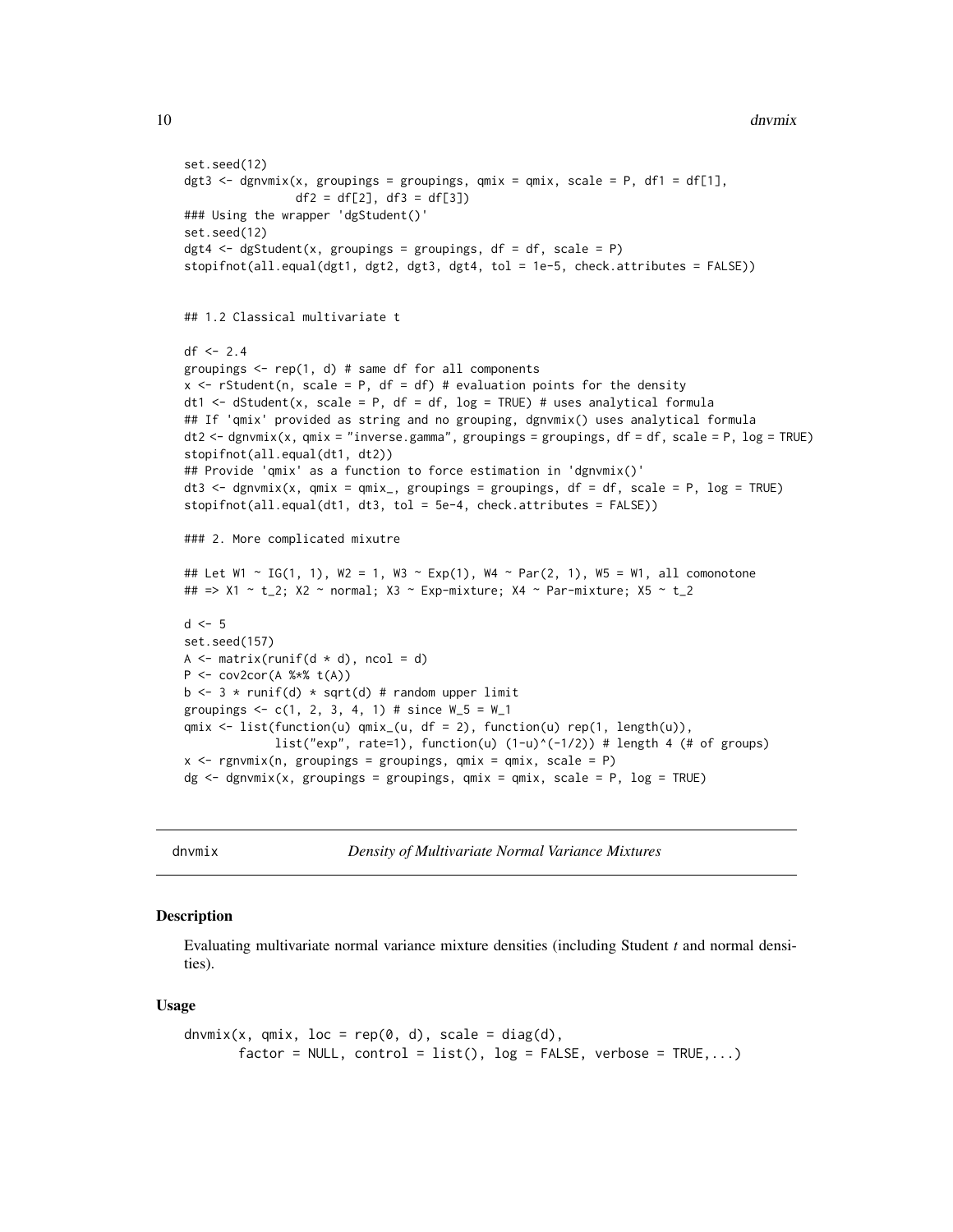```
set.seed(12)
dgt3 <- dgnvmix(x, groupings = groupings, qmix = qmix, scale = P, df1 = df[1],
                df2 = df[2], df3 = df[3])
### Using the wrapper 'dgStudent()'
set.seed(12)
dgt4 <- dgStudent(x, groupings = groupings, df = df, scale = P)
stopifnot(all.equal(dgt1, dgt2, dgt3, dgt4, tol = 1e-5, check.attributes = FALSE))


## 1.2 Classical multivariate t

df <- 2.4
groupings <- rep(1, d) # same df for all components
x <- rStudent(n, scale = P, df = df) # evaluation points for the density
dt1 <- dStudent(x, scale = P, df = df, log = TRUE) # uses analytical formula
## If 'qmix' provided as string and no grouping, dgnvmix() uses analytical formula
dt2 <- dgnvmix(x, qmix = "inverse.gamma", groupings = groupings, df = df, scale = P, log = TRUE)
stopifnot(all.equal(dt1, dt2))
## Provide 'qmix' as a function to force estimation in 'dgnvmix()'
dt3 <- dgnvmix(x, qmix = qmix_, groupings = groupings, df = df, scale = P, log = TRUE)
stopifnot(all.equal(dt1, dt3, tol = 5e-4, check.attributes = FALSE))

### 2. More complicated mixutre

## Let W1 ~ IG(1, 1), W2 = 1, W3 ~ Exp(1), W4 ~ Par(2, 1), W5 = W1, all comonotone
## => X1 ~ t_2; X2 ~ normal; X3 ~ Exp-mixture; X4 ~ Par-mixture; X5 ~ t_2

d <- 5
set.seed(157)
A <- matrix(runif(d * d), ncol = d)
P <- cov2cor(A %*% t(A))
b <- 3 * runif(d) * sqrt(d) # random upper limit
groupings <- c(1, 2, 3, 4, 1) # since W_5 = W_1
qmix <- list(function(u) qmix_(u, df = 2), function(u) rep(1, length(u)),
             list("exp", rate=1), function(u) (1-u)^(-1/2)) # length 4 (# of groups)
x <- rgnvmix(n, groupings = groupings, qmix = qmix, scale = P)
dg <- dgnvmix(x, groupings = groupings, qmix = qmix, scale = P, log = TRUE)
```

---

## dnvmix — *Density of Multivariate Normal Variance Mixtures*

### Description

Evaluating multivariate normal variance mixture densities (including Student *t* and normal densities).

### Usage

```
dnvmix(x, qmix, loc = rep(0, d), scale = diag(d),
       factor = NULL, control = list(), log = FALSE, verbose = TRUE,...)
```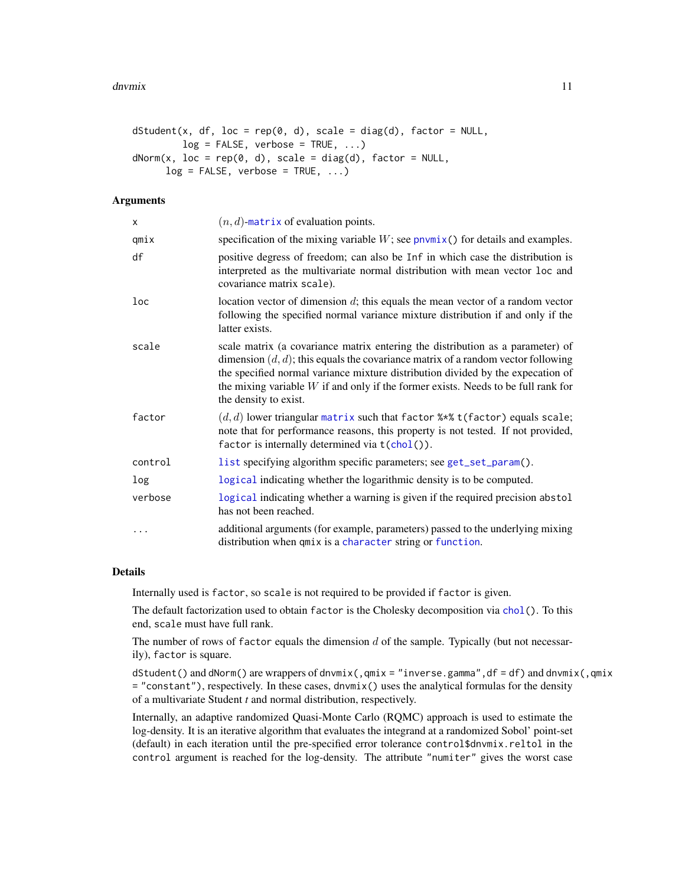```
dStudent(x, df, loc = rep(0, d), scale = diag(d), factor = NULL,
         log = FALSE, verbose = TRUE, ...)
dNorm(x, loc = rep(0, d), scale = diag(d), factor = NULL,
      log = FALSE, verbose = TRUE, ...)
```

## Arguments

| | |
|---|---|
| x | $(n, d)$-matrix of evaluation points. |
| qmix | specification of the mixing variable $W$; see pnvmix() for details and examples. |
| df | positive degress of freedom; can also be Inf in which case the distribution is interpreted as the multivariate normal distribution with mean vector loc and covariance matrix scale). |
| loc | location vector of dimension $d$; this equals the mean vector of a random vector following the specified normal variance mixture distribution if and only if the latter exists. |
| scale | scale matrix (a covariance matrix entering the distribution as a parameter) of dimension $(d, d)$; this equals the covariance matrix of a random vector following the specified normal variance mixture distribution divided by the expecation of the mixing variable $W$ if and only if the former exists. Needs to be full rank for the density to exist. |
| factor | $(d, d)$ lower triangular matrix such that factor %*% t(factor) equals scale; note that for performance reasons, this property is not tested. If not provided, factor is internally determined via t(chol()). |
| control | list specifying algorithm specific parameters; see get_set_param(). |
| log | logical indicating whether the logarithmic density is to be computed. |
| verbose | logical indicating whether a warning is given if the required precision abstol has not been reached. |
| ... | additional arguments (for example, parameters) passed to the underlying mixing distribution when qmix is a character string or function. |

## Details

Internally used is factor, so scale is not required to be provided if factor is given.

The default factorization used to obtain factor is the Cholesky decomposition via chol(). To this end, scale must have full rank.

The number of rows of factor equals the dimension $d$ of the sample. Typically (but not necessarily), factor is square.

dStudent() and dNorm() are wrappers of dnvmix(,qmix = "inverse.gamma",df = df) and dnvmix(,qmix = "constant"), respectively. In these cases, dnvmix() uses the analytical formulas for the density of a multivariate Student *t* and normal distribution, respectively.

Internally, an adaptive randomized Quasi-Monte Carlo (RQMC) approach is used to estimate the log-density. It is an iterative algorithm that evaluates the integrand at a randomized Sobol' point-set (default) in each iteration until the pre-specified error tolerance control$dnvmix.reltol in the control argument is reached for the log-density. The attribute "numiter" gives the worst case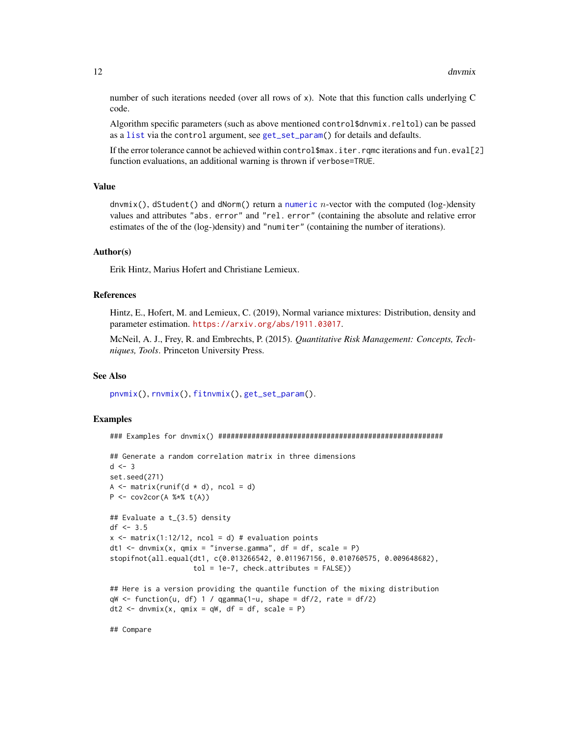number of such iterations needed (over all rows of x). Note that this function calls underlying C code.

Algorithm specific parameters (such as above mentioned `control$dnvmix.reltol`) can be passed as a `list` via the `control` argument, see `get_set_param()` for details and defaults.

If the error tolerance cannot be achieved within `control$max.iter.rqmc` iterations and `fun.eval[2]` function evaluations, an additional warning is thrown if `verbose=TRUE`.

## Value

`dnvmix()`, `dStudent()` and `dNorm()` return a `numeric` $n$-vector with the computed (log-)density values and attributes `"abs. error"` and `"rel. error"` (containing the absolute and relative error estimates of the of the (log-)density) and `"numiter"` (containing the number of iterations).

## Author(s)

Erik Hintz, Marius Hofert and Christiane Lemieux.

## References

Hintz, E., Hofert, M. and Lemieux, C. (2019), Normal variance mixtures: Distribution, density and parameter estimation. https://arxiv.org/abs/1911.03017.

McNeil, A. J., Frey, R. and Embrechts, P. (2015). *Quantitative Risk Management: Concepts, Techniques, Tools*. Princeton University Press.

## See Also

`pnvmix()`, `rnvmix()`, `fitnvmix()`, `get_set_param()`.

## Examples

```
### Examples for dnvmix() ######################################################

## Generate a random correlation matrix in three dimensions
d <- 3
set.seed(271)
A <- matrix(runif(d * d), ncol = d)
P <- cov2cor(A %*% t(A))

## Evaluate a t_{3.5} density
df <- 3.5
x <- matrix(1:12/12, ncol = d) # evaluation points
dt1 <- dnvmix(x, qmix = "inverse.gamma", df = df, scale = P)
stopifnot(all.equal(dt1, c(0.013266542, 0.011967156, 0.010760575, 0.009648682),
                    tol = 1e-7, check.attributes = FALSE))

## Here is a version providing the quantile function of the mixing distribution
qW <- function(u, df) 1 / qgamma(1-u, shape = df/2, rate = df/2)
dt2 <- dnvmix(x, qmix = qW, df = df, scale = P)

## Compare
```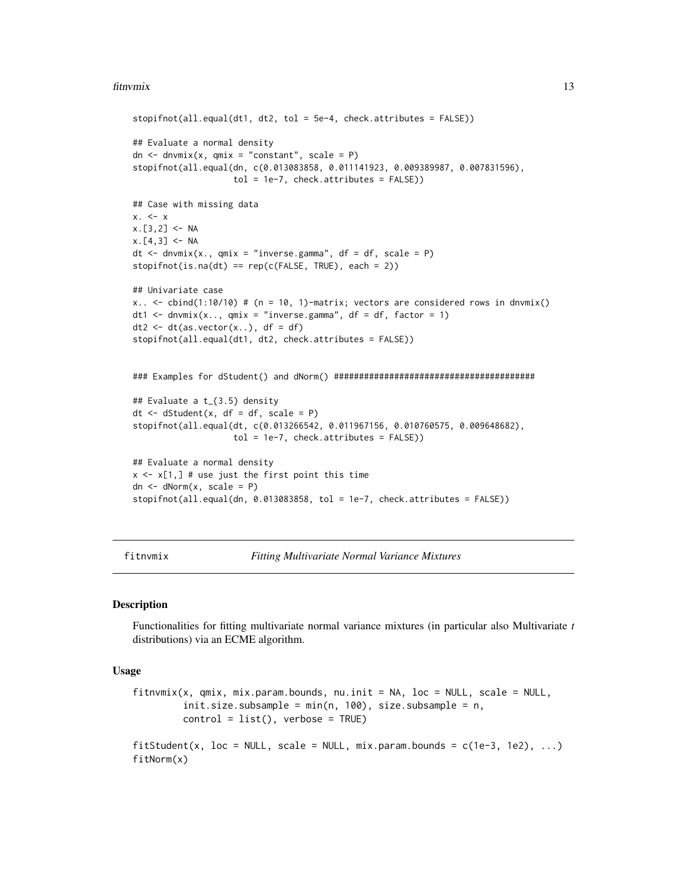```
stopifnot(all.equal(dt1, dt2, tol = 5e-4, check.attributes = FALSE))

## Evaluate a normal density
dn <- dnvmix(x, qmix = "constant", scale = P)
stopifnot(all.equal(dn, c(0.013083858, 0.011141923, 0.009389987, 0.007831596),
                    tol = 1e-7, check.attributes = FALSE))

## Case with missing data
x. <- x
x.[3,2] <- NA
x.[4,3] <- NA
dt <- dnvmix(x., qmix = "inverse.gamma", df = df, scale = P)
stopifnot(is.na(dt) == rep(c(FALSE, TRUE), each = 2))

## Univariate case
x.. <- cbind(1:10/10) # (n = 10, 1)-matrix; vectors are considered rows in dnvmix()
dt1 <- dnvmix(x.., qmix = "inverse.gamma", df = df, factor = 1)
dt2 <- dt(as.vector(x..), df = df)
stopifnot(all.equal(dt1, dt2, check.attributes = FALSE))


### Examples for dStudent() and dNorm() ########################################

## Evaluate a t_{3.5} density
dt <- dStudent(x, df = df, scale = P)
stopifnot(all.equal(dt, c(0.013266542, 0.011967156, 0.010760575, 0.009648682),
                    tol = 1e-7, check.attributes = FALSE))

## Evaluate a normal density
x <- x[1,] # use just the first point this time
dn <- dNorm(x, scale = P)
stopifnot(all.equal(dn, 0.013083858, tol = 1e-7, check.attributes = FALSE))
```

## fitnvmix — *Fitting Multivariate Normal Variance Mixtures*

### Description

Functionalities for fitting multivariate normal variance mixtures (in particular also Multivariate *t* distributions) via an ECME algorithm.

### Usage

```
fitnvmix(x, qmix, mix.param.bounds, nu.init = NA, loc = NULL, scale = NULL,
         init.size.subsample = min(n, 100), size.subsample = n,
         control = list(), verbose = TRUE)

fitStudent(x, loc = NULL, scale = NULL, mix.param.bounds = c(1e-3, 1e2), ...)
fitNorm(x)
```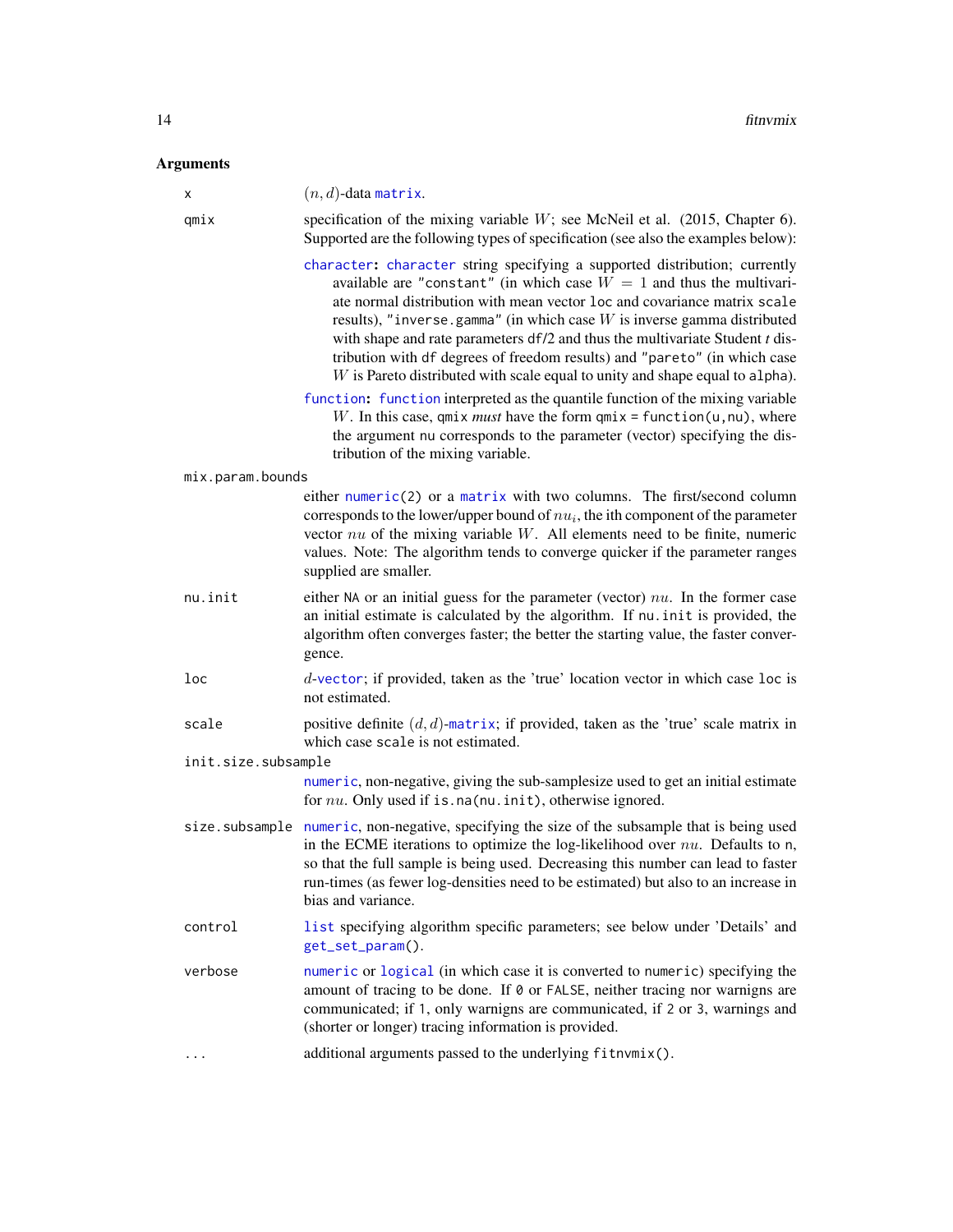## Arguments

`x` — $(n, d)$-data `matrix`.

`qmix` — specification of the mixing variable $W$; see McNeil et al. (2015, Chapter 6). Supported are the following types of specification (see also the examples below):

- **`character`:** `character` string specifying a supported distribution; currently available are `"constant"` (in which case $W = 1$ and thus the multivariate normal distribution with mean vector `loc` and covariance matrix `scale` results), `"inverse.gamma"` (in which case $W$ is inverse gamma distributed with shape and rate parameters `df`/2 and thus the multivariate Student *t* distribution with `df` degrees of freedom results) and `"pareto"` (in which case $W$ is Pareto distributed with scale equal to unity and shape equal to `alpha`).
- **`function`:** `function` interpreted as the quantile function of the mixing variable $W$. In this case, `qmix` *must* have the form `qmix = function(u,nu)`, where the argument `nu` corresponds to the parameter (vector) specifying the distribution of the mixing variable.

`mix.param.bounds` — either `numeric(2)` or a `matrix` with two columns. The first/second column corresponds to the lower/upper bound of $nu_i$, the ith component of the parameter vector $nu$ of the mixing variable $W$. All elements need to be finite, numeric values. Note: The algorithm tends to converge quicker if the parameter ranges supplied are smaller.

`nu.init` — either `NA` or an initial guess for the parameter (vector) $nu$. In the former case an initial estimate is calculated by the algorithm. If `nu.init` is provided, the algorithm often converges faster; the better the starting value, the faster convergence.

`loc` — $d$-`vector`; if provided, taken as the 'true' location vector in which case `loc` is not estimated.

`scale` — positive definite $(d, d)$-`matrix`; if provided, taken as the 'true' scale matrix in which case `scale` is not estimated.

`init.size.subsample` — `numeric`, non-negative, giving the sub-samplesize used to get an initial estimate for $nu$. Only used if `is.na(nu.init)`, otherwise ignored.

`size.subsample` — `numeric`, non-negative, specifying the size of the subsample that is being used in the ECME iterations to optimize the log-likelihood over $nu$. Defaults to `n`, so that the full sample is being used. Decreasing this number can lead to faster run-times (as fewer log-densities need to be estimated) but also to an increase in bias and variance.

`control` — `list` specifying algorithm specific parameters; see below under 'Details' and `get_set_param()`.

`verbose` — `numeric` or `logical` (in which case it is converted to `numeric`) specifying the amount of tracing to be done. If `0` or `FALSE`, neither tracing nor warnigns are communicated; if `1`, only warnigns are communicated, if `2` or `3`, warnings and (shorter or longer) tracing information is provided.

`...` — additional arguments passed to the underlying `fitnvmix()`.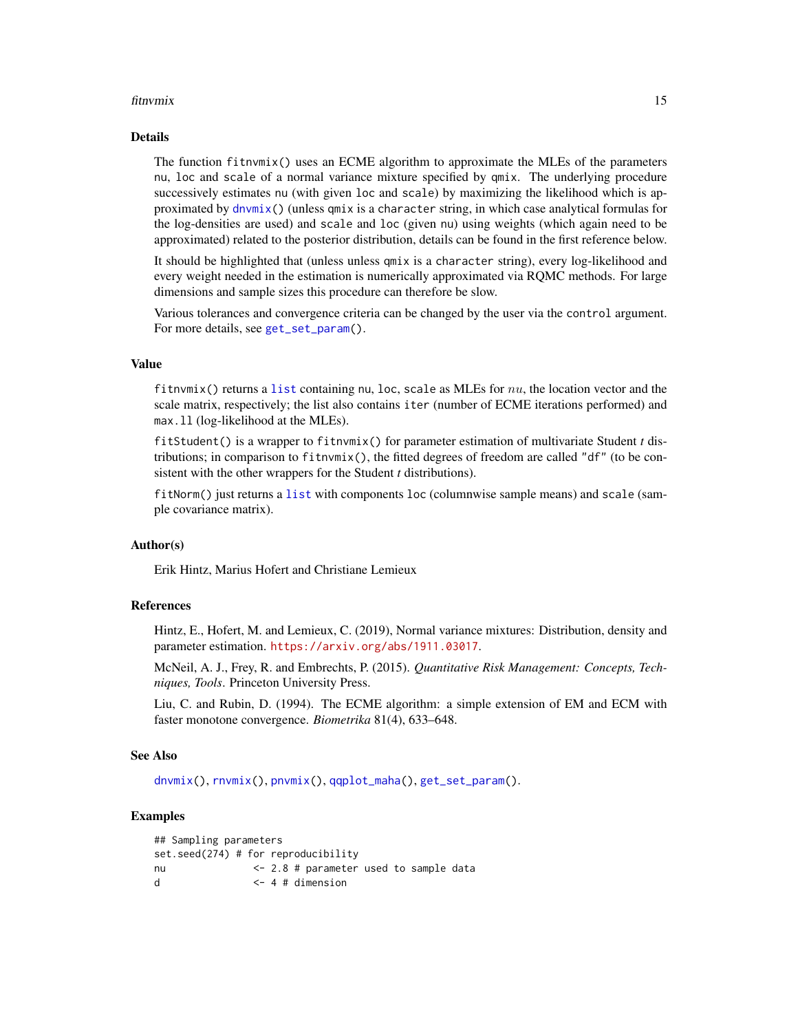## Details

The function `fitnvmix()` uses an ECME algorithm to approximate the MLEs of the parameters `nu`, `loc` and `scale` of a normal variance mixture specified by `qmix`. The underlying procedure successively estimates `nu` (with given `loc` and `scale`) by maximizing the likelihood which is approximated by `dnvmix()` (unless `qmix` is a `character` string, in which case analytical formulas for the log-densities are used) and `scale` and `loc` (given `nu`) using weights (which again need to be approximated) related to the posterior distribution, details can be found in the first reference below.

It should be highlighted that (unless unless `qmix` is a `character` string), every log-likelihood and every weight needed in the estimation is numerically approximated via RQMC methods. For large dimensions and sample sizes this procedure can therefore be slow.

Various tolerances and convergence criteria can be changed by the user via the `control` argument. For more details, see `get_set_param()`.

## Value

`fitnvmix()` returns a `list` containing `nu`, `loc`, `scale` as MLEs for $nu$, the location vector and the scale matrix, respectively; the list also contains `iter` (number of ECME iterations performed) and `max.ll` (log-likelihood at the MLEs).

`fitStudent()` is a wrapper to `fitnvmix()` for parameter estimation of multivariate Student *t* distributions; in comparison to `fitnvmix()`, the fitted degrees of freedom are called `"df"` (to be consistent with the other wrappers for the Student *t* distributions).

`fitNorm()` just returns a `list` with components `loc` (columnwise sample means) and `scale` (sample covariance matrix).

## Author(s)

Erik Hintz, Marius Hofert and Christiane Lemieux

## References

Hintz, E., Hofert, M. and Lemieux, C. (2019), Normal variance mixtures: Distribution, density and parameter estimation. https://arxiv.org/abs/1911.03017.

McNeil, A. J., Frey, R. and Embrechts, P. (2015). *Quantitative Risk Management: Concepts, Techniques, Tools*. Princeton University Press.

Liu, C. and Rubin, D. (1994). The ECME algorithm: a simple extension of EM and ECM with faster monotone convergence. *Biometrika* 81(4), 633–648.

## See Also

`dnvmix()`, `rnvmix()`, `pnvmix()`, `qqplot_maha()`, `get_set_param()`.

## Examples

```
## Sampling parameters
set.seed(274) # for reproducibility
nu              <- 2.8 # parameter used to sample data
d               <- 4 # dimension
```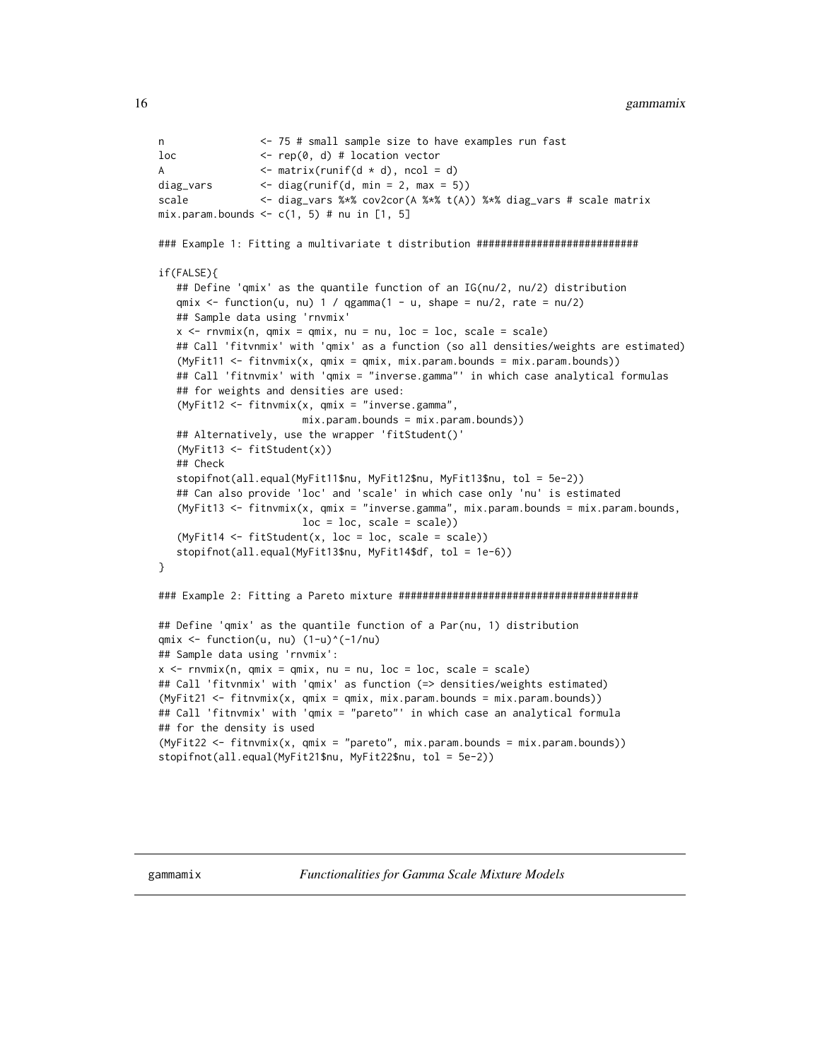```
n                <- 75 # small sample size to have examples run fast
loc              <- rep(0, d) # location vector
A                <- matrix(runif(d * d), ncol = d)
diag_vars        <- diag(runif(d, min = 2, max = 5))
scale            <- diag_vars %*% cov2cor(A %*% t(A)) %*% diag_vars # scale matrix
mix.param.bounds <- c(1, 5) # nu in [1, 5]

### Example 1: Fitting a multivariate t distribution ###########################

if(FALSE){
   ## Define 'qmix' as the quantile function of an IG(nu/2, nu/2) distribution
   qmix <- function(u, nu) 1 / qgamma(1 - u, shape = nu/2, rate = nu/2)
   ## Sample data using 'rnvmix'
   x <- rnvmix(n, qmix = qmix, nu = nu, loc = loc, scale = scale)
   ## Call 'fitvnmix' with 'qmix' as a function (so all densities/weights are estimated)
   (MyFit11 <- fitnvmix(x, qmix = qmix, mix.param.bounds = mix.param.bounds))
   ## Call 'fitnvmix' with 'qmix = "inverse.gamma"' in which case analytical formulas
   ## for weights and densities are used:
   (MyFit12 <- fitnvmix(x, qmix = "inverse.gamma",
                        mix.param.bounds = mix.param.bounds))
   ## Alternatively, use the wrapper 'fitStudent()'
   (MyFit13 <- fitStudent(x))
   ## Check
   stopifnot(all.equal(MyFit11$nu, MyFit12$nu, MyFit13$nu, tol = 5e-2))
   ## Can also provide 'loc' and 'scale' in which case only 'nu' is estimated
   (MyFit13 <- fitnvmix(x, qmix = "inverse.gamma", mix.param.bounds = mix.param.bounds,
                        loc = loc, scale = scale))
   (MyFit14 <- fitStudent(x, loc = loc, scale = scale))
   stopifnot(all.equal(MyFit13$nu, MyFit14$df, tol = 1e-6))
}

### Example 2: Fitting a Pareto mixture ########################################

## Define 'qmix' as the quantile function of a Par(nu, 1) distribution
qmix <- function(u, nu) (1-u)^(-1/nu)
## Sample data using 'rnvmix':
x <- rnvmix(n, qmix = qmix, nu = nu, loc = loc, scale = scale)
## Call 'fitvnmix' with 'qmix' as function (=> densities/weights estimated)
(MyFit21 <- fitnvmix(x, qmix = qmix, mix.param.bounds = mix.param.bounds))
## Call 'fitnvmix' with 'qmix = "pareto"' in which case an analytical formula
## for the density is used
(MyFit22 <- fitnvmix(x, qmix = "pareto", mix.param.bounds = mix.param.bounds))
stopifnot(all.equal(MyFit21$nu, MyFit22$nu, tol = 5e-2))
```

---

gammamix *Functionalities for Gamma Scale Mixture Models*

---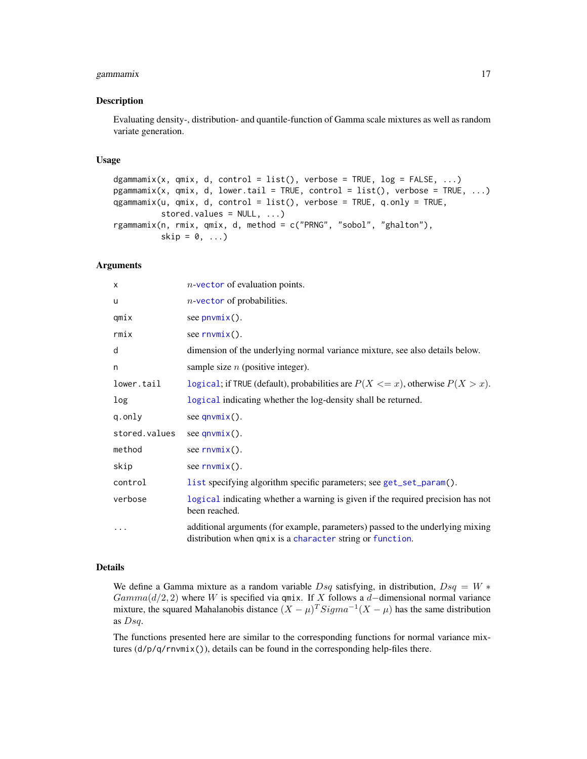## Description

Evaluating density-, distribution- and quantile-function of Gamma scale mixtures as well as random variate generation.

## Usage

```
dgammamix(x, qmix, d, control = list(), verbose = TRUE, log = FALSE, ...)
pgammamix(x, qmix, d, lower.tail = TRUE, control = list(), verbose = TRUE, ...)
qgammamix(u, qmix, d, control = list(), verbose = TRUE, q.only = TRUE,
          stored.values = NULL, ...)
rgammamix(n, rmix, qmix, d, method = c("PRNG", "sobol", "ghalton"),
          skip = 0, ...)
```

## Arguments

| | |
|---|---|
| x | $n$-vector of evaluation points. |
| u | $n$-vector of probabilities. |
| qmix | see pnvmix(). |
| rmix | see rnvmix(). |
| d | dimension of the underlying normal variance mixture, see also details below. |
| n | sample size $n$ (positive integer). |
| lower.tail | logical; if TRUE (default), probabilities are $P(X <= x)$, otherwise $P(X > x)$. |
| log | logical indicating whether the log-density shall be returned. |
| q.only | see qnvmix(). |
| stored.values | see qnvmix(). |
| method | see rnvmix(). |
| skip | see rnvmix(). |
| control | list specifying algorithm specific parameters; see get_set_param(). |
| verbose | logical indicating whether a warning is given if the required precision has not been reached. |
| ... | additional arguments (for example, parameters) passed to the underlying mixing distribution when qmix is a character string or function. |

## Details

We define a Gamma mixture as a random variable $Dsq$ satisfying, in distribution, $Dsq = W * Gamma(d/2, 2)$ where $W$ is specified via qmix. If $X$ follows a $d-$dimensional normal variance mixture, the squared Mahalanobis distance $(X - \mu)^T Sigma^{-1}(X - \mu)$ has the same distribution as $Dsq$.

The functions presented here are similar to the corresponding functions for normal variance mixtures (d/p/q/rnvmix()), details can be found in the corresponding help-files there.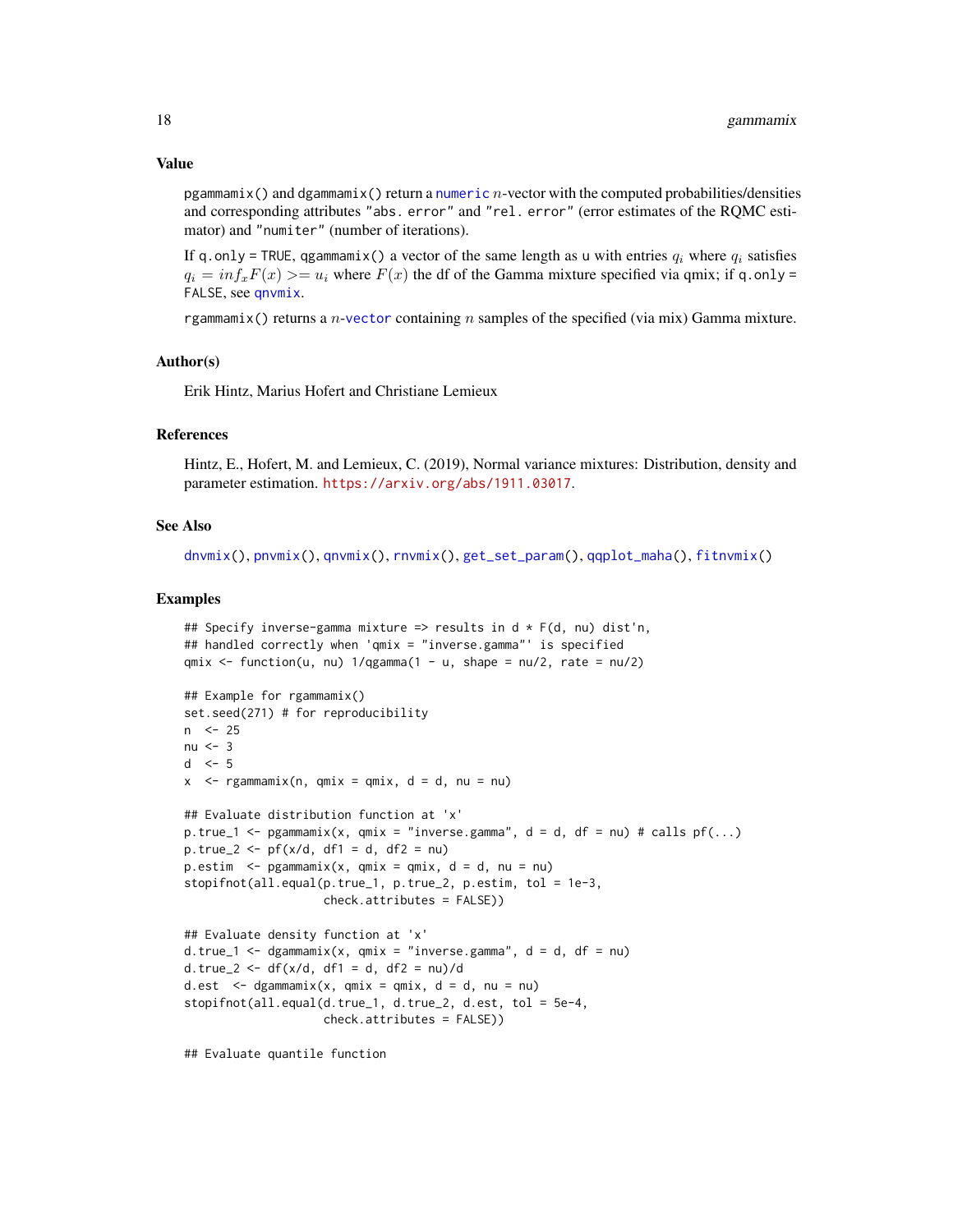## Value

`pgammamix()` and `dgammamix()` return a `numeric` $n$-vector with the computed probabilities/densities and corresponding attributes `"abs. error"` and `"rel. error"` (error estimates of the RQMC estimator) and `"numiter"` (number of iterations).

If `q.only = TRUE`, `qgammamix()` a vector of the same length as `u` with entries $q_i$ where $q_i$ satisfies $q_i = inf_x F(x) >= u_i$ where $F(x)$ the df of the Gamma mixture specified via qmix; if `q.only = FALSE`, see `qnvmix`.

`rgammamix()` returns a $n$-`vector` containing $n$ samples of the specified (via mix) Gamma mixture.

## Author(s)

Erik Hintz, Marius Hofert and Christiane Lemieux

## References

Hintz, E., Hofert, M. and Lemieux, C. (2019), Normal variance mixtures: Distribution, density and parameter estimation. https://arxiv.org/abs/1911.03017.

## See Also

`dnvmix()`, `pnvmix()`, `qnvmix()`, `rnvmix()`, `get_set_param()`, `qqplot_maha()`, `fitnvmix()`

## Examples

```
## Specify inverse-gamma mixture => results in d * F(d, nu) dist'n,
## handled correctly when 'qmix = "inverse.gamma"' is specified
qmix <- function(u, nu) 1/qgamma(1 - u, shape = nu/2, rate = nu/2)

## Example for rgammamix()
set.seed(271) # for reproducibility
n  <- 25
nu <- 3
d  <- 5
x  <- rgammamix(n, qmix = qmix, d = d, nu = nu)

## Evaluate distribution function at 'x'
p.true_1 <- pgammamix(x, qmix = "inverse.gamma", d = d, df = nu) # calls pf(...)
p.true_2 <- pf(x/d, df1 = d, df2 = nu)
p.estim  <- pgammamix(x, qmix = qmix, d = d, nu = nu)
stopifnot(all.equal(p.true_1, p.true_2, p.estim, tol = 1e-3,
                    check.attributes = FALSE))

## Evaluate density function at 'x'
d.true_1 <- dgammamix(x, qmix = "inverse.gamma", d = d, df = nu)
d.true_2 <- df(x/d, df1 = d, df2 = nu)/d
d.est  <- dgammamix(x, qmix = qmix, d = d, nu = nu)
stopifnot(all.equal(d.true_1, d.true_2, d.est, tol = 5e-4,
                    check.attributes = FALSE))

## Evaluate quantile function
```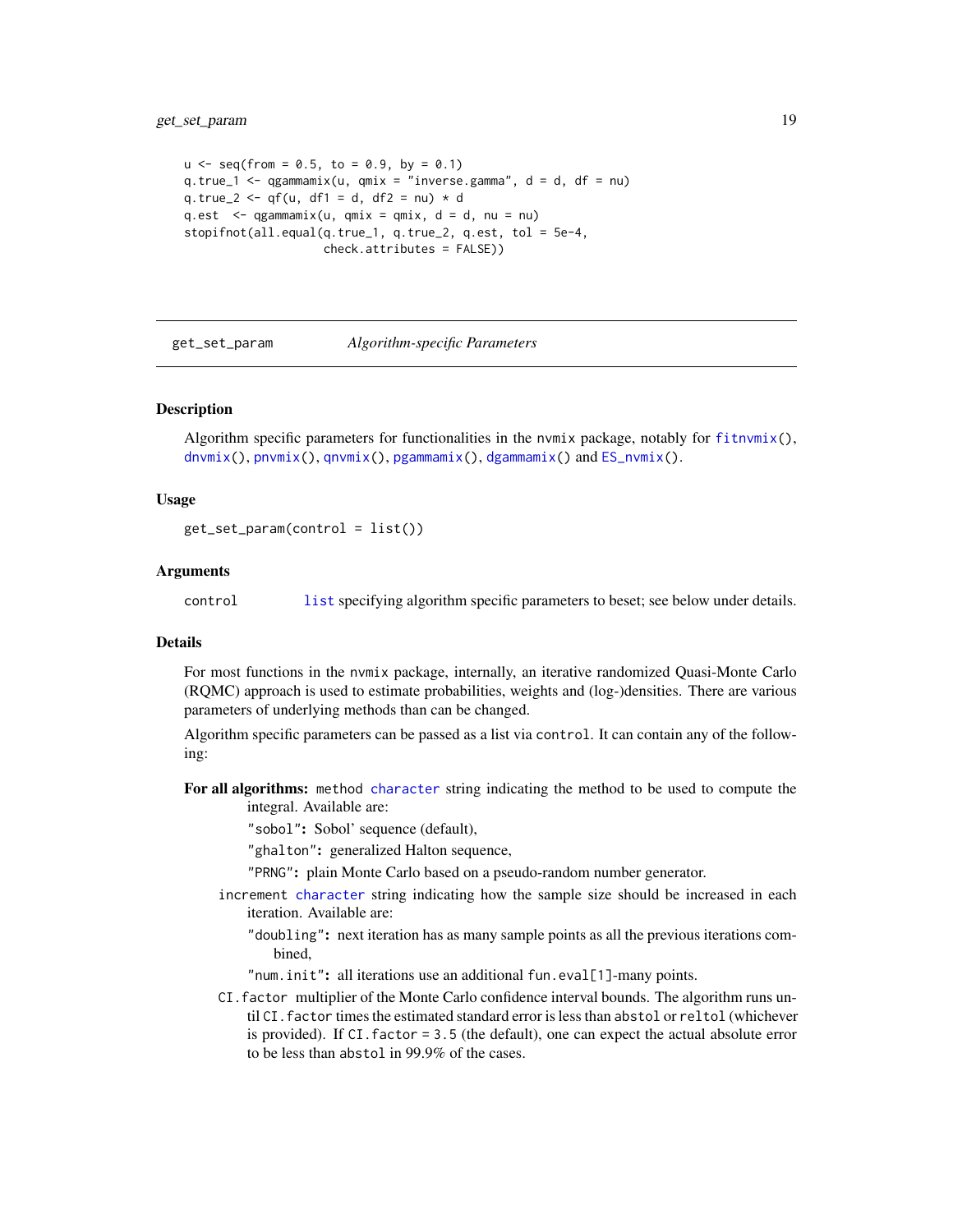```
u <- seq(from = 0.5, to = 0.9, by = 0.1)
q.true_1 <- qgammamix(u, qmix = "inverse.gamma", d = d, df = nu)
q.true_2 <- qf(u, df1 = d, df2 = nu) * d
q.est  <- qgammamix(u, qmix = qmix, d = d, nu = nu)
stopifnot(all.equal(q.true_1, q.true_2, q.est, tol = 5e-4,
                    check.attributes = FALSE))
```

---

## get_set_param *Algorithm-specific Parameters*

---

### Description

Algorithm specific parameters for functionalities in the nvmix package, notably for fitnvmix(), dnvmix(), pnvmix(), qnvmix(), pgammamix(), dgammamix() and ES_nvmix().

### Usage

```
get_set_param(control = list())
```

### Arguments

control    list specifying algorithm specific parameters to beset; see below under details.

### Details

For most functions in the nvmix package, internally, an iterative randomized Quasi-Monte Carlo (RQMC) approach is used to estimate probabilities, weights and (log-)densities. There are various parameters of underlying methods than can be changed.

Algorithm specific parameters can be passed as a list via control. It can contain any of the following:

**For all algorithms:** method character string indicating the method to be used to compute the integral. Available are:

- **"sobol":** Sobol' sequence (default),
- **"ghalton":** generalized Halton sequence,
- **"PRNG":** plain Monte Carlo based on a pseudo-random number generator.

increment character string indicating how the sample size should be increased in each iteration. Available are:

- **"doubling":** next iteration has as many sample points as all the previous iterations combined,
- **"num.init":** all iterations use an additional fun.eval[1]-many points.

CI.factor multiplier of the Monte Carlo confidence interval bounds. The algorithm runs until CI.factor times the estimated standard error is less than abstol or reltol (whichever is provided). If CI.factor = 3.5 (the default), one can expect the actual absolute error to be less than abstol in 99.9% of the cases.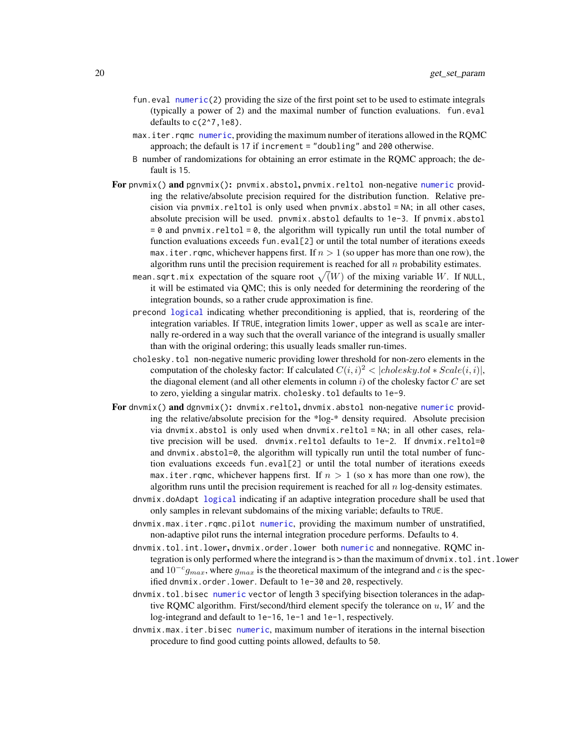- `fun.eval` `numeric(2)` providing the size of the first point set to be used to estimate integrals (typically a power of 2) and the maximal number of function evaluations. `fun.eval` defaults to `c(2^7,1e8)`.
- `max.iter.rqmc` `numeric`, providing the maximum number of iterations allowed in the RQMC approach; the default is `17` if `increment = "doubling"` and `200` otherwise.
- `B` number of randomizations for obtaining an error estimate in the RQMC approach; the default is `15`.

**For `pnvmix()` and `pgnvmix()`:** `pnvmix.abstol`, `pnvmix.reltol` non-negative `numeric` providing the relative/absolute precision required for the distribution function. Relative precision via `pnvmix.reltol` is only used when `pnvmix.abstol = NA`; in all other cases, absolute precision will be used. `pnvmix.abstol` defaults to `1e-3`. If `pnvmix.abstol = 0` and `pnvmix.reltol = 0`, the algorithm will typically run until the total number of function evaluations exceeds `fun.eval[2]` or until the total number of iterations exeeds `max.iter.rqmc`, whichever happens first. If $n > 1$ (so `upper` has more than one row), the algorithm runs until the precision requirement is reached for all $n$ probability estimates.

- `mean.sqrt.mix` expectation of the square root $\sqrt(W)$ of the mixing variable $W$. If `NULL`, it will be estimated via QMC; this is only needed for determining the reordering of the integration bounds, so a rather crude approximation is fine.
- `precond` `logical` indicating whether preconditioning is applied, that is, reordering of the integration variables. If `TRUE`, integration limits `lower`, `upper` as well as `scale` are internally re-ordered in a way such that the overall variance of the integrand is usually smaller than with the original ordering; this usually leads smaller run-times.
- `cholesky.tol` non-negative numeric providing lower threshold for non-zero elements in the computation of the cholesky factor: If calculated $C(i,i)^2 < |cholesky.tol * Scale(i,i)|$, the diagonal element (and all other elements in column $i$) of the cholesky factor $C$ are set to zero, yielding a singular matrix. `cholesky.tol` defaults to `1e-9`.

**For `dnvmix()` and `dgnvmix()`:** `dnvmix.reltol`, `dnvmix.abstol` non-negative `numeric` providing the relative/absolute precision for the *log-* density required. Absolute precision via `dnvmix.abstol` is only used when `dnvmix.reltol = NA`; in all other cases, relative precision will be used. `dnvmix.reltol` defaults to `1e-2`. If `dnvmix.reltol=0` and `dnvmix.abstol=0`, the algorithm will typically run until the total number of function evaluations exceeds `fun.eval[2]` or until the total number of iterations exeeds `max.iter.rqmc`, whichever happens first. If $n > 1$ (so `x` has more than one row), the algorithm runs until the precision requirement is reached for all $n$ log-density estimates.

- `dnvmix.doAdapt` `logical` indicating if an adaptive integration procedure shall be used that only samples in relevant subdomains of the mixing variable; defaults to `TRUE`.
- `dnvmix.max.iter.rqmc.pilot` `numeric`, providing the maximum number of unstratified, non-adaptive pilot runs the internal integration procedure performs. Defaults to `4`.
- `dnvmix.tol.int.lower`, `dnvmix.order.lower` both `numeric` and nonnegative. RQMC integration is only performed where the integrand is > than the maximum of `dnvmix.tol.int.lower` and $10^{-c} g_{max}$, where $g_{max}$ is the theoretical maximum of the integrand and $c$ is the specified `dnvmix.order.lower`. Default to `1e-30` and `20`, respectively.
- `dnvmix.tol.bisec` `numeric` vector of length 3 specifying bisection tolerances in the adaptive RQMC algorithm. First/second/third element specify the tolerance on $u$, $W$ and the log-integrand and default to `1e-16`, `1e-1` and `1e-1`, respectively.
- `dnvmix.max.iter.bisec` `numeric`, maximum number of iterations in the internal bisection procedure to find good cutting points allowed, defaults to `50`.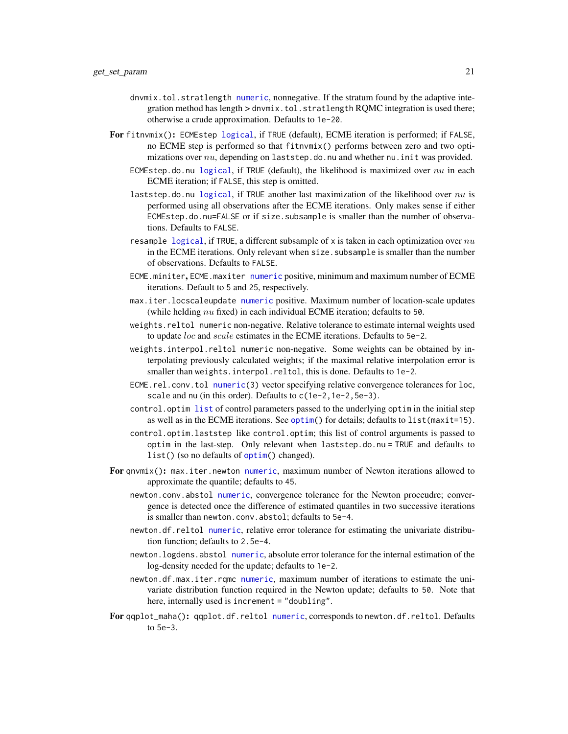dnvmix.tol.stratlength numeric, nonnegative. If the stratum found by the adaptive integration method has length > dnvmix.tol.stratlength RQMC integration is used there; otherwise a crude approximation. Defaults to 1e-20.

**For** fitnvmix()**:** ECMEstep logical, if TRUE (default), ECME iteration is performed; if FALSE, no ECME step is performed so that fitnvmix() performs between zero and two optimizations over $nu$, depending on laststep.do.nu and whether nu.init was provided.

ECMEstep.do.nu logical, if TRUE (default), the likelihood is maximized over $nu$ in each ECME iteration; if FALSE, this step is omitted.

laststep.do.nu logical, if TRUE another last maximization of the likelihood over $nu$ is performed using all observations after the ECME iterations. Only makes sense if either ECMEstep.do.nu=FALSE or if size.subsample is smaller than the number of observations. Defaults to FALSE.

resample logical, if TRUE, a different subsample of x is taken in each optimization over $nu$ in the ECME iterations. Only relevant when size.subsample is smaller than the number of observations. Defaults to FALSE.

ECME.miniter**,** ECME.maxiter numeric positive, minimum and maximum number of ECME iterations. Default to 5 and 25, respectively.

max.iter.locscaleupdate numeric positive. Maximum number of location-scale updates (while helding $nu$ fixed) in each individual ECME iteration; defaults to 50.

weights.reltol numeric non-negative. Relative tolerance to estimate internal weights used to update $loc$ and $scale$ estimates in the ECME iterations. Defaults to 5e-2.

weights.interpol.reltol numeric non-negative. Some weights can be obtained by interpolating previously calculated weights; if the maximal relative interpolation error is smaller than weights.interpol.reltol, this is done. Defaults to 1e-2.

ECME.rel.conv.tol numeric(3) vector specifying relative convergence tolerances for loc, scale and nu (in this order). Defaults to c(1e-2,1e-2,5e-3).

control.optim list of control parameters passed to the underlying optim in the initial step as well as in the ECME iterations. See optim() for details; defaults to list(maxit=15).

control.optim.laststep like control.optim; this list of control arguments is passed to optim in the last-step. Only relevant when laststep.do.nu = TRUE and defaults to list() (so no defaults of optim() changed).

**For** qnvmix()**:** max.iter.newton numeric, maximum number of Newton iterations allowed to approximate the quantile; defaults to 45.

newton.conv.abstol numeric, convergence tolerance for the Newton proceudre; convergence is detected once the difference of estimated quantiles in two successive iterations is smaller than newton.conv.abstol; defaults to 5e-4.

newton.df.reltol numeric, relative error tolerance for estimating the univariate distribution function; defaults to 2.5e-4.

newton.logdens.abstol numeric, absolute error tolerance for the internal estimation of the log-density needed for the update; defaults to 1e-2.

newton.df.max.iter.rqmc numeric, maximum number of iterations to estimate the univariate distribution function required in the Newton update; defaults to 50. Note that here, internally used is increment = "doubling".

**For** qqplot_maha()**:** qqplot.df.reltol numeric, corresponds to newton.df.reltol. Defaults to 5e-3.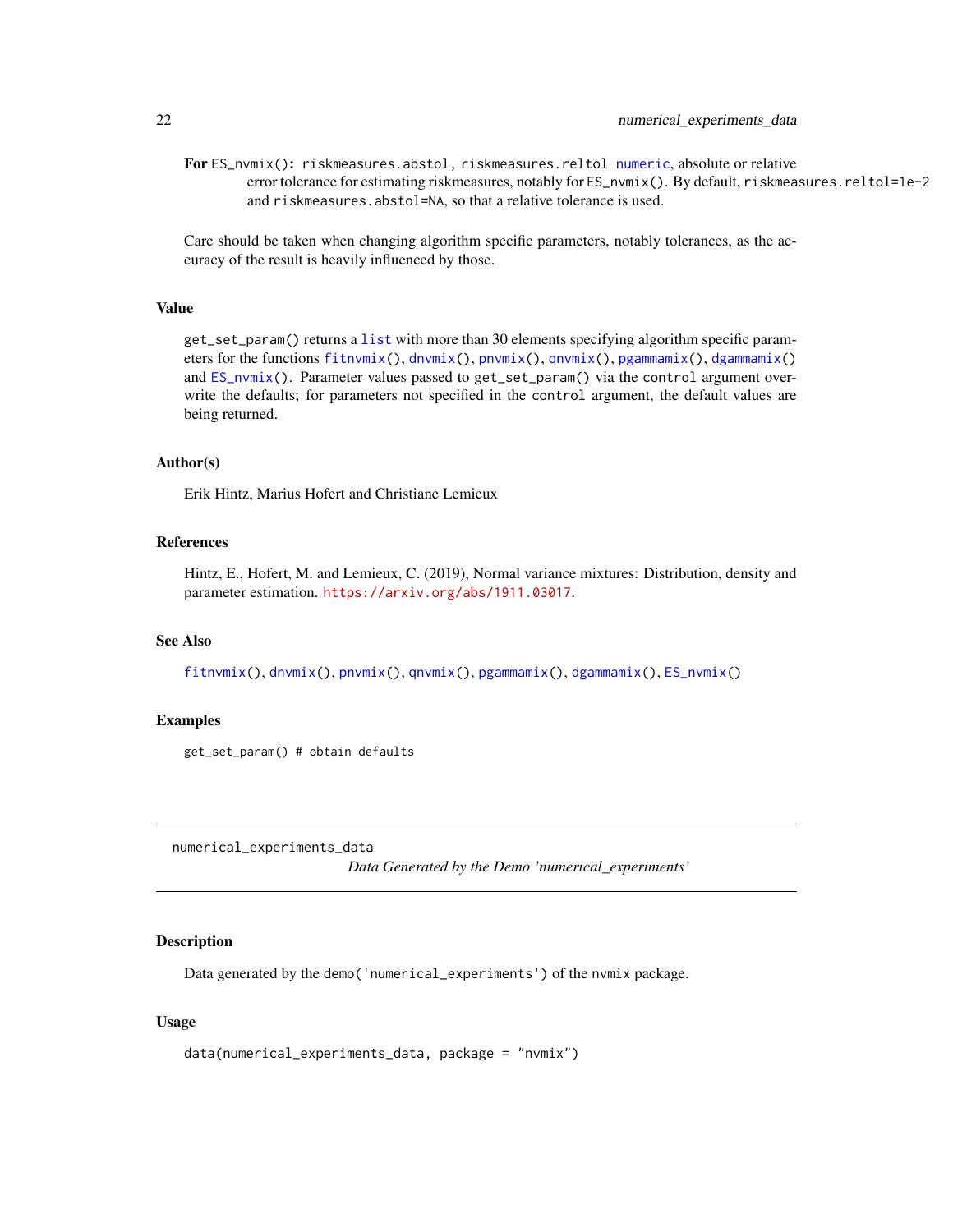**For** `ES_nvmix()`**:** `riskmeasures.abstol, riskmeasures.reltol` `numeric`, absolute or relative error tolerance for estimating riskmeasures, notably for `ES_nvmix()`. By default, `riskmeasures.reltol=1e-2` and `riskmeasures.abstol=NA`, so that a relative tolerance is used.

Care should be taken when changing algorithm specific parameters, notably tolerances, as the accuracy of the result is heavily influenced by those.

### Value

`get_set_param()` returns a `list` with more than 30 elements specifying algorithm specific parameters for the functions `fitnvmix()`, `dnvmix()`, `pnvmix()`, `qnvmix()`, `pgammamix()`, `dgammamix()` and `ES_nvmix()`. Parameter values passed to `get_set_param()` via the `control` argument overwrite the defaults; for parameters not specified in the `control` argument, the default values are being returned.

### Author(s)

Erik Hintz, Marius Hofert and Christiane Lemieux

### References

Hintz, E., Hofert, M. and Lemieux, C. (2019), Normal variance mixtures: Distribution, density and parameter estimation. https://arxiv.org/abs/1911.03017.

### See Also

`fitnvmix()`, `dnvmix()`, `pnvmix()`, `qnvmix()`, `pgammamix()`, `dgammamix()`, `ES_nvmix()`

### Examples

```
get_set_param() # obtain defaults
```

---

## numerical_experiments_data — *Data Generated by the Demo 'numerical_experiments'*

---

### Description

Data generated by the `demo('numerical_experiments')` of the `nvmix` package.

### Usage

```
data(numerical_experiments_data, package = "nvmix")
```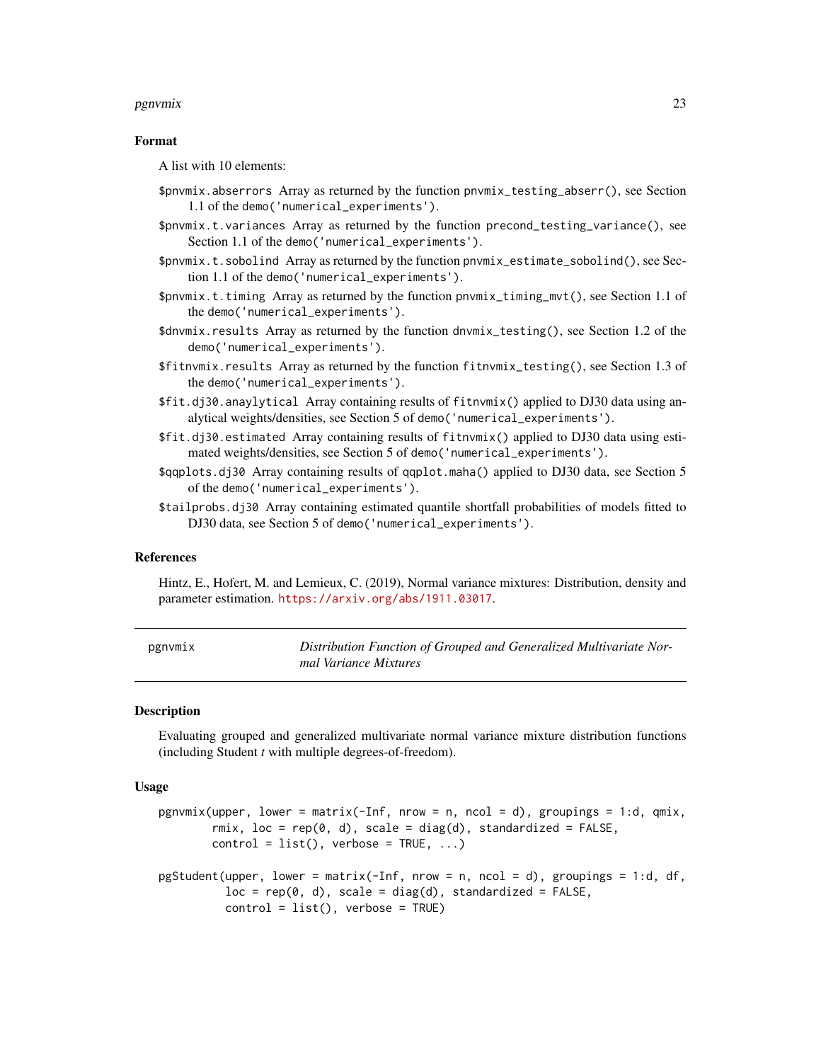### Format

A list with 10 elements:

- `$pnvmix.abserrors` Array as returned by the function `pnvmix_testing_abserr()`, see Section 1.1 of the `demo('numerical_experiments')`.
- `$pnvmix.t.variances` Array as returned by the function `precond_testing_variance()`, see Section 1.1 of the `demo('numerical_experiments')`.
- `$pnvmix.t.sobolind` Array as returned by the function `pnvmix_estimate_sobolind()`, see Section 1.1 of the `demo('numerical_experiments')`.
- `$pnvmix.t.timing` Array as returned by the function `pnvmix_timing_mvt()`, see Section 1.1 of the `demo('numerical_experiments')`.
- `$dnvmix.results` Array as returned by the function `dnvmix_testing()`, see Section 1.2 of the `demo('numerical_experiments')`.
- `$fitnvmix.results` Array as returned by the function `fitnvmix_testing()`, see Section 1.3 of the `demo('numerical_experiments')`.
- `$fit.dj30.anaylytical` Array containing results of `fitnvmix()` applied to DJ30 data using analytical weights/densities, see Section 5 of `demo('numerical_experiments')`.
- `$fit.dj30.estimated` Array containing results of `fitnvmix()` applied to DJ30 data using estimated weights/densities, see Section 5 of `demo('numerical_experiments')`.
- `$qqplots.dj30` Array containing results of `qqplot.maha()` applied to DJ30 data, see Section 5 of the `demo('numerical_experiments')`.
- `$tailprobs.dj30` Array containing estimated quantile shortfall probabilities of models fitted to DJ30 data, see Section 5 of `demo('numerical_experiments')`.

### References

Hintz, E., Hofert, M. and Lemieux, C. (2019), Normal variance mixtures: Distribution, density and parameter estimation. https://arxiv.org/abs/1911.03017.

---

## pgnvmix — *Distribution Function of Grouped and Generalized Multivariate Normal Variance Mixtures*

### Description

Evaluating grouped and generalized multivariate normal variance mixture distribution functions (including Student *t* with multiple degrees-of-freedom).

### Usage

```
pgnvmix(upper, lower = matrix(-Inf, nrow = n, ncol = d), groupings = 1:d, qmix,
        rmix, loc = rep(0, d), scale = diag(d), standardized = FALSE,
        control = list(), verbose = TRUE, ...)

pgStudent(upper, lower = matrix(-Inf, nrow = n, ncol = d), groupings = 1:d, df,
          loc = rep(0, d), scale = diag(d), standardized = FALSE,
          control = list(), verbose = TRUE)
```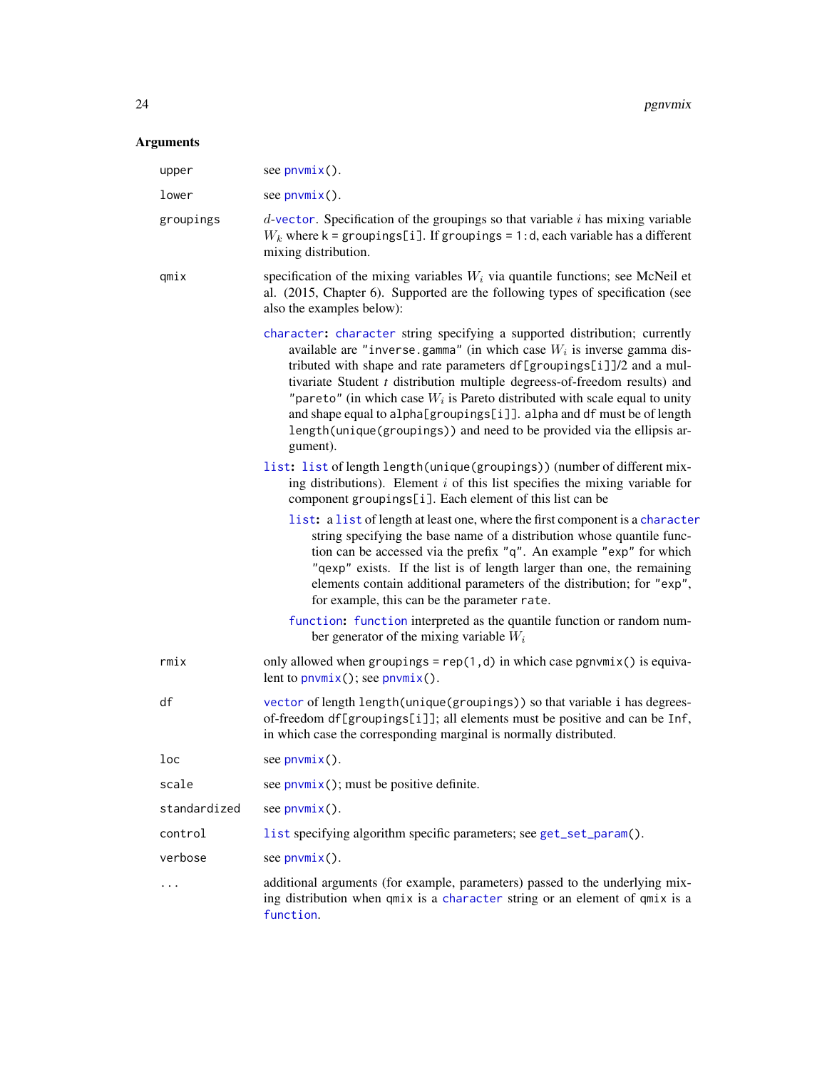## Arguments

**upper** see `pnvmix()`.

**lower** see `pnvmix()`.

**groupings** $d$-`vector`. Specification of the groupings so that variable $i$ has mixing variable $W_k$ where `k = groupings[i]`. If `groupings = 1:d`, each variable has a different mixing distribution.

**qmix** specification of the mixing variables $W_i$ via quantile functions; see McNeil et al. (2015, Chapter 6). Supported are the following types of specification (see also the examples below):

- **character:** `character` string specifying a supported distribution; currently available are `"inverse.gamma"` (in which case $W_i$ is inverse gamma distributed with shape and rate parameters `df[groupings[i]]/2` and a multivariate Student *t* distribution multiple degreess-of-freedom results) and `"pareto"` (in which case $W_i$ is Pareto distributed with scale equal to unity and shape equal to `alpha[groupings[i]]`. `alpha` and `df` must be of length `length(unique(groupings))` and need to be provided via the ellipsis argument).
- **list:** `list` of length `length(unique(groupings))` (number of different mixing distributions). Element $i$ of this list specifies the mixing variable for component `groupings[i]`. Each element of this list can be
  - **list:** a `list` of length at least one, where the first component is a `character` string specifying the base name of a distribution whose quantile function can be accessed via the prefix `"q"`. An example `"exp"` for which `"qexp"` exists. If the list is of length larger than one, the remaining elements contain additional parameters of the distribution; for `"exp"`, for example, this can be the parameter `rate`.
  - **function:** `function` interpreted as the quantile function or random number generator of the mixing variable $W_i$

**rmix** only allowed when `groupings = rep(1,d)` in which case `pgnvmix()` is equivalent to `pnvmix()`; see `pnvmix()`.

**df** `vector` of length `length(unique(groupings))` so that variable `i` has degrees-of-freedom `df[groupings[i]]`; all elements must be positive and can be `Inf`, in which case the corresponding marginal is normally distributed.

**loc** see `pnvmix()`.

**scale** see `pnvmix()`; must be positive definite.

**standardized** see `pnvmix()`.

**control** `list` specifying algorithm specific parameters; see `get_set_param()`.

**verbose** see `pnvmix()`.

**...** additional arguments (for example, parameters) passed to the underlying mixing distribution when `qmix` is a `character` string or an element of `qmix` is a `function`.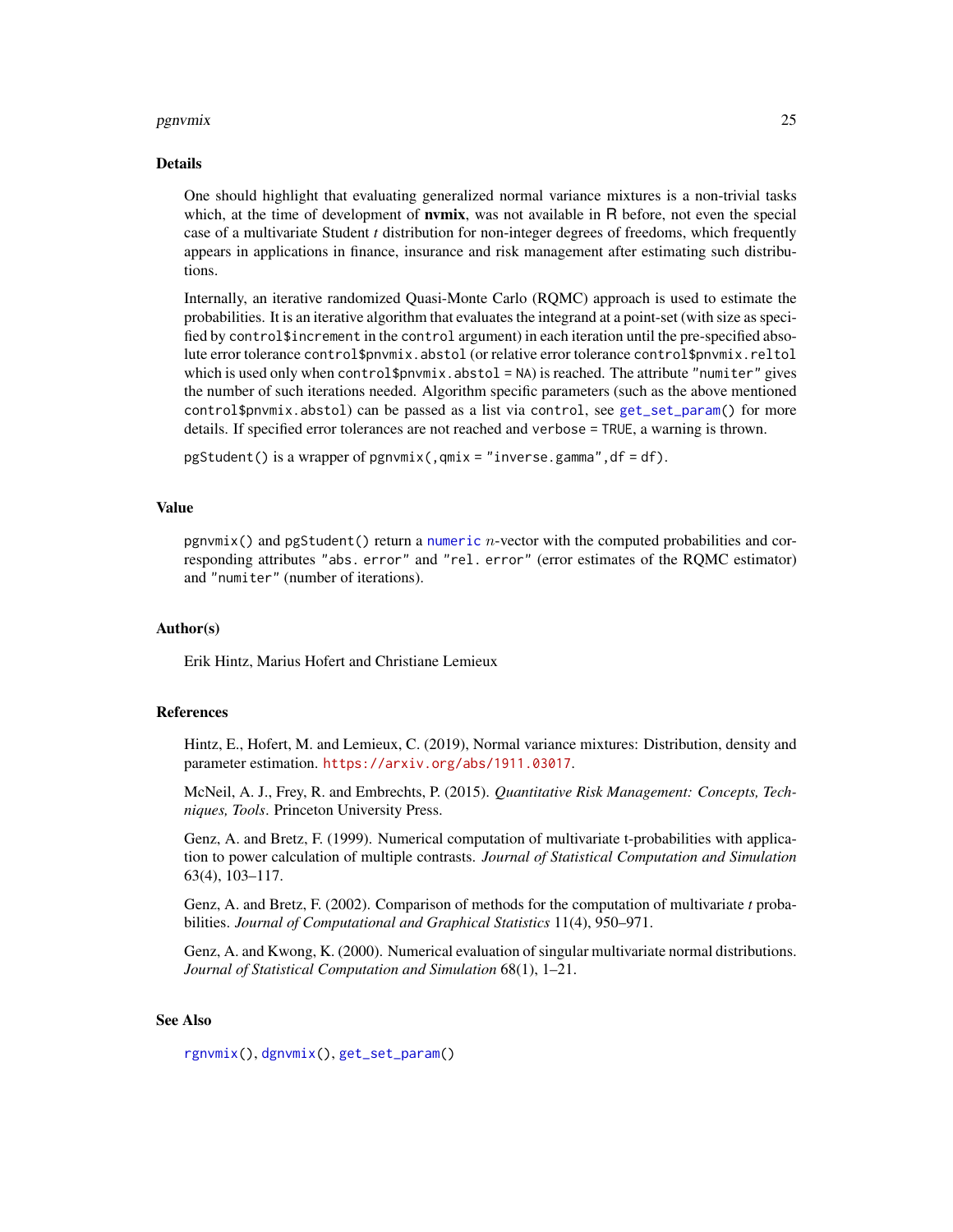## Details

One should highlight that evaluating generalized normal variance mixtures is a non-trivial tasks which, at the time of development of **nvmix**, was not available in R before, not even the special case of a multivariate Student *t* distribution for non-integer degrees of freedoms, which frequently appears in applications in finance, insurance and risk management after estimating such distributions.

Internally, an iterative randomized Quasi-Monte Carlo (RQMC) approach is used to estimate the probabilities. It is an iterative algorithm that evaluates the integrand at a point-set (with size as specified by `control$increment` in the `control` argument) in each iteration until the pre-specified absolute error tolerance `control$pnvmix.abstol` (or relative error tolerance `control$pnvmix.reltol` which is used only when `control$pnvmix.abstol = NA`) is reached. The attribute `"numiter"` gives the number of such iterations needed. Algorithm specific parameters (such as the above mentioned `control$pnvmix.abstol`) can be passed as a list via `control`, see `get_set_param()` for more details. If specified error tolerances are not reached and `verbose = TRUE`, a warning is thrown.

`pgStudent()` is a wrapper of `pgnvmix(,qmix = "inverse.gamma",df = df)`.

## Value

`pgnvmix()` and `pgStudent()` return a `numeric` $n$-vector with the computed probabilities and corresponding attributes `"abs. error"` and `"rel. error"` (error estimates of the RQMC estimator) and `"numiter"` (number of iterations).

## Author(s)

Erik Hintz, Marius Hofert and Christiane Lemieux

## References

Hintz, E., Hofert, M. and Lemieux, C. (2019), Normal variance mixtures: Distribution, density and parameter estimation. https://arxiv.org/abs/1911.03017.

McNeil, A. J., Frey, R. and Embrechts, P. (2015). *Quantitative Risk Management: Concepts, Techniques, Tools*. Princeton University Press.

Genz, A. and Bretz, F. (1999). Numerical computation of multivariate t-probabilities with application to power calculation of multiple contrasts. *Journal of Statistical Computation and Simulation* 63(4), 103–117.

Genz, A. and Bretz, F. (2002). Comparison of methods for the computation of multivariate *t* probabilities. *Journal of Computational and Graphical Statistics* 11(4), 950–971.

Genz, A. and Kwong, K. (2000). Numerical evaluation of singular multivariate normal distributions. *Journal of Statistical Computation and Simulation* 68(1), 1–21.

## See Also

`rgnvmix()`, `dgnvmix()`, `get_set_param()`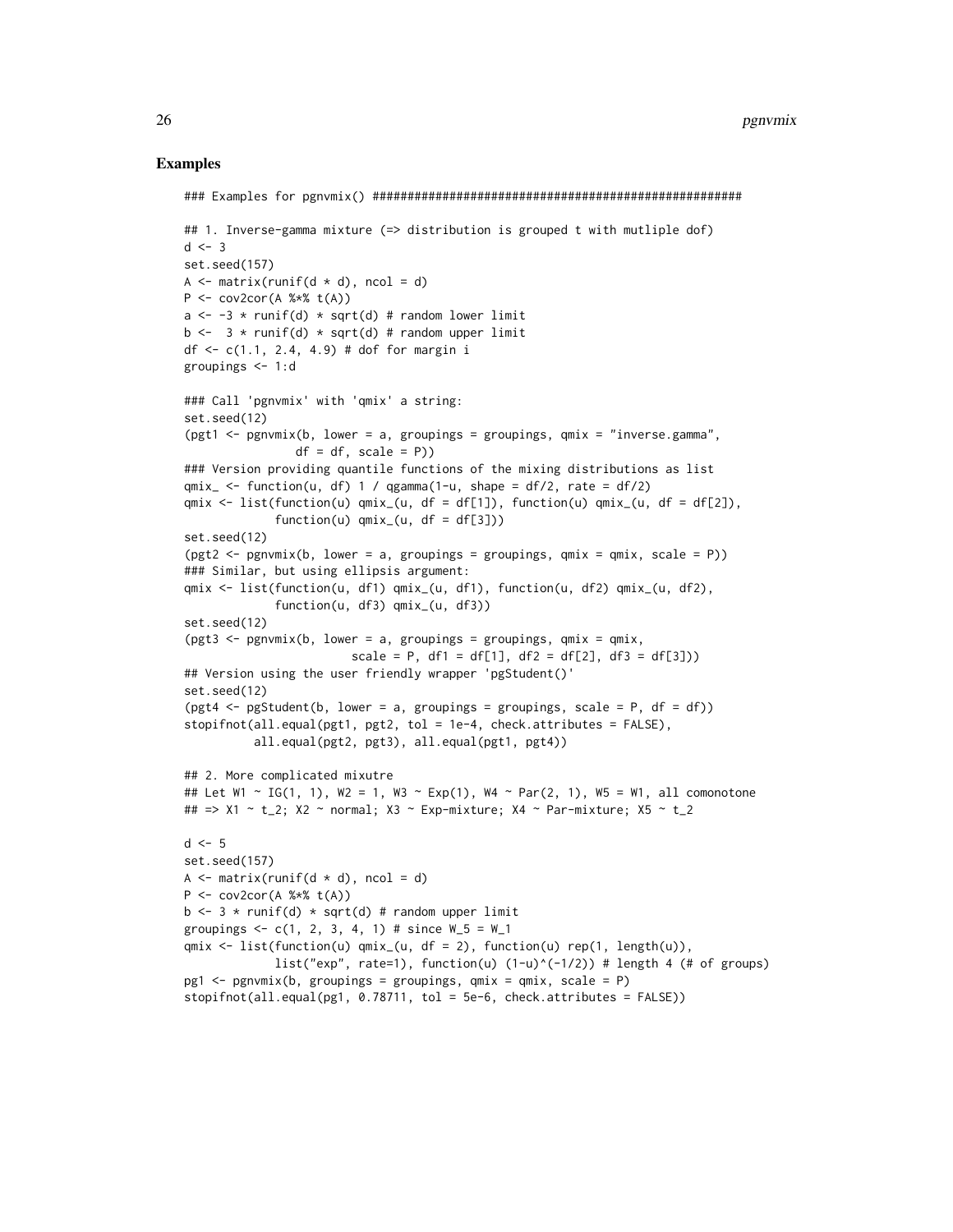## Examples

```
### Examples for pgnvmix() ###################################################

## 1. Inverse-gamma mixture (=> distribution is grouped t with mutliple dof)
d <- 3
set.seed(157)
A <- matrix(runif(d * d), ncol = d)
P <- cov2cor(A %*% t(A))
a <- -3 * runif(d) * sqrt(d) # random lower limit
b <-  3 * runif(d) * sqrt(d) # random upper limit
df <- c(1.1, 2.4, 4.9) # dof for margin i
groupings <- 1:d

### Call 'pgnvmix' with 'qmix' a string:
set.seed(12)
(pgt1 <- pgnvmix(b, lower = a, groupings = groupings, qmix = "inverse.gamma",
                 df = df, scale = P))
### Version providing quantile functions of the mixing distributions as list
qmix_ <- function(u, df) 1 / qgamma(1-u, shape = df/2, rate = df/2)
qmix <- list(function(u) qmix_(u, df = df[1]), function(u) qmix_(u, df = df[2]),
             function(u) qmix_(u, df = df[3]))
set.seed(12)
(pgt2 <- pgnvmix(b, lower = a, groupings = groupings, qmix = qmix, scale = P))
### Similar, but using ellipsis argument:
qmix <- list(function(u, df1) qmix_(u, df1), function(u, df2) qmix_(u, df2),
             function(u, df3) qmix_(u, df3))
set.seed(12)
(pgt3 <- pgnvmix(b, lower = a, groupings = groupings, qmix = qmix,
                        scale = P, df1 = df[1], df2 = df[2], df3 = df[3]))
## Version using the user friendly wrapper 'pgStudent()'
set.seed(12)
(pgt4 <- pgStudent(b, lower = a, groupings = groupings, scale = P, df = df))
stopifnot(all.equal(pgt1, pgt2, tol = 1e-4, check.attributes = FALSE),
          all.equal(pgt2, pgt3), all.equal(pgt1, pgt4))

## 2. More complicated mixutre
## Let W1 ~ IG(1, 1), W2 = 1, W3 ~ Exp(1), W4 ~ Par(2, 1), W5 = W1, all comonotone
## => X1 ~ t_2; X2 ~ normal; X3 ~ Exp-mixture; X4 ~ Par-mixture; X5 ~ t_2

d <- 5
set.seed(157)
A <- matrix(runif(d * d), ncol = d)
P <- cov2cor(A %*% t(A))
b <- 3 * runif(d) * sqrt(d) # random upper limit
groupings <- c(1, 2, 3, 4, 1) # since W_5 = W_1
qmix <- list(function(u) qmix_(u, df = 2), function(u) rep(1, length(u)),
             list("exp", rate=1), function(u) (1-u)^(-1/2)) # length 4 (# of groups)
pg1 <- pgnvmix(b, groupings = groupings, qmix = qmix, scale = P)
stopifnot(all.equal(pg1, 0.78711, tol = 5e-6, check.attributes = FALSE))
```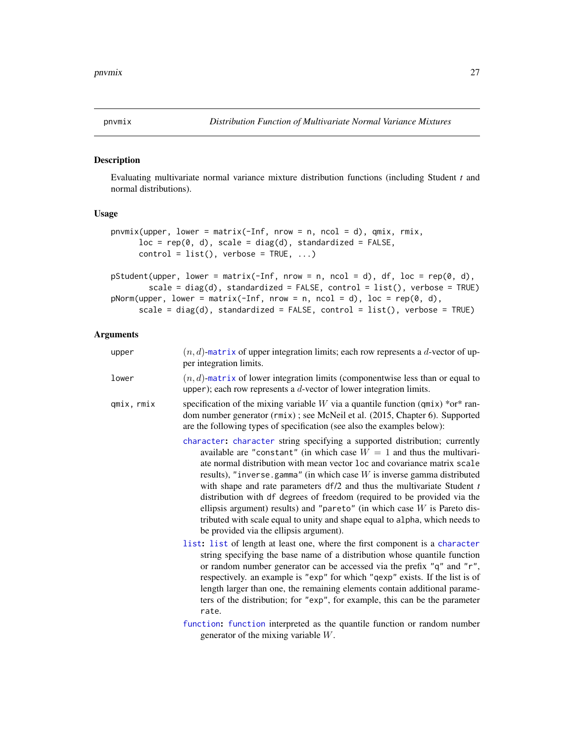pnvmix — *Distribution Function of Multivariate Normal Variance Mixtures*

## Description

Evaluating multivariate normal variance mixture distribution functions (including Student *t* and normal distributions).

## Usage

```
pnvmix(upper, lower = matrix(-Inf, nrow = n, ncol = d), qmix, rmix,
       loc = rep(0, d), scale = diag(d), standardized = FALSE,
       control = list(), verbose = TRUE, ...)

pStudent(upper, lower = matrix(-Inf, nrow = n, ncol = d), df, loc = rep(0, d),
         scale = diag(d), standardized = FALSE, control = list(), verbose = TRUE)
pNorm(upper, lower = matrix(-Inf, nrow = n, ncol = d), loc = rep(0, d),
      scale = diag(d), standardized = FALSE, control = list(), verbose = TRUE)
```

## Arguments

**upper** — $(n, d)$-matrix of upper integration limits; each row represents a $d$-vector of upper integration limits.

**lower** — $(n, d)$-matrix of lower integration limits (componentwise less than or equal to upper); each row represents a $d$-vector of lower integration limits.

**qmix, rmix** — specification of the mixing variable $W$ via a quantile function (qmix) *or* random number generator (rmix) ; see McNeil et al. (2015, Chapter 6). Supported are the following types of specification (see also the examples below):

- **character:** character string specifying a supported distribution; currently available are "constant" (in which case $W = 1$ and thus the multivariate normal distribution with mean vector loc and covariance matrix scale results), "inverse.gamma" (in which case $W$ is inverse gamma distributed with shape and rate parameters df/2 and thus the multivariate Student *t* distribution with df degrees of freedom (required to be provided via the ellipsis argument) results) and "pareto" (in which case $W$ is Pareto distributed with scale equal to unity and shape equal to alpha, which needs to be provided via the ellipsis argument).
- **list:** list of length at least one, where the first component is a character string specifying the base name of a distribution whose quantile function or random number generator can be accessed via the prefix "q" and "r", respectively. an example is "exp" for which "qexp" exists. If the list is of length larger than one, the remaining elements contain additional parameters of the distribution; for "exp", for example, this can be the parameter rate.
- **function:** function interpreted as the quantile function or random number generator of the mixing variable $W$.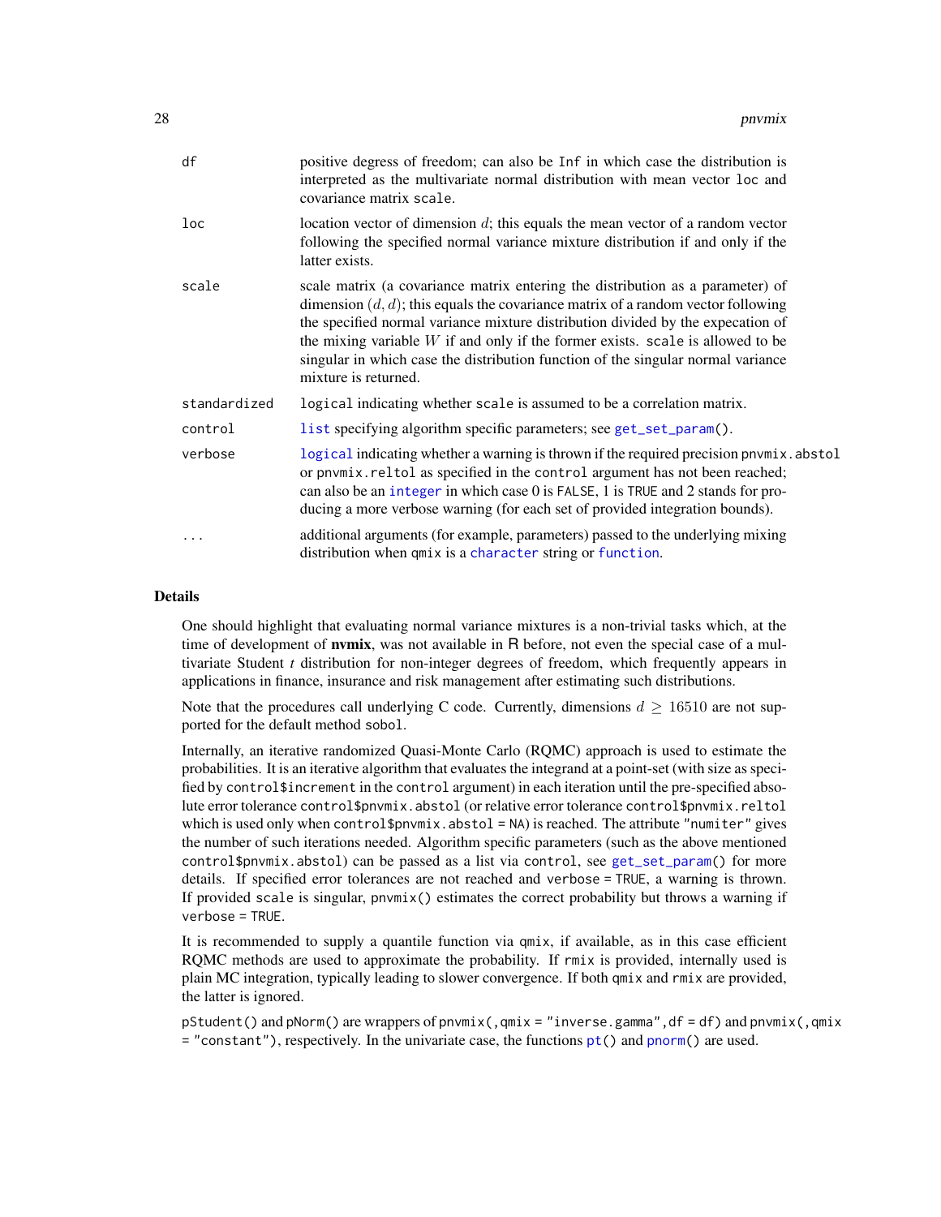| | |
|---|---|
| df | positive degress of freedom; can also be Inf in which case the distribution is interpreted as the multivariate normal distribution with mean vector loc and covariance matrix scale. |
| loc | location vector of dimension $d$; this equals the mean vector of a random vector following the specified normal variance mixture distribution if and only if the latter exists. |
| scale | scale matrix (a covariance matrix entering the distribution as a parameter) of dimension $(d, d)$; this equals the covariance matrix of a random vector following the specified normal variance mixture distribution divided by the expecation of the mixing variable $W$ if and only if the former exists. scale is allowed to be singular in which case the distribution function of the singular normal variance mixture is returned. |
| standardized | logical indicating whether scale is assumed to be a correlation matrix. |
| control | list specifying algorithm specific parameters; see get_set_param(). |
| verbose | logical indicating whether a warning is thrown if the required precision pnvmix.abstol or pnvmix.reltol as specified in the control argument has not been reached; can also be an integer in which case 0 is FALSE, 1 is TRUE and 2 stands for producing a more verbose warning (for each set of provided integration bounds). |
| ... | additional arguments (for example, parameters) passed to the underlying mixing distribution when qmix is a character string or function. |

## Details

One should highlight that evaluating normal variance mixtures is a non-trivial tasks which, at the time of development of **nvmix**, was not available in R before, not even the special case of a multivariate Student *t* distribution for non-integer degrees of freedom, which frequently appears in applications in finance, insurance and risk management after estimating such distributions.

Note that the procedures call underlying C code. Currently, dimensions $d \geq 16510$ are not supported for the default method sobol.

Internally, an iterative randomized Quasi-Monte Carlo (RQMC) approach is used to estimate the probabilities. It is an iterative algorithm that evaluates the integrand at a point-set (with size as specified by control$increment in the control argument) in each iteration until the pre-specified absolute error tolerance control$pnvmix.abstol (or relative error tolerance control$pnvmix.reltol which is used only when control$pnvmix.abstol = NA) is reached. The attribute "numiter" gives the number of such iterations needed. Algorithm specific parameters (such as the above mentioned control$pnvmix.abstol) can be passed as a list via control, see get_set_param() for more details. If specified error tolerances are not reached and verbose = TRUE, a warning is thrown. If provided scale is singular, pnvmix() estimates the correct probability but throws a warning if verbose = TRUE.

It is recommended to supply a quantile function via qmix, if available, as in this case efficient RQMC methods are used to approximate the probability. If rmix is provided, internally used is plain MC integration, typically leading to slower convergence. If both qmix and rmix are provided, the latter is ignored.

pStudent() and pNorm() are wrappers of pnvmix(, qmix = "inverse.gamma", df = df) and pnvmix(, qmix = "constant"), respectively. In the univariate case, the functions pt() and pnorm() are used.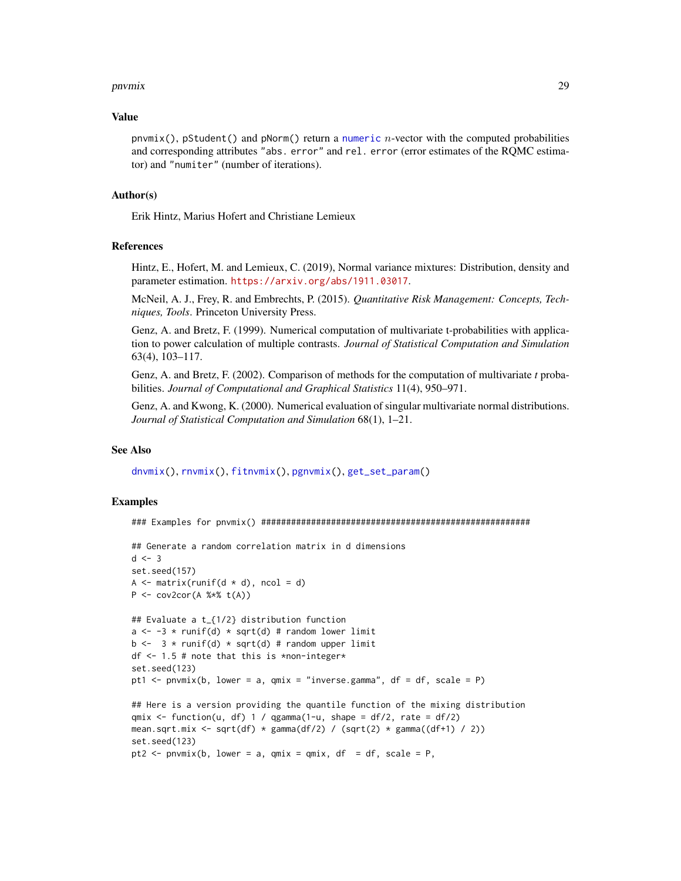## Value

`pnvmix()`, `pStudent()` and `pNorm()` return a `numeric` $n$-vector with the computed probabilities and corresponding attributes `"abs. error"` and `rel. error` (error estimates of the RQMC estimator) and `"numiter"` (number of iterations).

## Author(s)

Erik Hintz, Marius Hofert and Christiane Lemieux

## References

Hintz, E., Hofert, M. and Lemieux, C. (2019), Normal variance mixtures: Distribution, density and parameter estimation. https://arxiv.org/abs/1911.03017.

McNeil, A. J., Frey, R. and Embrechts, P. (2015). *Quantitative Risk Management: Concepts, Techniques, Tools*. Princeton University Press.

Genz, A. and Bretz, F. (1999). Numerical computation of multivariate t-probabilities with application to power calculation of multiple contrasts. *Journal of Statistical Computation and Simulation* 63(4), 103–117.

Genz, A. and Bretz, F. (2002). Comparison of methods for the computation of multivariate *t* probabilities. *Journal of Computational and Graphical Statistics* 11(4), 950–971.

Genz, A. and Kwong, K. (2000). Numerical evaluation of singular multivariate normal distributions. *Journal of Statistical Computation and Simulation* 68(1), 1–21.

## See Also

`dnvmix()`, `rnvmix()`, `fitnvmix()`, `pgnvmix()`, `get_set_param()`

## Examples

```
### Examples for pnvmix() ######################################################

## Generate a random correlation matrix in d dimensions
d <- 3
set.seed(157)
A <- matrix(runif(d * d), ncol = d)
P <- cov2cor(A %*% t(A))

## Evaluate a t_{1/2} distribution function
a <- -3 * runif(d) * sqrt(d) # random lower limit
b <-  3 * runif(d) * sqrt(d) # random upper limit
df <- 1.5 # note that this is *non-integer*
set.seed(123)
pt1 <- pnvmix(b, lower = a, qmix = "inverse.gamma", df = df, scale = P)

## Here is a version providing the quantile function of the mixing distribution
qmix <- function(u, df) 1 / qgamma(1-u, shape = df/2, rate = df/2)
mean.sqrt.mix <- sqrt(df) * gamma(df/2) / (sqrt(2) * gamma((df+1) / 2))
set.seed(123)
pt2 <- pnvmix(b, lower = a, qmix = qmix, df  = df, scale = P,
```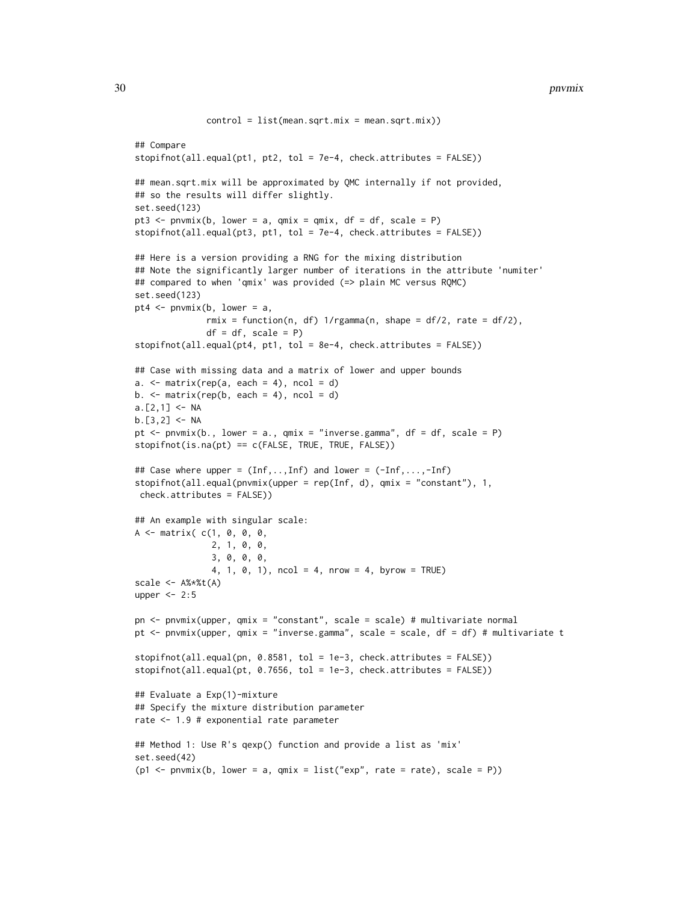```
             control = list(mean.sqrt.mix = mean.sqrt.mix))

## Compare
stopifnot(all.equal(pt1, pt2, tol = 7e-4, check.attributes = FALSE))

## mean.sqrt.mix will be approximated by QMC internally if not provided,
## so the results will differ slightly.
set.seed(123)
pt3 <- pnvmix(b, lower = a, qmix = qmix, df = df, scale = P)
stopifnot(all.equal(pt3, pt1, tol = 7e-4, check.attributes = FALSE))

## Here is a version providing a RNG for the mixing distribution
## Note the significantly larger number of iterations in the attribute 'numiter'
## compared to when 'qmix' was provided (=> plain MC versus RQMC)
set.seed(123)
pt4 <- pnvmix(b, lower = a,
              rmix = function(n, df) 1/rgamma(n, shape = df/2, rate = df/2),
              df = df, scale = P)
stopifnot(all.equal(pt4, pt1, tol = 8e-4, check.attributes = FALSE))

## Case with missing data and a matrix of lower and upper bounds
a. <- matrix(rep(a, each = 4), ncol = d)
b. <- matrix(rep(b, each = 4), ncol = d)
a.[2,1] <- NA
b.[3,2] <- NA
pt <- pnvmix(b., lower = a., qmix = "inverse.gamma", df = df, scale = P)
stopifnot(is.na(pt) == c(FALSE, TRUE, TRUE, FALSE))

## Case where upper = (Inf,..,Inf) and lower = (-Inf,...,-Inf)
stopifnot(all.equal(pnvmix(upper = rep(Inf, d), qmix = "constant"), 1,
 check.attributes = FALSE))

## An example with singular scale:
A <- matrix( c(1, 0, 0, 0,
               2, 1, 0, 0,
               3, 0, 0, 0,
               4, 1, 0, 1), ncol = 4, nrow = 4, byrow = TRUE)
scale <- A%*%t(A)
upper <- 2:5

pn <- pnvmix(upper, qmix = "constant", scale = scale) # multivariate normal
pt <- pnvmix(upper, qmix = "inverse.gamma", scale = scale, df = df) # multivariate t

stopifnot(all.equal(pn, 0.8581, tol = 1e-3, check.attributes = FALSE))
stopifnot(all.equal(pt, 0.7656, tol = 1e-3, check.attributes = FALSE))

## Evaluate a Exp(1)-mixture
## Specify the mixture distribution parameter
rate <- 1.9 # exponential rate parameter

## Method 1: Use R's qexp() function and provide a list as 'mix'
set.seed(42)
(p1 <- pnvmix(b, lower = a, qmix = list("exp", rate = rate), scale = P))
```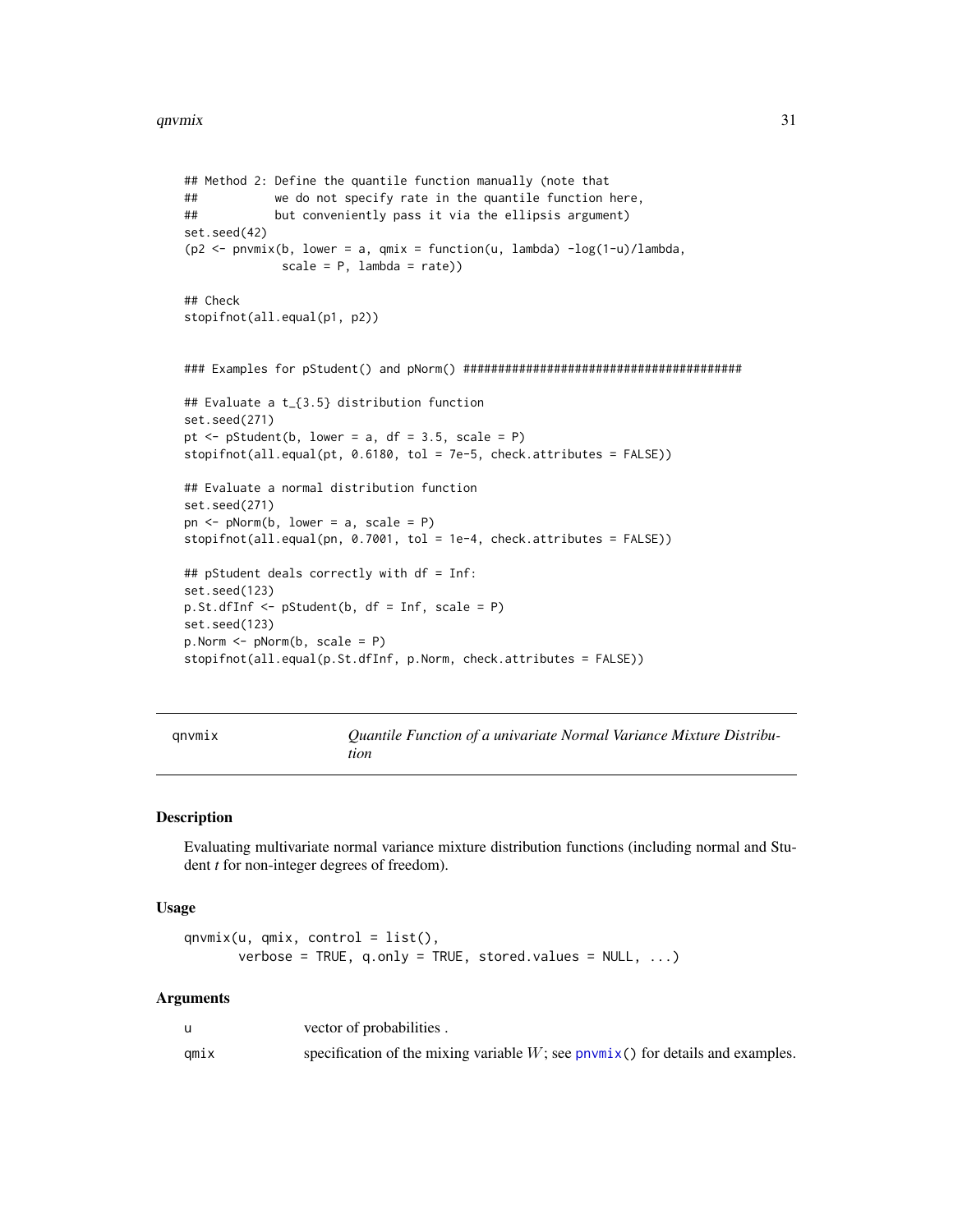```
## Method 2: Define the quantile function manually (note that
##           we do not specify rate in the quantile function here,
##           but conveniently pass it via the ellipsis argument)
set.seed(42)
(p2 <- pnvmix(b, lower = a, qmix = function(u, lambda) -log(1-u)/lambda,
              scale = P, lambda = rate))

## Check
stopifnot(all.equal(p1, p2))


### Examples for pStudent() and pNorm() ########################################

## Evaluate a t_{3.5} distribution function
set.seed(271)
pt <- pStudent(b, lower = a, df = 3.5, scale = P)
stopifnot(all.equal(pt, 0.6180, tol = 7e-5, check.attributes = FALSE))

## Evaluate a normal distribution function
set.seed(271)
pn <- pNorm(b, lower = a, scale = P)
stopifnot(all.equal(pn, 0.7001, tol = 1e-4, check.attributes = FALSE))

## pStudent deals correctly with df = Inf:
set.seed(123)
p.St.dfInf <- pStudent(b, df = Inf, scale = P)
set.seed(123)
p.Norm <- pNorm(b, scale = P)
stopifnot(all.equal(p.St.dfInf, p.Norm, check.attributes = FALSE))
```

---

`qnvmix` *Quantile Function of a univariate Normal Variance Mixture Distribution*

---

### Description

Evaluating multivariate normal variance mixture distribution functions (including normal and Student *t* for non-integer degrees of freedom).

### Usage

```
qnvmix(u, qmix, control = list(),
       verbose = TRUE, q.only = TRUE, stored.values = NULL, ...)
```

### Arguments

| | |
|---|---|
| `u` | vector of probabilities . |
| `qmix` | specification of the mixing variable $W$; see `pnvmix()` for details and examples. |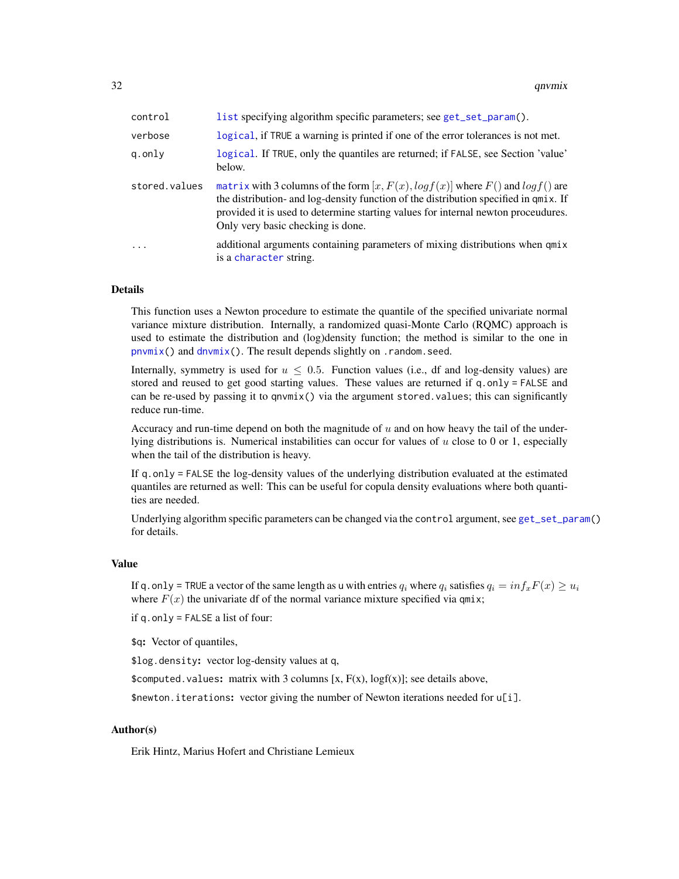| | |
|---|---|
| control | list specifying algorithm specific parameters; see get_set_param(). |
| verbose | logical, if TRUE a warning is printed if one of the error tolerances is not met. |
| q.only | logical. If TRUE, only the quantiles are returned; if FALSE, see Section 'value' below. |
| stored.values | matrix with 3 columns of the form $[x, F(x), logf(x)]$ where $F()$ and $logf()$ are the distribution- and log-density function of the distribution specified in qmix. If provided it is used to determine starting values for internal newton proceudures. Only very basic checking is done. |
| ... | additional arguments containing parameters of mixing distributions when qmix is a character string. |

## Details

This function uses a Newton procedure to estimate the quantile of the specified univariate normal variance mixture distribution. Internally, a randomized quasi-Monte Carlo (RQMC) approach is used to estimate the distribution and (log)density function; the method is similar to the one in pnvmix() and dnvmix(). The result depends slightly on .random.seed.

Internally, symmetry is used for $u \leq 0.5$. Function values (i.e., df and log-density values) are stored and reused to get good starting values. These values are returned if q.only = FALSE and can be re-used by passing it to qnvmix() via the argument stored.values; this can significantly reduce run-time.

Accuracy and run-time depend on both the magnitude of $u$ and on how heavy the tail of the underlying distributions is. Numerical instabilities can occur for values of $u$ close to 0 or 1, especially when the tail of the distribution is heavy.

If q.only = FALSE the log-density values of the underlying distribution evaluated at the estimated quantiles are returned as well: This can be useful for copula density evaluations where both quantities are needed.

Underlying algorithm specific parameters can be changed via the control argument, see get_set_param() for details.

## Value

If q.only = TRUE a vector of the same length as u with entries $q_i$ where $q_i$ satisfies $q_i = inf_x F(x) \geq u_i$ where $F(x)$ the univariate df of of the normal variance mixture specified via qmix;

if q.only = FALSE a list of four:

**$q:** Vector of quantiles,

**$log.density:** vector log-density values at q,

**$computed.values:** matrix with 3 columns [x, F(x), logf(x)]; see details above,

**$newton.iterations:** vector giving the number of Newton iterations needed for u[i].

## Author(s)

Erik Hintz, Marius Hofert and Christiane Lemieux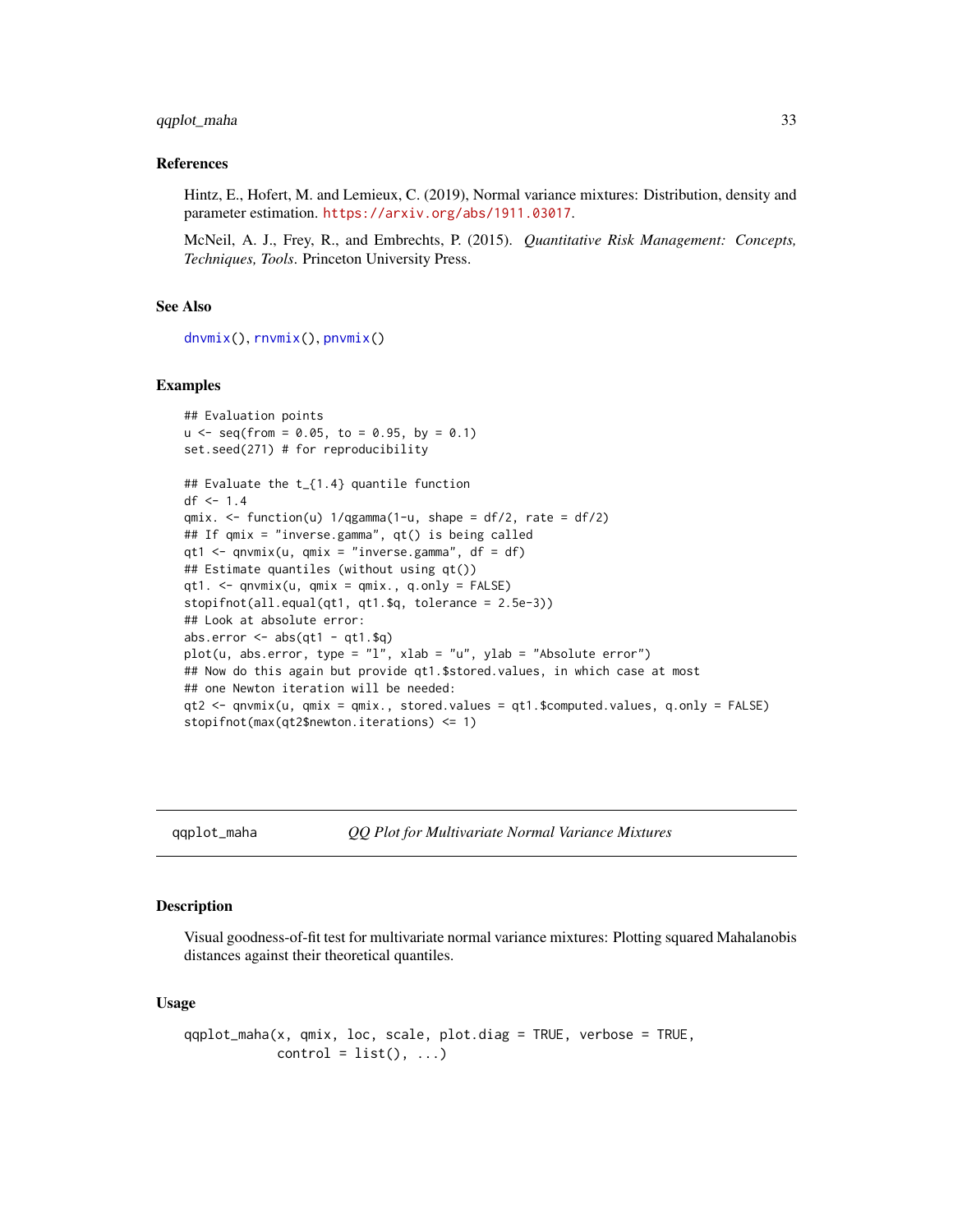### References

Hintz, E., Hofert, M. and Lemieux, C. (2019), Normal variance mixtures: Distribution, density and parameter estimation. https://arxiv.org/abs/1911.03017.

McNeil, A. J., Frey, R., and Embrechts, P. (2015). *Quantitative Risk Management: Concepts, Techniques, Tools*. Princeton University Press.

### See Also

dnvmix(), rnvmix(), pnvmix()

### Examples

```
## Evaluation points
u <- seq(from = 0.05, to = 0.95, by = 0.1)
set.seed(271) # for reproducibility

## Evaluate the t_{1.4} quantile function
df <- 1.4
qmix. <- function(u) 1/qgamma(1-u, shape = df/2, rate = df/2)
## If qmix = "inverse.gamma", qt() is being called
qt1 <- qnvmix(u, qmix = "inverse.gamma", df = df)
## Estimate quantiles (without using qt())
qt1. <- qnvmix(u, qmix = qmix., q.only = FALSE)
stopifnot(all.equal(qt1, qt1.$q, tolerance = 2.5e-3))
## Look at absolute error:
abs.error <- abs(qt1 - qt1.$q)
plot(u, abs.error, type = "l", xlab = "u", ylab = "Absolute error")
## Now do this again but provide qt1.$stored.values, in which case at most
## one Newton iteration will be needed:
qt2 <- qnvmix(u, qmix = qmix., stored.values = qt1.$computed.values, q.only = FALSE)
stopifnot(max(qt2$newton.iterations) <= 1)
```

---

## qqplot_maha — *QQ Plot for Multivariate Normal Variance Mixtures*

### Description

Visual goodness-of-fit test for multivariate normal variance mixtures: Plotting squared Mahalanobis distances against their theoretical quantiles.

### Usage

```
qqplot_maha(x, qmix, loc, scale, plot.diag = TRUE, verbose = TRUE,
            control = list(), ...)
```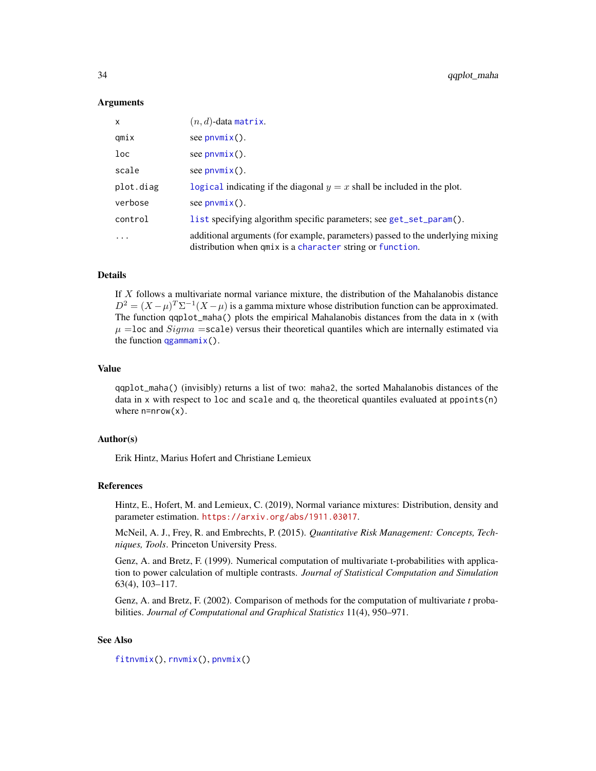### Arguments

| | |
|---|---|
| x | $(n, d)$-data matrix. |
| qmix | see pnvmix(). |
| loc | see pnvmix(). |
| scale | see pnvmix(). |
| plot.diag | logical indicating if the diagonal $y = x$ shall be included in the plot. |
| verbose | see pnvmix(). |
| control | list specifying algorithm specific parameters; see get_set_param(). |
| ... | additional arguments (for example, parameters) passed to the underlying mixing distribution when qmix is a character string or function. |

### Details

If $X$ follows a multivariate normal variance mixture, the distribution of the Mahalanobis distance $D^2 = (X - \mu)^T \Sigma^{-1} (X - \mu)$ is a gamma mixture whose distribution function can be approximated. The function qqplot_maha() plots the empirical Mahalanobis distances from the data in x (with $\mu$ =loc and $Sigma$ =scale) versus their theoretical quantiles which are internally estimated via the function qgammamix().

### Value

qqplot_maha() (invisibly) returns a list of two: maha2, the sorted Mahalanobis distances of the data in x with respect to loc and scale and q, the theoretical quantiles evaluated at ppoints(n) where n=nrow(x).

### Author(s)

Erik Hintz, Marius Hofert and Christiane Lemieux

### References

Hintz, E., Hofert, M. and Lemieux, C. (2019), Normal variance mixtures: Distribution, density and parameter estimation. https://arxiv.org/abs/1911.03017.

McNeil, A. J., Frey, R. and Embrechts, P. (2015). *Quantitative Risk Management: Concepts, Techniques, Tools*. Princeton University Press.

Genz, A. and Bretz, F. (1999). Numerical computation of multivariate t-probabilities with application to power calculation of multiple contrasts. *Journal of Statistical Computation and Simulation* 63(4), 103–117.

Genz, A. and Bretz, F. (2002). Comparison of methods for the computation of multivariate *t* probabilities. *Journal of Computational and Graphical Statistics* 11(4), 950–971.

### See Also

fitnvmix(), rnvmix(), pnvmix()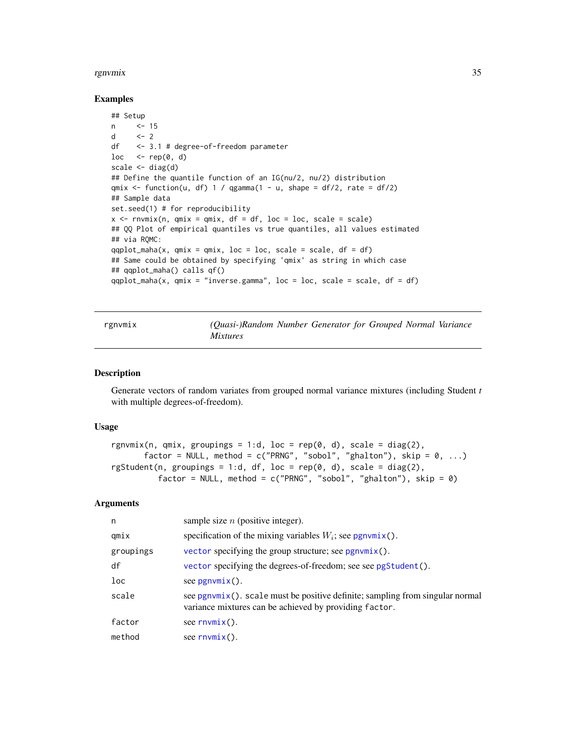### Examples

```
## Setup
n     <- 15
d     <- 2
df    <- 3.1 # degree-of-freedom parameter
loc   <- rep(0, d)
scale <- diag(d)
## Define the quantile function of an IG(nu/2, nu/2) distribution
qmix <- function(u, df) 1 / qgamma(1 - u, shape = df/2, rate = df/2)
## Sample data
set.seed(1) # for reproducibility
x <- rnvmix(n, qmix = qmix, df = df, loc = loc, scale = scale)
## QQ Plot of empirical quantiles vs true quantiles, all values estimated
## via RQMC:
qqplot_maha(x, qmix = qmix, loc = loc, scale = scale, df = df)
## Same could be obtained by specifying 'qmix' as string in which case
## qqplot_maha() calls qf()
qqplot_maha(x, qmix = "inverse.gamma", loc = loc, scale = scale, df = df)
```

---

## rgnvmix — *(Quasi-)Random Number Generator for Grouped Normal Variance Mixtures*

### Description

Generate vectors of random variates from grouped normal variance mixtures (including Student *t* with multiple degrees-of-freedom).

### Usage

```
rgnvmix(n, qmix, groupings = 1:d, loc = rep(0, d), scale = diag(2),
        factor = NULL, method = c("PRNG", "sobol", "ghalton"), skip = 0, ...)
rgStudent(n, groupings = 1:d, df, loc = rep(0, d), scale = diag(2),
          factor = NULL, method = c("PRNG", "sobol", "ghalton"), skip = 0)
```

### Arguments

| | |
|---|---|
| n | sample size $n$ (positive integer). |
| qmix | specification of the mixing variables $W_i$; see pgnvmix(). |
| groupings | vector specifying the group structure; see pgnvmix(). |
| df | vector specifying the degrees-of-freedom; see see pgStudent(). |
| loc | see pgnvmix(). |
| scale | see pgnvmix(). scale must be positive definite; sampling from singular normal variance mixtures can be achieved by providing factor. |
| factor | see rnvmix(). |
| method | see rnvmix(). |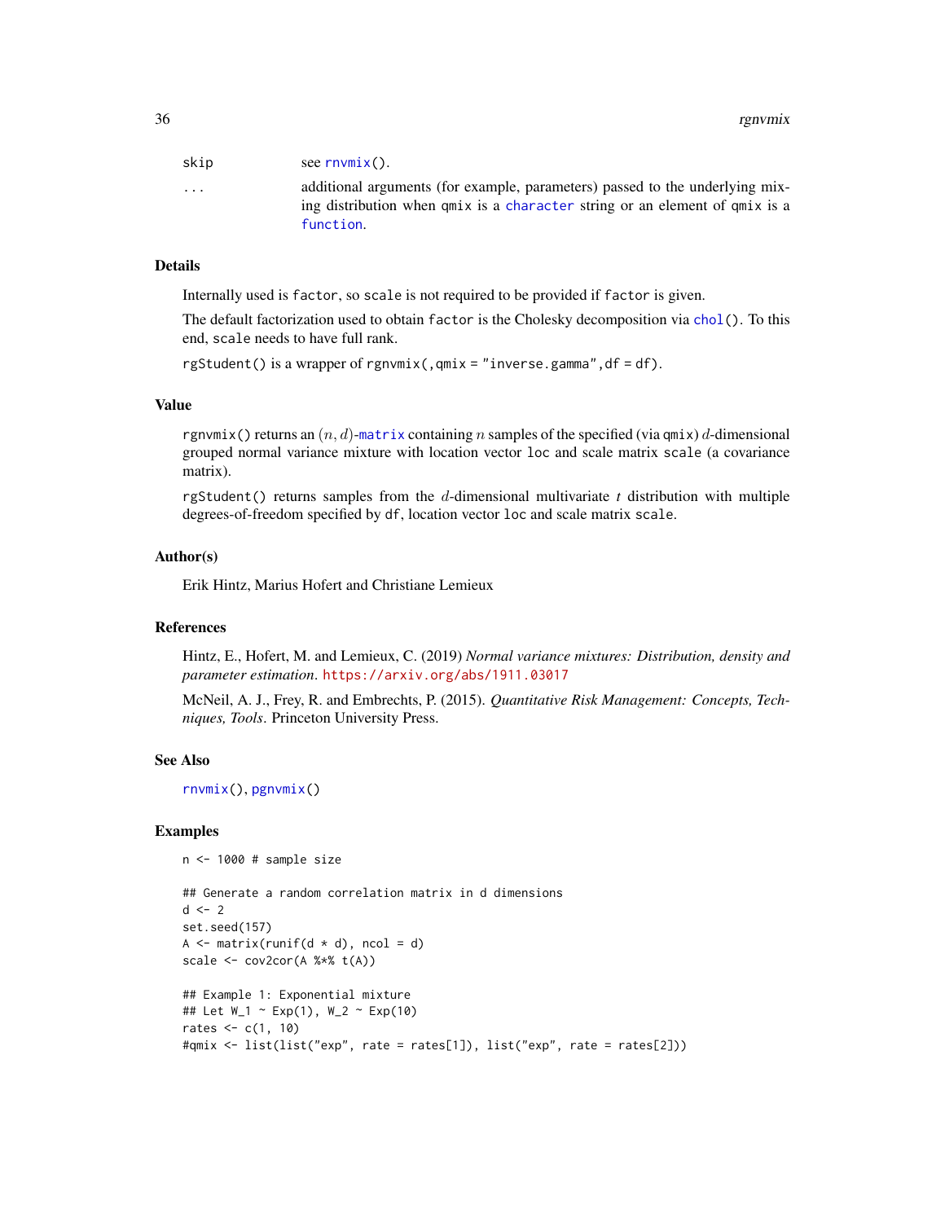| | |
|---|---|
| skip | see rnvmix(). |
| ... | additional arguments (for example, parameters) passed to the underlying mixing distribution when qmix is a character string or an element of qmix is a function. |

### Details

Internally used is factor, so scale is not required to be provided if factor is given.

The default factorization used to obtain factor is the Cholesky decomposition via chol(). To this end, scale needs to have full rank.

rgStudent() is a wrapper of rgnvmix(,qmix = "inverse.gamma",df = df).

### Value

rgnvmix() returns an $(n, d)$-matrix containing $n$ samples of the specified (via qmix) $d$-dimensional grouped normal variance mixture with location vector loc and scale matrix scale (a covariance matrix).

rgStudent() returns samples from the $d$-dimensional multivariate *t* distribution with multiple degrees-of-freedom specified by df, location vector loc and scale matrix scale.

### Author(s)

Erik Hintz, Marius Hofert and Christiane Lemieux

### References

Hintz, E., Hofert, M. and Lemieux, C. (2019) *Normal variance mixtures: Distribution, density and parameter estimation*. https://arxiv.org/abs/1911.03017

McNeil, A. J., Frey, R. and Embrechts, P. (2015). *Quantitative Risk Management: Concepts, Techniques, Tools*. Princeton University Press.

### See Also

rnvmix(), pgnvmix()

### Examples

```
n <- 1000 # sample size

## Generate a random correlation matrix in d dimensions
d <- 2
set.seed(157)
A <- matrix(runif(d * d), ncol = d)
scale <- cov2cor(A %*% t(A))

## Example 1: Exponential mixture
## Let W_1 ~ Exp(1), W_2 ~ Exp(10)
rates <- c(1, 10)
#qmix <- list(list("exp", rate = rates[1]), list("exp", rate = rates[2]))
```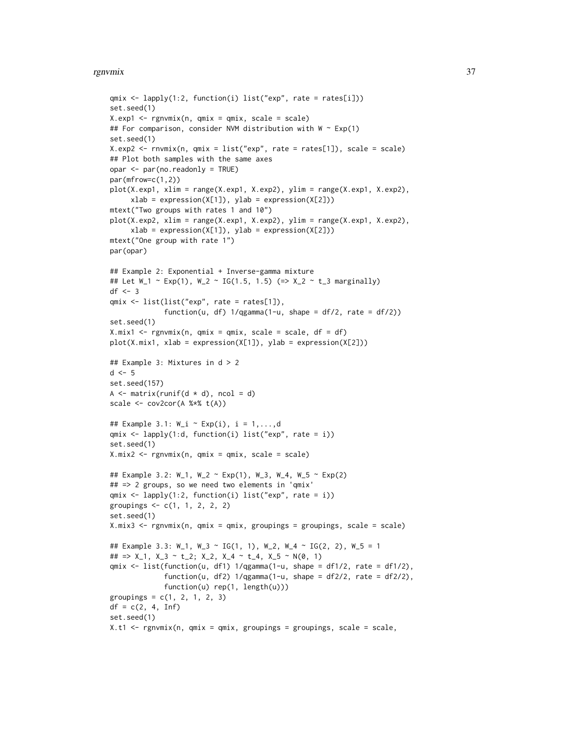```
qmix <- lapply(1:2, function(i) list("exp", rate = rates[i]))
set.seed(1)
X.exp1 <- rgnvmix(n, qmix = qmix, scale = scale)
## For comparison, consider NVM distribution with W ~ Exp(1)
set.seed(1)
X.exp2 <- rnvmix(n, qmix = list("exp", rate = rates[1]), scale = scale)
## Plot both samples with the same axes
opar <- par(no.readonly = TRUE)
par(mfrow=c(1,2))
plot(X.exp1, xlim = range(X.exp1, X.exp2), ylim = range(X.exp1, X.exp2),
     xlab = expression(X[1]), ylab = expression(X[2]))
mtext("Two groups with rates 1 and 10")
plot(X.exp2, xlim = range(X.exp1, X.exp2), ylim = range(X.exp1, X.exp2),
     xlab = expression(X[1]), ylab = expression(X[2]))
mtext("One group with rate 1")
par(opar)

## Example 2: Exponential + Inverse-gamma mixture
## Let W_1 ~ Exp(1), W_2 ~ IG(1.5, 1.5) (=> X_2 ~ t_3 marginally)
df <- 3
qmix <- list(list("exp", rate = rates[1]),
             function(u, df) 1/qgamma(1-u, shape = df/2, rate = df/2))
set.seed(1)
X.mix1 <- rgnvmix(n, qmix = qmix, scale = scale, df = df)
plot(X.mix1, xlab = expression(X[1]), ylab = expression(X[2]))

## Example 3: Mixtures in d > 2
d <- 5
set.seed(157)
A <- matrix(runif(d * d), ncol = d)
scale <- cov2cor(A %*% t(A))

## Example 3.1: W_i ~ Exp(i), i = 1,...,d
qmix <- lapply(1:d, function(i) list("exp", rate = i))
set.seed(1)
X.mix2 <- rgnvmix(n, qmix = qmix, scale = scale)

## Example 3.2: W_1, W_2 ~ Exp(1), W_3, W_4, W_5 ~ Exp(2)
## => 2 groups, so we need two elements in 'qmix'
qmix <- lapply(1:2, function(i) list("exp", rate = i))
groupings <- c(1, 1, 2, 2, 2)
set.seed(1)
X.mix3 <- rgnvmix(n, qmix = qmix, groupings = groupings, scale = scale)

## Example 3.3: W_1, W_3 ~ IG(1, 1), W_2, W_4 ~ IG(2, 2), W_5 = 1
## => X_1, X_3 ~ t_2; X_2, X_4 ~ t_4, X_5 ~ N(0, 1)
qmix <- list(function(u, df1) 1/qgamma(1-u, shape = df1/2, rate = df1/2),
             function(u, df2) 1/qgamma(1-u, shape = df2/2, rate = df2/2),
             function(u) rep(1, length(u)))
groupings = c(1, 2, 1, 2, 3)
df = c(2, 4, Inf)
set.seed(1)
X.t1 <- rgnvmix(n, qmix = qmix, groupings = groupings, scale = scale,
```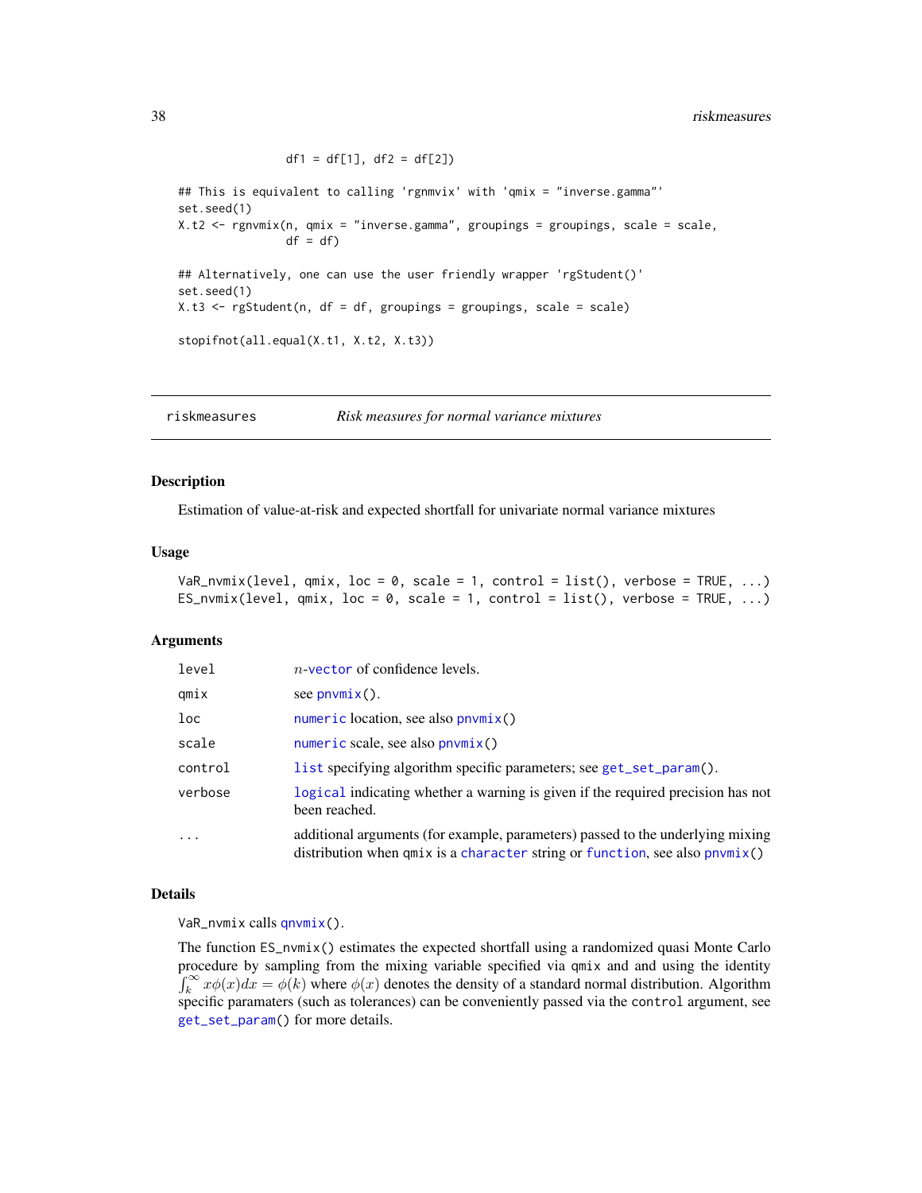```
              df1 = df[1], df2 = df[2])

## This is equivalent to calling 'rgnmvix' with 'qmix = "inverse.gamma"'
set.seed(1)
X.t2 <- rgnvmix(n, qmix = "inverse.gamma", groupings = groupings, scale = scale,
              df = df)

## Alternatively, one can use the user friendly wrapper 'rgStudent()'
set.seed(1)
X.t3 <- rgStudent(n, df = df, groupings = groupings, scale = scale)

stopifnot(all.equal(X.t1, X.t2, X.t3))
```

---

riskmeasures — *Risk measures for normal variance mixtures*

---

### Description

Estimation of value-at-risk and expected shortfall for univariate normal variance mixtures

### Usage

```
VaR_nvmix(level, qmix, loc = 0, scale = 1, control = list(), verbose = TRUE, ...)
ES_nvmix(level, qmix, loc = 0, scale = 1, control = list(), verbose = TRUE, ...)
```

### Arguments

| | |
|---|---|
| `level` | $n$-`vector` of confidence levels. |
| `qmix` | see `pnvmix()`. |
| `loc` | `numeric` location, see also `pnvmix()` |
| `scale` | `numeric` scale, see also `pnvmix()` |
| `control` | `list` specifying algorithm specific parameters; see `get_set_param()`. |
| `verbose` | `logical` indicating whether a warning is given if the required precision has not been reached. |
| `...` | additional arguments (for example, parameters) passed to the underlying mixing distribution when `qmix` is a `character` string or `function`, see also `pnvmix()` |

### Details

`VaR_nvmix` calls `qnvmix()`.

The function `ES_nvmix()` estimates the expected shortfall using a randomized quasi Monte Carlo procedure by sampling from the mixing variable specified via `qmix` and and using the identity $\int_k^\infty x\phi(x)dx = \phi(k)$ where $\phi(x)$ denotes the density of a standard normal distribution. Algorithm specific paramaters (such as tolerances) can be conveniently passed via the `control` argument, see `get_set_param()` for more details.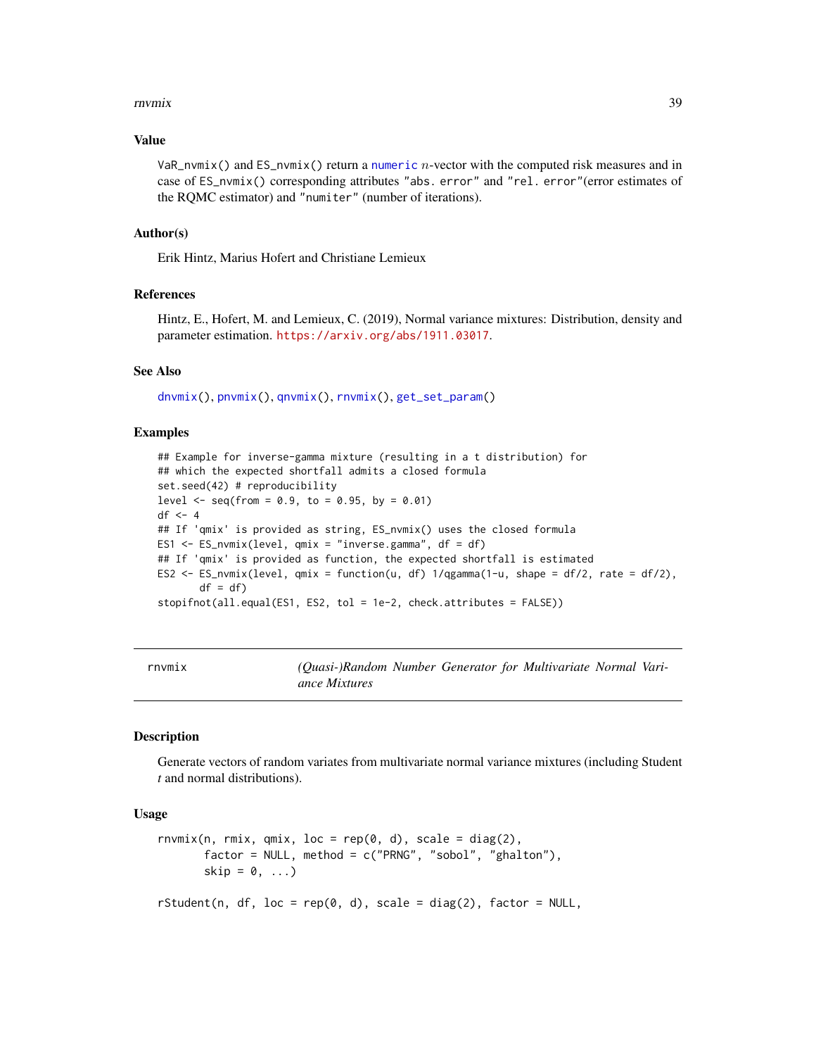### Value

`VaR_nvmix()` and `ES_nvmix()` return a `numeric` $n$-vector with the computed risk measures and in case of `ES_nvmix()` corresponding attributes `"abs. error"` and `"rel. error"`(error estimates of the RQMC estimator) and `"numiter"` (number of iterations).

### Author(s)

Erik Hintz, Marius Hofert and Christiane Lemieux

### References

Hintz, E., Hofert, M. and Lemieux, C. (2019), Normal variance mixtures: Distribution, density and parameter estimation. https://arxiv.org/abs/1911.03017.

### See Also

`dnvmix()`, `pnvmix()`, `qnvmix()`, `rnvmix()`, `get_set_param()`

### Examples

```
## Example for inverse-gamma mixture (resulting in a t distribution) for
## which the expected shortfall admits a closed formula
set.seed(42) # reproducibility
level <- seq(from = 0.9, to = 0.95, by = 0.01)
df <- 4
## If 'qmix' is provided as string, ES_nvmix() uses the closed formula
ES1 <- ES_nvmix(level, qmix = "inverse.gamma", df = df)
## If 'qmix' is provided as function, the expected shortfall is estimated
ES2 <- ES_nvmix(level, qmix = function(u, df) 1/qgamma(1-u, shape = df/2, rate = df/2),
       df = df)
stopifnot(all.equal(ES1, ES2, tol = 1e-2, check.attributes = FALSE))
```

---

## rnvmix — *(Quasi-)Random Number Generator for Multivariate Normal Variance Mixtures*

### Description

Generate vectors of random variates from multivariate normal variance mixtures (including Student *t* and normal distributions).

### Usage

```
rnvmix(n, rmix, qmix, loc = rep(0, d), scale = diag(2),
       factor = NULL, method = c("PRNG", "sobol", "ghalton"),
       skip = 0, ...)

rStudent(n, df, loc = rep(0, d), scale = diag(2), factor = NULL,
```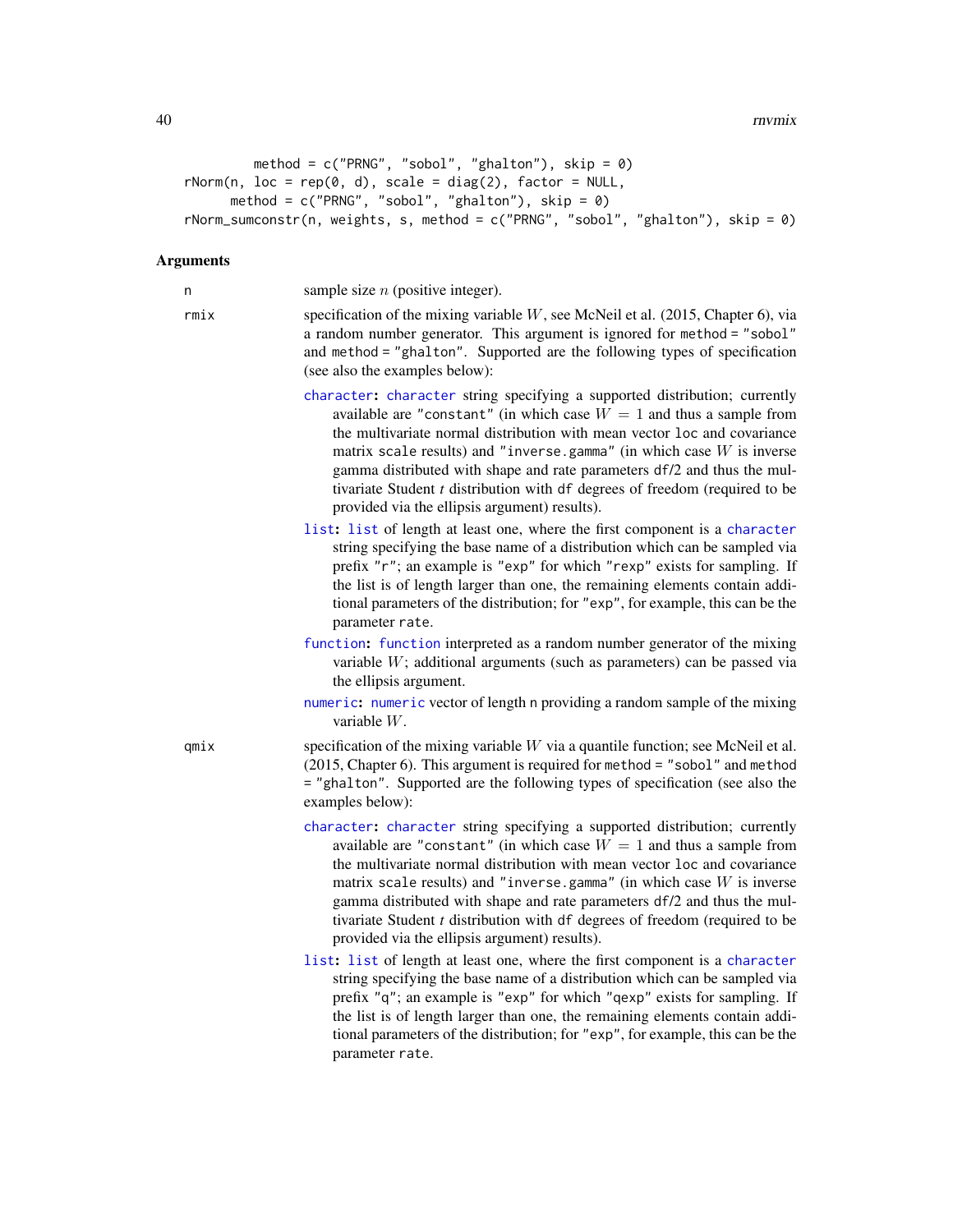```
        method = c("PRNG", "sobol", "ghalton"), skip = 0)
rNorm(n, loc = rep(0, d), scale = diag(2), factor = NULL,
      method = c("PRNG", "sobol", "ghalton"), skip = 0)
rNorm_sumconstr(n, weights, s, method = c("PRNG", "sobol", "ghalton"), skip = 0)
```

### Arguments

`n` sample size $n$ (positive integer).

`rmix` specification of the mixing variable $W$, see McNeil et al. (2015, Chapter 6), via a random number generator. This argument is ignored for `method = "sobol"` and `method = "ghalton"`. Supported are the following types of specification (see also the examples below):

- **character:** character string specifying a supported distribution; currently available are `"constant"` (in which case $W = 1$ and thus a sample from the multivariate normal distribution with mean vector `loc` and covariance matrix `scale` results) and `"inverse.gamma"` (in which case $W$ is inverse gamma distributed with shape and rate parameters `df`/2 and thus the multivariate Student *t* distribution with `df` degrees of freedom (required to be provided via the ellipsis argument) results).
- **list:** list of length at least one, where the first component is a character string specifying the base name of a distribution which can be sampled via prefix `"r"`; an example is `"exp"` for which `"rexp"` exists for sampling. If the list is of length larger than one, the remaining elements contain additional parameters of the distribution; for `"exp"`, for example, this can be the parameter `rate`.
- **function:** function interpreted as a random number generator of the mixing variable $W$; additional arguments (such as parameters) can be passed via the ellipsis argument.
- **numeric:** numeric vector of length `n` providing a random sample of the mixing variable $W$.

`qmix` specification of the mixing variable $W$ via a quantile function; see McNeil et al. (2015, Chapter 6). This argument is required for `method = "sobol"` and `method = "ghalton"`. Supported are the following types of specification (see also the examples below):

- **character:** character string specifying a supported distribution; currently available are `"constant"` (in which case $W = 1$ and thus a sample from the multivariate normal distribution with mean vector `loc` and covariance matrix `scale` results) and `"inverse.gamma"` (in which case $W$ is inverse gamma distributed with shape and rate parameters `df`/2 and thus the multivariate Student *t* distribution with `df` degrees of freedom (required to be provided via the ellipsis argument) results).
- **list:** list of length at least one, where the first component is a character string specifying the base name of a distribution which can be sampled via prefix `"q"`; an example is `"exp"` for which `"qexp"` exists for sampling. If the list is of length larger than one, the remaining elements contain additional parameters of the distribution; for `"exp"`, for example, this can be the parameter `rate`.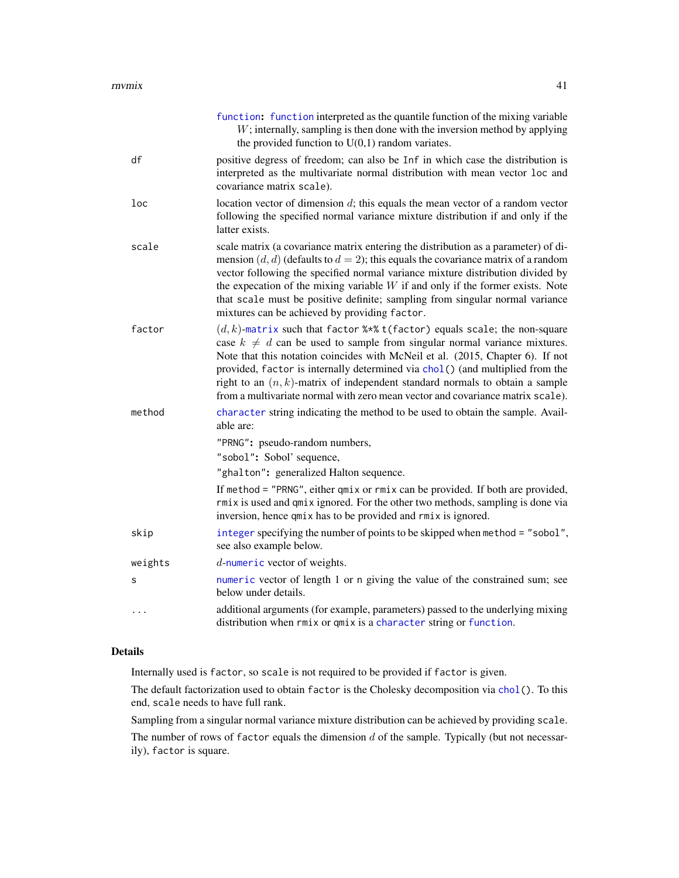function: function interpreted as the quantile function of the mixing variable $W$; internally, sampling is then done with the inversion method by applying the provided function to U(0,1) random variates.

df
: positive degress of freedom; can also be `Inf` in which case the distribution is interpreted as the multivariate normal distribution with mean vector `loc` and covariance matrix `scale`).

loc
: location vector of dimension $d$; this equals the mean vector of a random vector following the specified normal variance mixture distribution if and only if the latter exists.

scale
: scale matrix (a covariance matrix entering the distribution as a parameter) of dimension $(d, d)$ (defaults to $d = 2$); this equals the covariance matrix of a random vector following the specified normal variance mixture distribution divided by the expecation of the mixing variable $W$ if and only if the former exists. Note that `scale` must be positive definite; sampling from singular normal variance mixtures can be achieved by providing `factor`.

factor
: $(d, k)$-matrix such that `factor %*% t(factor)` equals `scale`; the non-square case $k \neq d$ can be used to sample from singular normal variance mixtures. Note that this notation coincides with McNeil et al. (2015, Chapter 6). If not provided, `factor` is internally determined via `chol()` (and multiplied from the right to an $(n, k)$-matrix of independent standard normals to obtain a sample from a multivariate normal with zero mean vector and covariance matrix `scale`).

method
: character string indicating the method to be used to obtain the sample. Available are:

  "PRNG": pseudo-random numbers,

  "sobol": Sobol' sequence,

  "ghalton": generalized Halton sequence.

  If `method = "PRNG"`, either `qmix` or `rmix` can be provided. If both are provided, `rmix` is used and `qmix` ignored. For the other two methods, sampling is done via inversion, hence `qmix` has to be provided and `rmix` is ignored.

skip
: integer specifying the number of points to be skipped when `method = "sobol"`, see also example below.

weights
: $d$-numeric vector of weights.

s
: numeric vector of length 1 or n giving the value of the constrained sum; see below under details.

...
: additional arguments (for example, parameters) passed to the underlying mixing distribution when `rmix` or `qmix` is a character string or function.

## Details

Internally used is `factor`, so `scale` is not required to be provided if `factor` is given.

The default factorization used to obtain `factor` is the Cholesky decomposition via `chol()`. To this end, `scale` needs to have full rank.

Sampling from a singular normal variance mixture distribution can be achieved by providing `scale`.

The number of rows of `factor` equals the dimension $d$ of the sample. Typically (but not necessarily), `factor` is square.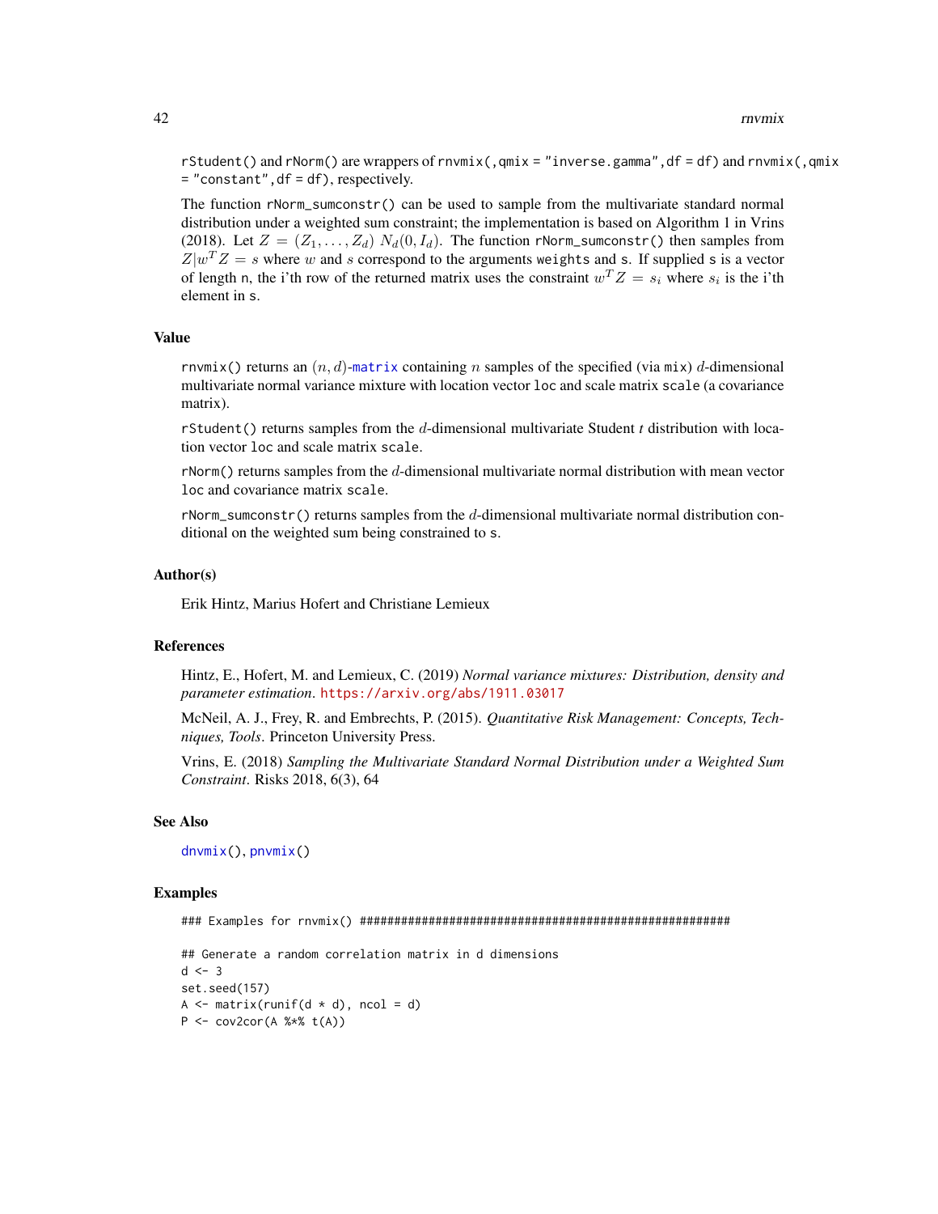`rStudent()` and `rNorm()` are wrappers of `rnvmix(, qmix = "inverse.gamma", df = df)` and `rnvmix(, qmix = "constant", df = df)`, respectively.

The function `rNorm_sumconstr()` can be used to sample from the multivariate standard normal distribution under a weighted sum constraint; the implementation is based on Algorithm 1 in Vrins (2018). Let $Z = (Z_1, \dots, Z_d)\ N_d(0, I_d)$. The function `rNorm_sumconstr()` then samples from $Z | w^T Z = s$ where $w$ and $s$ correspond to the arguments `weights` and `s`. If supplied `s` is a vector of length `n`, the i'th row of the returned matrix uses the constraint $w^T Z = s_i$ where $s_i$ is the i'th element in `s`.

### Value

`rnvmix()` returns an $(n, d)$-`matrix` containing $n$ samples of the specified (via `mix`) $d$-dimensional multivariate normal variance mixture with location vector `loc` and scale matrix `scale` (a covariance matrix).

`rStudent()` returns samples from the $d$-dimensional multivariate Student *t* distribution with location vector `loc` and scale matrix `scale`.

`rNorm()` returns samples from the $d$-dimensional multivariate normal distribution with mean vector `loc` and covariance matrix `scale`.

`rNorm_sumconstr()` returns samples from the $d$-dimensional multivariate normal distribution conditional on the weighted sum being constrained to `s`.

### Author(s)

Erik Hintz, Marius Hofert and Christiane Lemieux

### References

Hintz, E., Hofert, M. and Lemieux, C. (2019) *Normal variance mixtures: Distribution, density and parameter estimation*. https://arxiv.org/abs/1911.03017

McNeil, A. J., Frey, R. and Embrechts, P. (2015). *Quantitative Risk Management: Concepts, Techniques, Tools*. Princeton University Press.

Vrins, E. (2018) *Sampling the Multivariate Standard Normal Distribution under a Weighted Sum Constraint*. Risks 2018, 6(3), 64

### See Also

`dnvmix()`, `pnvmix()`

### Examples

```
### Examples for rnvmix() ####################################################

## Generate a random correlation matrix in d dimensions
d <- 3
set.seed(157)
A <- matrix(runif(d * d), ncol = d)
P <- cov2cor(A %*% t(A))
```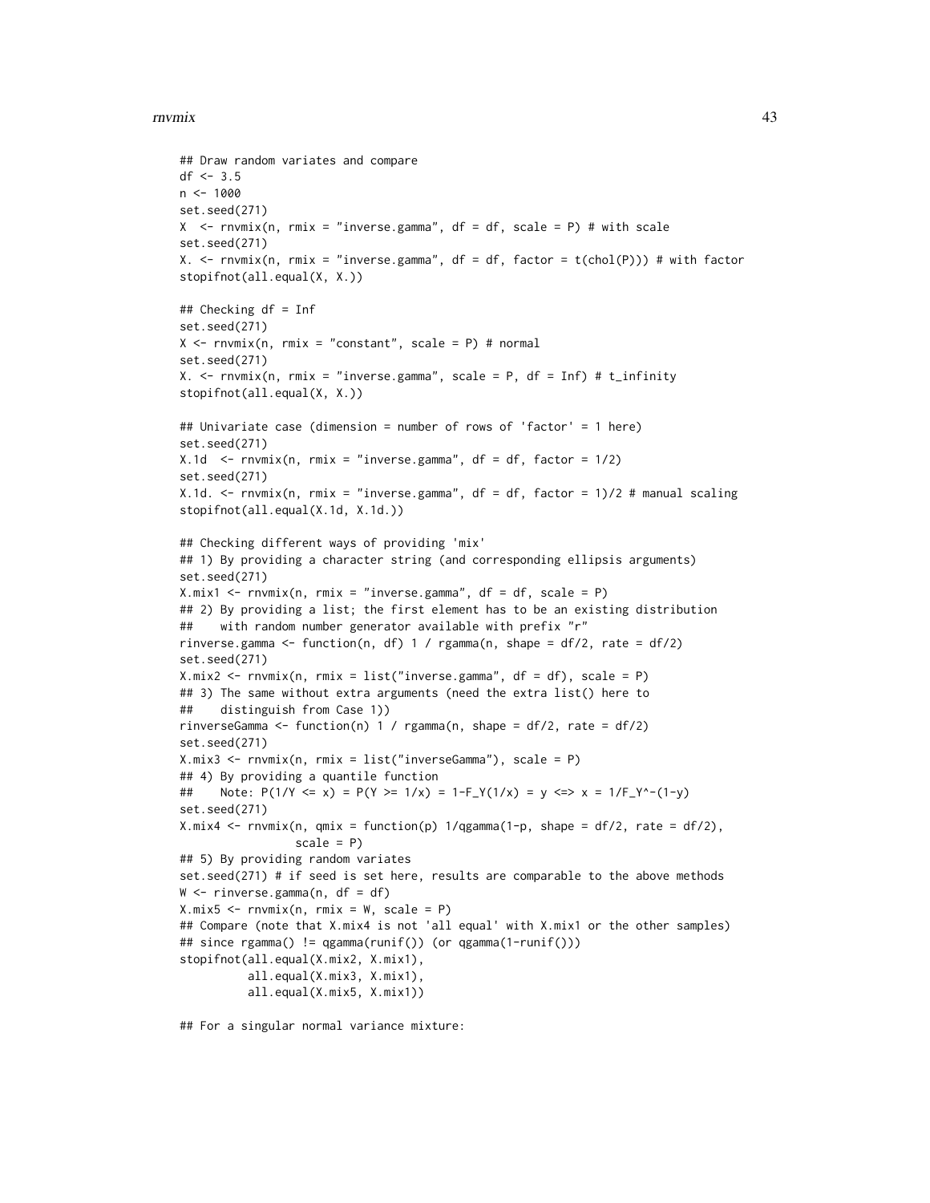```
## Draw random variates and compare
df <- 3.5
n <- 1000
set.seed(271)
X  <- rnvmix(n, rmix = "inverse.gamma", df = df, scale = P) # with scale
set.seed(271)
X. <- rnvmix(n, rmix = "inverse.gamma", df = df, factor = t(chol(P))) # with factor
stopifnot(all.equal(X, X.))

## Checking df = Inf
set.seed(271)
X <- rnvmix(n, rmix = "constant", scale = P) # normal
set.seed(271)
X. <- rnvmix(n, rmix = "inverse.gamma", scale = P, df = Inf) # t_infinity
stopifnot(all.equal(X, X.))

## Univariate case (dimension = number of rows of 'factor' = 1 here)
set.seed(271)
X.1d  <- rnvmix(n, rmix = "inverse.gamma", df = df, factor = 1/2)
set.seed(271)
X.1d. <- rnvmix(n, rmix = "inverse.gamma", df = df, factor = 1)/2 # manual scaling
stopifnot(all.equal(X.1d, X.1d.))

## Checking different ways of providing 'mix'
## 1) By providing a character string (and corresponding ellipsis arguments)
set.seed(271)
X.mix1 <- rnvmix(n, rmix = "inverse.gamma", df = df, scale = P)
## 2) By providing a list; the first element has to be an existing distribution
##    with random number generator available with prefix "r"
rinverse.gamma <- function(n, df) 1 / rgamma(n, shape = df/2, rate = df/2)
set.seed(271)
X.mix2 <- rnvmix(n, rmix = list("inverse.gamma", df = df), scale = P)
## 3) The same without extra arguments (need the extra list() here to
##    distinguish from Case 1))
rinverseGamma <- function(n) 1 / rgamma(n, shape = df/2, rate = df/2)
set.seed(271)
X.mix3 <- rnvmix(n, rmix = list("inverseGamma"), scale = P)
## 4) By providing a quantile function
##    Note: P(1/Y <= x) = P(Y >= 1/x) = 1-F_Y(1/x) = y <=> x = 1/F_Y^-(1-y)
set.seed(271)
X.mix4 <- rnvmix(n, qmix = function(p) 1/qgamma(1-p, shape = df/2, rate = df/2),
                 scale = P)
## 5) By providing random variates
set.seed(271) # if seed is set here, results are comparable to the above methods
W <- rinverse.gamma(n, df = df)
X.mix5 <- rnvmix(n, rmix = W, scale = P)
## Compare (note that X.mix4 is not 'all equal' with X.mix1 or the other samples)
## since rgamma() != qgamma(runif()) (or qgamma(1-runif()))
stopifnot(all.equal(X.mix2, X.mix1),
          all.equal(X.mix3, X.mix1),
          all.equal(X.mix5, X.mix1))

## For a singular normal variance mixture:
```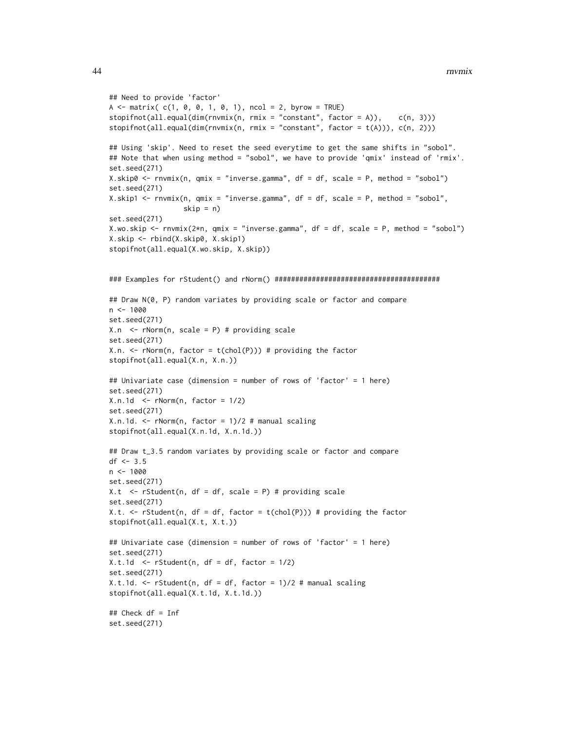```
## Need to provide 'factor'
A <- matrix( c(1, 0, 0, 1, 0, 1), ncol = 2, byrow = TRUE)
stopifnot(all.equal(dim(rnvmix(n, rmix = "constant", factor = A)),    c(n, 3)))
stopifnot(all.equal(dim(rnvmix(n, rmix = "constant", factor = t(A))), c(n, 2)))

## Using 'skip'. Need to reset the seed everytime to get the same shifts in "sobol".
## Note that when using method = "sobol", we have to provide 'qmix' instead of 'rmix'.
set.seed(271)
X.skip0 <- rnvmix(n, qmix = "inverse.gamma", df = df, scale = P, method = "sobol")
set.seed(271)
X.skip1 <- rnvmix(n, qmix = "inverse.gamma", df = df, scale = P, method = "sobol",
                  skip = n)
set.seed(271)
X.wo.skip <- rnvmix(2*n, qmix = "inverse.gamma", df = df, scale = P, method = "sobol")
X.skip <- rbind(X.skip0, X.skip1)
stopifnot(all.equal(X.wo.skip, X.skip))


### Examples for rStudent() and rNorm() ########################################

## Draw N(0, P) random variates by providing scale or factor and compare
n <- 1000
set.seed(271)
X.n  <- rNorm(n, scale = P) # providing scale
set.seed(271)
X.n. <- rNorm(n, factor = t(chol(P))) # providing the factor
stopifnot(all.equal(X.n, X.n.))

## Univariate case (dimension = number of rows of 'factor' = 1 here)
set.seed(271)
X.n.1d  <- rNorm(n, factor = 1/2)
set.seed(271)
X.n.1d. <- rNorm(n, factor = 1)/2 # manual scaling
stopifnot(all.equal(X.n.1d, X.n.1d.))

## Draw t_3.5 random variates by providing scale or factor and compare
df <- 3.5
n <- 1000
set.seed(271)
X.t  <- rStudent(n, df = df, scale = P) # providing scale
set.seed(271)
X.t. <- rStudent(n, df = df, factor = t(chol(P))) # providing the factor
stopifnot(all.equal(X.t, X.t.))

## Univariate case (dimension = number of rows of 'factor' = 1 here)
set.seed(271)
X.t.1d  <- rStudent(n, df = df, factor = 1/2)
set.seed(271)
X.t.1d. <- rStudent(n, df = df, factor = 1)/2 # manual scaling
stopifnot(all.equal(X.t.1d, X.t.1d.))

## Check df = Inf
set.seed(271)
```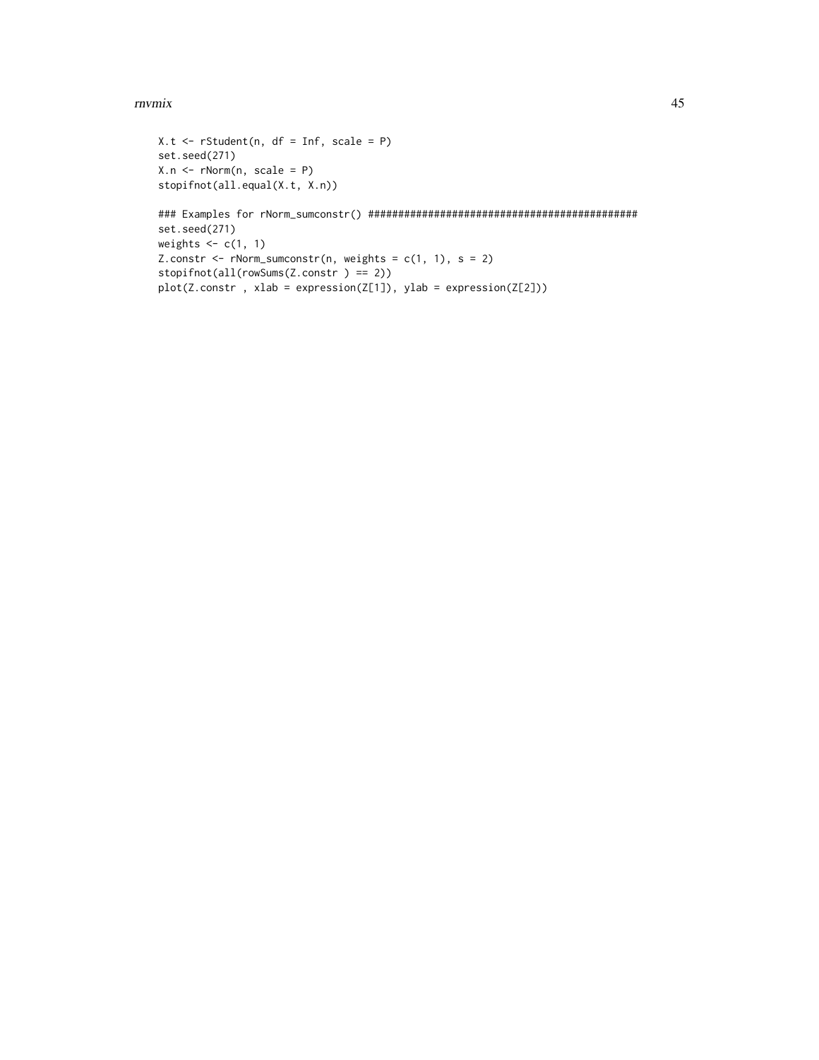```
X.t <- rStudent(n, df = Inf, scale = P)
set.seed(271)
X.n <- rNorm(n, scale = P)
stopifnot(all.equal(X.t, X.n))

### Examples for rNorm_sumconstr() ############################################
set.seed(271)
weights <- c(1, 1)
Z.constr <- rNorm_sumconstr(n, weights = c(1, 1), s = 2)
stopifnot(all(rowSums(Z.constr ) == 2))
plot(Z.constr , xlab = expression(Z[1]), ylab = expression(Z[2]))
```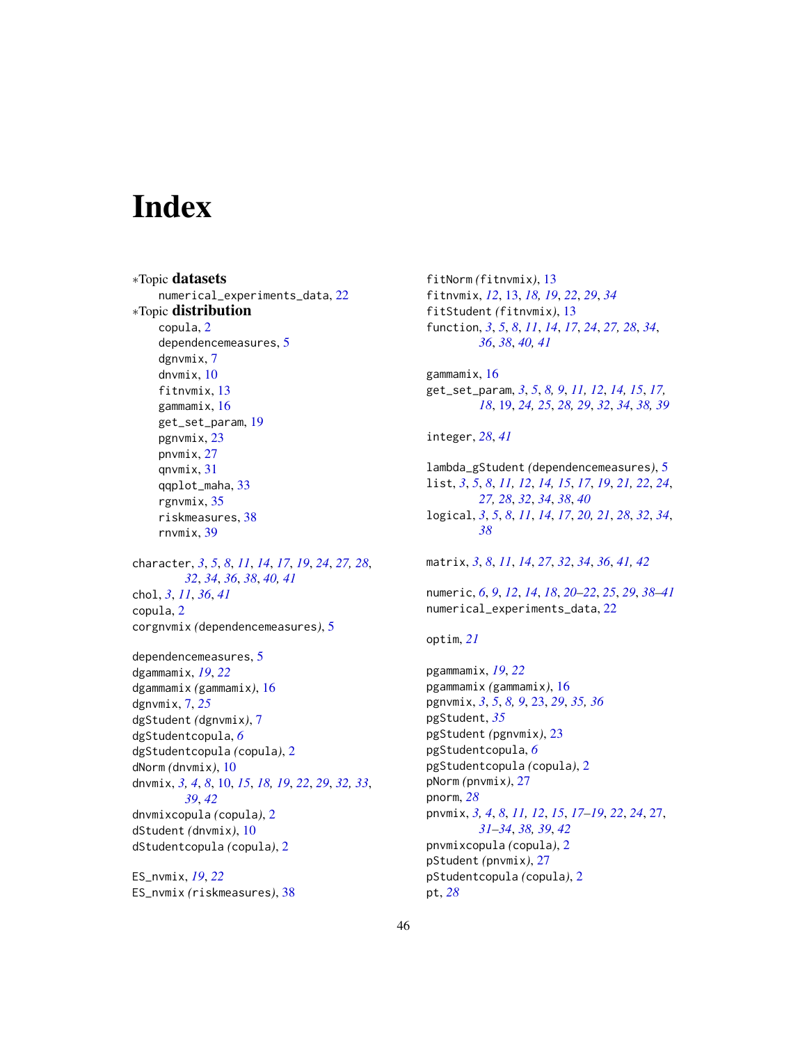# Index

∗Topic **datasets**
- numerical_experiments_data, 22

∗Topic **distribution**
- copula, 2
- dependencemeasures, 5
- dgnvmix, 7
- dnvmix, 10
- fitnvmix, 13
- gammamix, 16
- get_set_param, 19
- pgnvmix, 23
- pnvmix, 27
- qnvmix, 31
- qqplot_maha, 33
- rgnvmix, 35
- riskmeasures, 38
- rnvmix, 39

character, *3*, *5*, *8*, *11*, *14*, *17*, *19*, *24*, *27, 28*, *32*, *34*, *36*, *38*, *40, 41*
chol, *3*, *11*, *36*, *41*
copula, 2
corgnvmix *(dependencemeasures)*, 5

dependencemeasures, 5
dgammamix, *19*, *22*
dgammamix *(gammamix)*, 16
dgnvmix, 7, *25*
dgStudent *(dgnvmix)*, 7
dgStudentcopula, *6*
dgStudentcopula *(copula)*, 2
dNorm *(dnvmix)*, 10
dnvmix, *3, 4*, *8*, 10, *15*, *18, 19*, *22*, *29*, *32, 33*, *39*, *42*
dnvmixcopula *(copula)*, 2
dStudent *(dnvmix)*, 10
dStudentcopula *(copula)*, 2

ES_nvmix, *19*, *22*
ES_nvmix *(riskmeasures)*, 38

fitNorm *(fitnvmix)*, 13
fitnvmix, *12*, 13, *18, 19*, *22*, *29*, *34*
fitStudent *(fitnvmix)*, 13
function, *3*, *5*, *8*, *11*, *14*, *17*, *24*, *27, 28*, *34*, *36*, *38*, *40, 41*

gammamix, 16
get_set_param, *3*, *5*, *8, 9*, *11, 12*, *14, 15*, *17, 18*, 19, *24, 25*, *28, 29*, *32*, *34*, *38, 39*

integer, *28*, *41*

lambda_gStudent *(dependencemeasures)*, 5
list, *3*, *5*, *8*, *11, 12*, *14, 15*, *17*, *19*, *21, 22*, *24*, *27, 28*, *32*, *34*, *38*, *40*
logical, *3*, *5*, *8*, *11*, *14*, *17*, *20, 21*, *28*, *32*, *34*, *38*

matrix, *3*, *8*, *11*, *14*, *27*, *32*, *34*, *36*, *41, 42*

numeric, *6*, *9*, *12*, *14*, *18*, *20–22*, *25*, *29*, *38–41*
numerical_experiments_data, 22

optim, *21*

pgammamix, *19*, *22*
pgammamix *(gammamix)*, 16
pgnvmix, *3*, *5*, *8, 9*, 23, *29*, *35, 36*
pgStudent, *35*
pgStudent *(pgnvmix)*, 23
pgStudentcopula, *6*
pgStudentcopula *(copula)*, 2
pNorm *(pnvmix)*, 27
pnorm, *28*
pnvmix, *3, 4*, *8*, *11, 12*, *15*, *17–19*, *22*, *24*, 27, *31–34*, *38, 39*, *42*
pnvmixcopula *(copula)*, 2
pStudent *(pnvmix)*, 27
pStudentcopula *(copula)*, 2
pt, *28*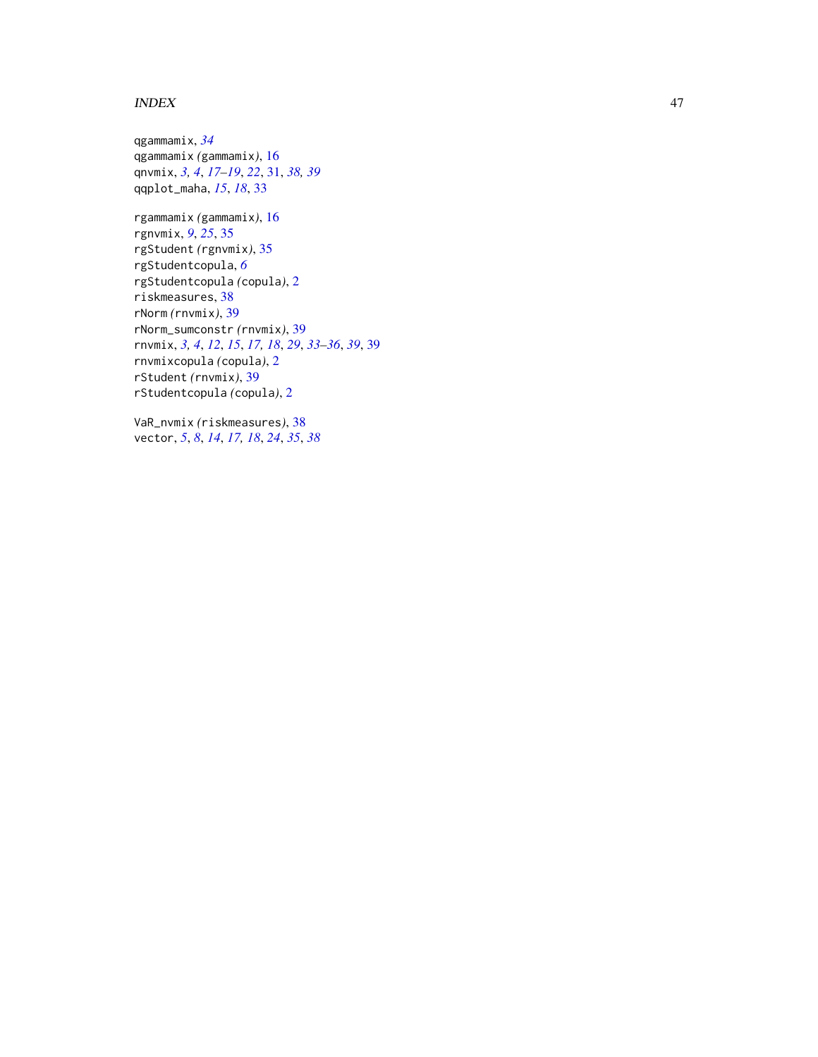qgammamix, *34*
qgammamix *(*gammamix*)*, 16
qnvmix, *3, 4*, *17–19*, *22*, 31, *38, 39*
qqplot_maha, *15*, *18*, 33

rgammamix *(*gammamix*)*, 16
rgnvmix, *9*, *25*, 35
rgStudent *(*rgnvmix*)*, 35
rgStudentcopula, *6*
rgStudentcopula *(*copula*)*, 2
riskmeasures, 38
rNorm *(*rnvmix*)*, 39
rNorm_sumconstr *(*rnvmix*)*, 39
rnvmix, *3, 4*, *12*, *15*, *17, 18*, *29*, *33–36*, *39*, 39
rnvmixcopula *(*copula*)*, 2
rStudent *(*rnvmix*)*, 39
rStudentcopula *(*copula*)*, 2

VaR_nvmix *(*riskmeasures*)*, 38
vector, *5*, *8*, *14*, *17, 18*, *24*, *35*, *38*